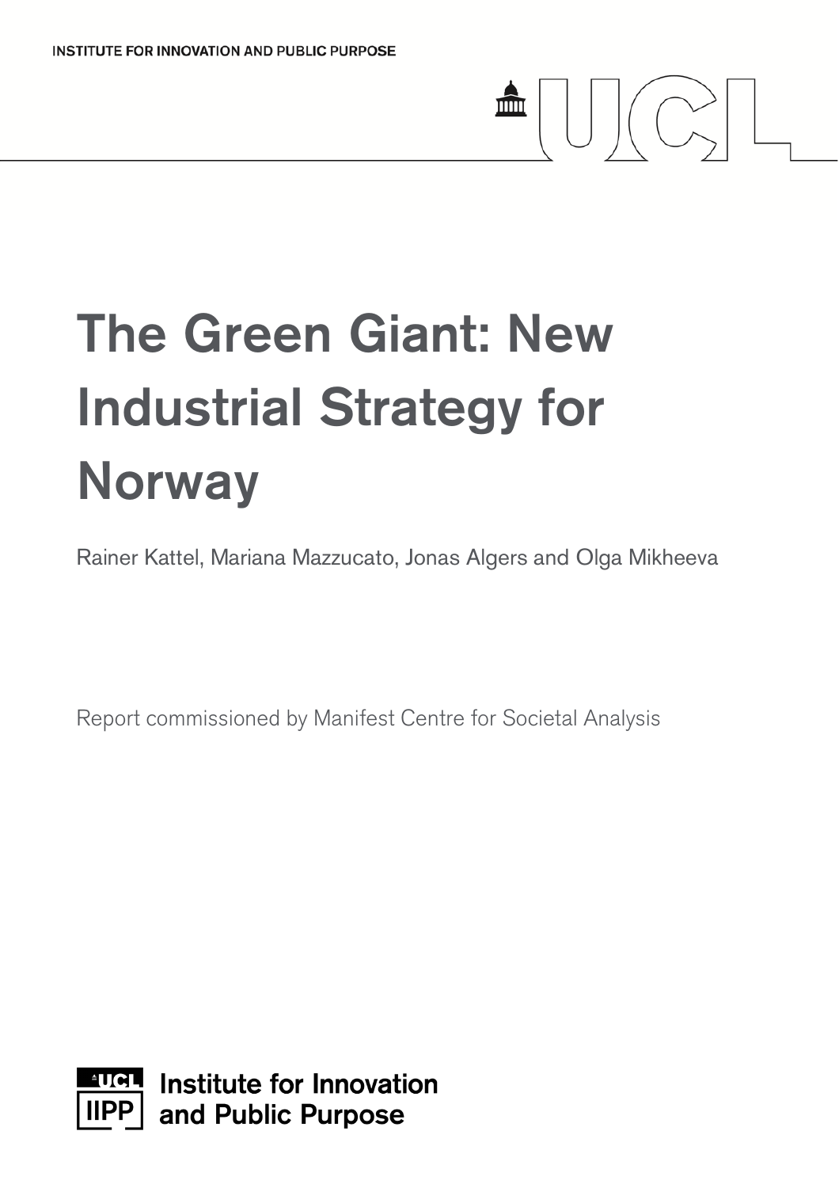INSTITUTE FOR INNOVATION AND PUBLIC PURPOSE

# The Green Giant: New Industrial Strategy for Norway

Rainer Kattel, Mariana Mazzucato, Jonas Algers and Olga Mikheeva

Report commissioned by Manifest Centre for Societal Analysis

Institute for Innovation and Public Purpose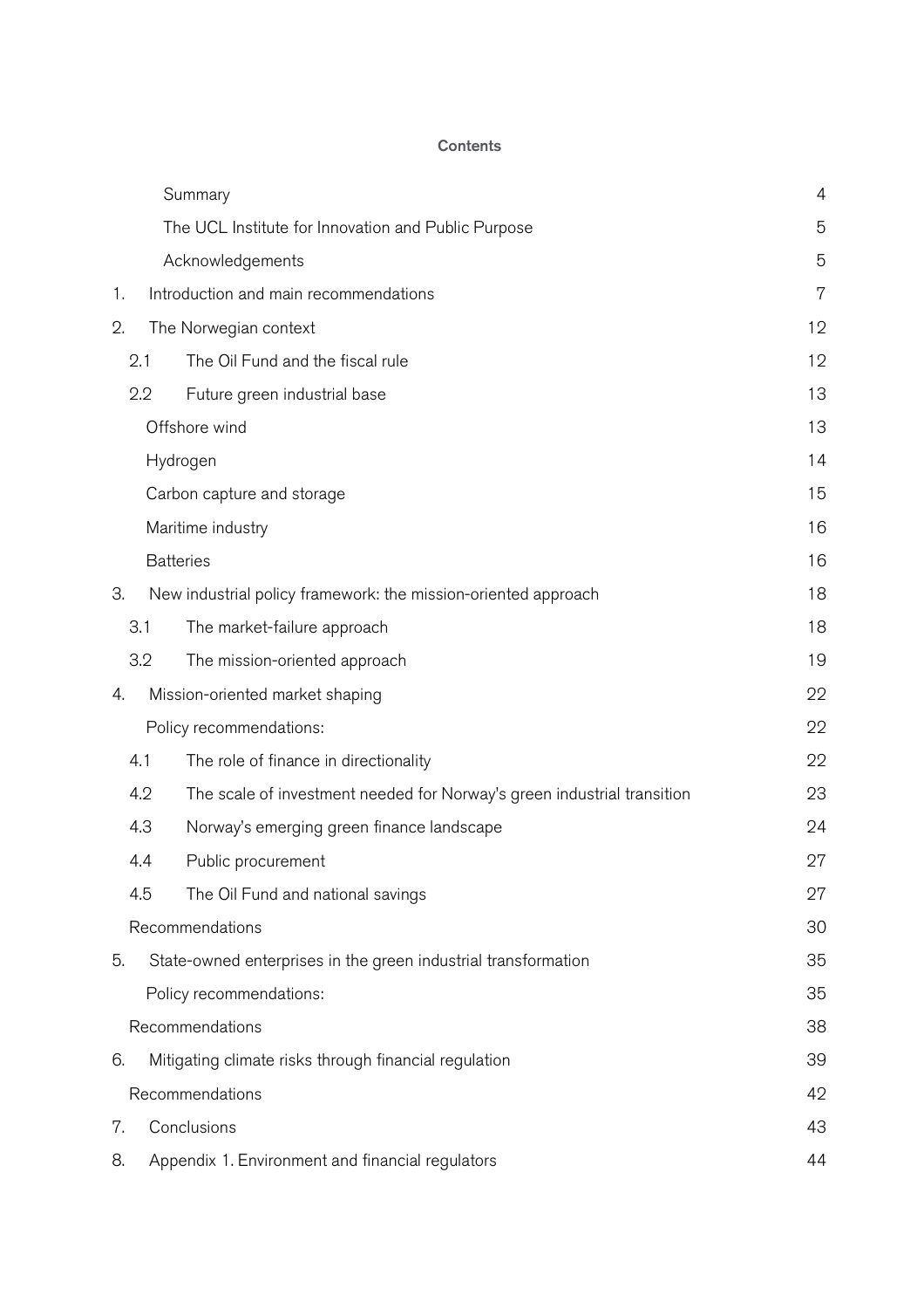**Contents**

| | |
|---|---|
| Summary | 4 |
| The UCL Institute for Innovation and Public Purpose | 5 |
| Acknowledgements | 5 |
| 1. Introduction and main recommendations | 7 |
| 2. The Norwegian context | 12 |
| 2.1 The Oil Fund and the fiscal rule | 12 |
| 2.2 Future green industrial base | 13 |
| Offshore wind | 13 |
| Hydrogen | 14 |
| Carbon capture and storage | 15 |
| Maritime industry | 16 |
| Batteries | 16 |
| 3. New industrial policy framework: the mission-oriented approach | 18 |
| 3.1 The market-failure approach | 18 |
| 3.2 The mission-oriented approach | 19 |
| 4. Mission-oriented market shaping | 22 |
| Policy recommendations: | 22 |
| 4.1 The role of finance in directionality | 22 |
| 4.2 The scale of investment needed for Norway's green industrial transition | 23 |
| 4.3 Norway's emerging green finance landscape | 24 |
| 4.4 Public procurement | 27 |
| 4.5 The Oil Fund and national savings | 27 |
| Recommendations | 30 |
| 5. State-owned enterprises in the green industrial transformation | 35 |
| Policy recommendations: | 35 |
| Recommendations | 38 |
| 6. Mitigating climate risks through financial regulation | 39 |
| Recommendations | 42 |
| 7. Conclusions | 43 |
| 8. Appendix 1. Environment and financial regulators | 44 |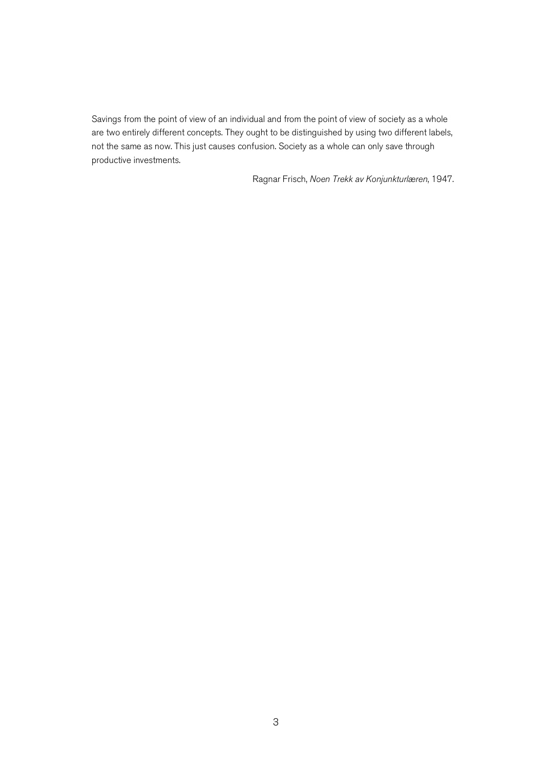Savings from the point of view of an individual and from the point of view of society as a whole are two entirely different concepts. They ought to be distinguished by using two different labels, not the same as now. This just causes confusion. Society as a whole can only save through productive investments.

Ragnar Frisch, *Noen Trekk av Konjunkturlæren*, 1947.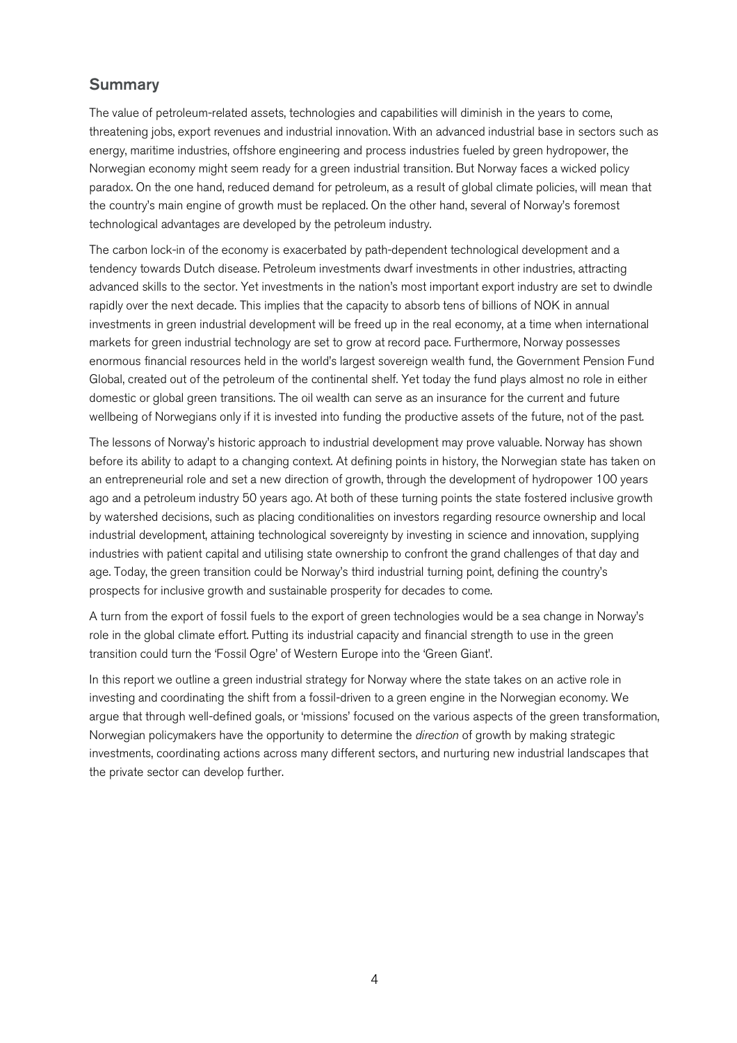## Summary

The value of petroleum-related assets, technologies and capabilities will diminish in the years to come, threatening jobs, export revenues and industrial innovation. With an advanced industrial base in sectors such as energy, maritime industries, offshore engineering and process industries fueled by green hydropower, the Norwegian economy might seem ready for a green industrial transition. But Norway faces a wicked policy paradox. On the one hand, reduced demand for petroleum, as a result of global climate policies, will mean that the country's main engine of growth must be replaced. On the other hand, several of Norway's foremost technological advantages are developed by the petroleum industry.

The carbon lock-in of the economy is exacerbated by path-dependent technological development and a tendency towards Dutch disease. Petroleum investments dwarf investments in other industries, attracting advanced skills to the sector. Yet investments in the nation's most important export industry are set to dwindle rapidly over the next decade. This implies that the capacity to absorb tens of billions of NOK in annual investments in green industrial development will be freed up in the real economy, at a time when international markets for green industrial technology are set to grow at record pace. Furthermore, Norway possesses enormous financial resources held in the world's largest sovereign wealth fund, the Government Pension Fund Global, created out of the petroleum of the continental shelf. Yet today the fund plays almost no role in either domestic or global green transitions. The oil wealth can serve as an insurance for the current and future wellbeing of Norwegians only if it is invested into funding the productive assets of the future, not of the past.

The lessons of Norway's historic approach to industrial development may prove valuable. Norway has shown before its ability to adapt to a changing context. At defining points in history, the Norwegian state has taken on an entrepreneurial role and set a new direction of growth, through the development of hydropower 100 years ago and a petroleum industry 50 years ago. At both of these turning points the state fostered inclusive growth by watershed decisions, such as placing conditionalities on investors regarding resource ownership and local industrial development, attaining technological sovereignty by investing in science and innovation, supplying industries with patient capital and utilising state ownership to confront the grand challenges of that day and age. Today, the green transition could be Norway's third industrial turning point, defining the country's prospects for inclusive growth and sustainable prosperity for decades to come.

A turn from the export of fossil fuels to the export of green technologies would be a sea change in Norway's role in the global climate effort. Putting its industrial capacity and financial strength to use in the green transition could turn the 'Fossil Ogre' of Western Europe into the 'Green Giant'.

In this report we outline a green industrial strategy for Norway where the state takes on an active role in investing and coordinating the shift from a fossil-driven to a green engine in the Norwegian economy. We argue that through well-defined goals, or 'missions' focused on the various aspects of the green transformation, Norwegian policymakers have the opportunity to determine the *direction* of growth by making strategic investments, coordinating actions across many different sectors, and nurturing new industrial landscapes that the private sector can develop further.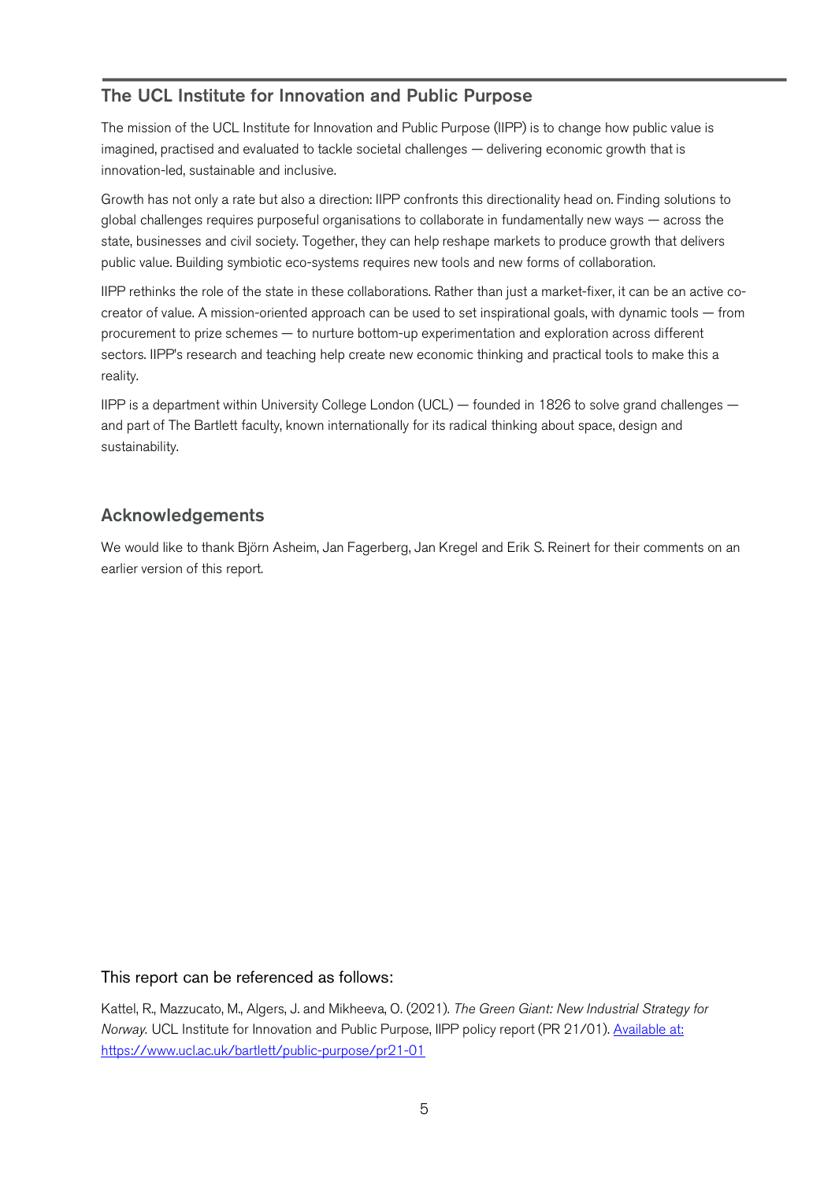## The UCL Institute for Innovation and Public Purpose

The mission of the UCL Institute for Innovation and Public Purpose (IIPP) is to change how public value is imagined, practised and evaluated to tackle societal challenges — delivering economic growth that is innovation-led, sustainable and inclusive.

Growth has not only a rate but also a direction: IIPP confronts this directionality head on. Finding solutions to global challenges requires purposeful organisations to collaborate in fundamentally new ways — across the state, businesses and civil society. Together, they can help reshape markets to produce growth that delivers public value. Building symbiotic eco-systems requires new tools and new forms of collaboration.

IIPP rethinks the role of the state in these collaborations. Rather than just a market-fixer, it can be an active co-creator of value. A mission-oriented approach can be used to set inspirational goals, with dynamic tools — from procurement to prize schemes — to nurture bottom-up experimentation and exploration across different sectors. IIPP's research and teaching help create new economic thinking and practical tools to make this a reality.

IIPP is a department within University College London (UCL) — founded in 1826 to solve grand challenges — and part of The Bartlett faculty, known internationally for its radical thinking about space, design and sustainability.

## Acknowledgements

We would like to thank Björn Asheim, Jan Fagerberg, Jan Kregel and Erik S. Reinert for their comments on an earlier version of this report.

This report can be referenced as follows:

Kattel, R., Mazzucato, M., Algers, J. and Mikheeva, O. (2021). *The Green Giant: New Industrial Strategy for Norway.* UCL Institute for Innovation and Public Purpose, IIPP policy report (PR 21/01). [Available at: https://www.ucl.ac.uk/bartlett/public-purpose/pr21-01](https://www.ucl.ac.uk/bartlett/public-purpose/pr21-01)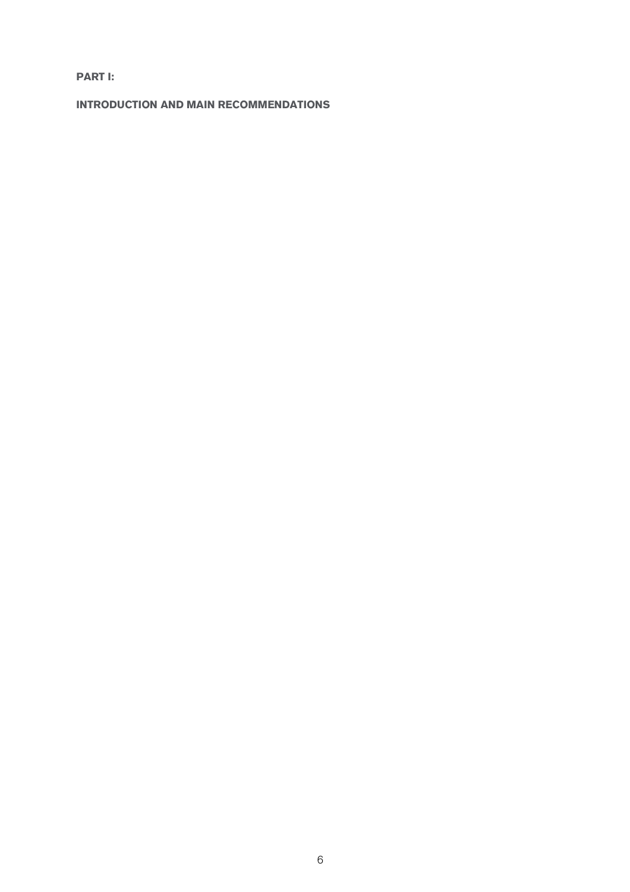# PART I:

## INTRODUCTION AND MAIN RECOMMENDATIONS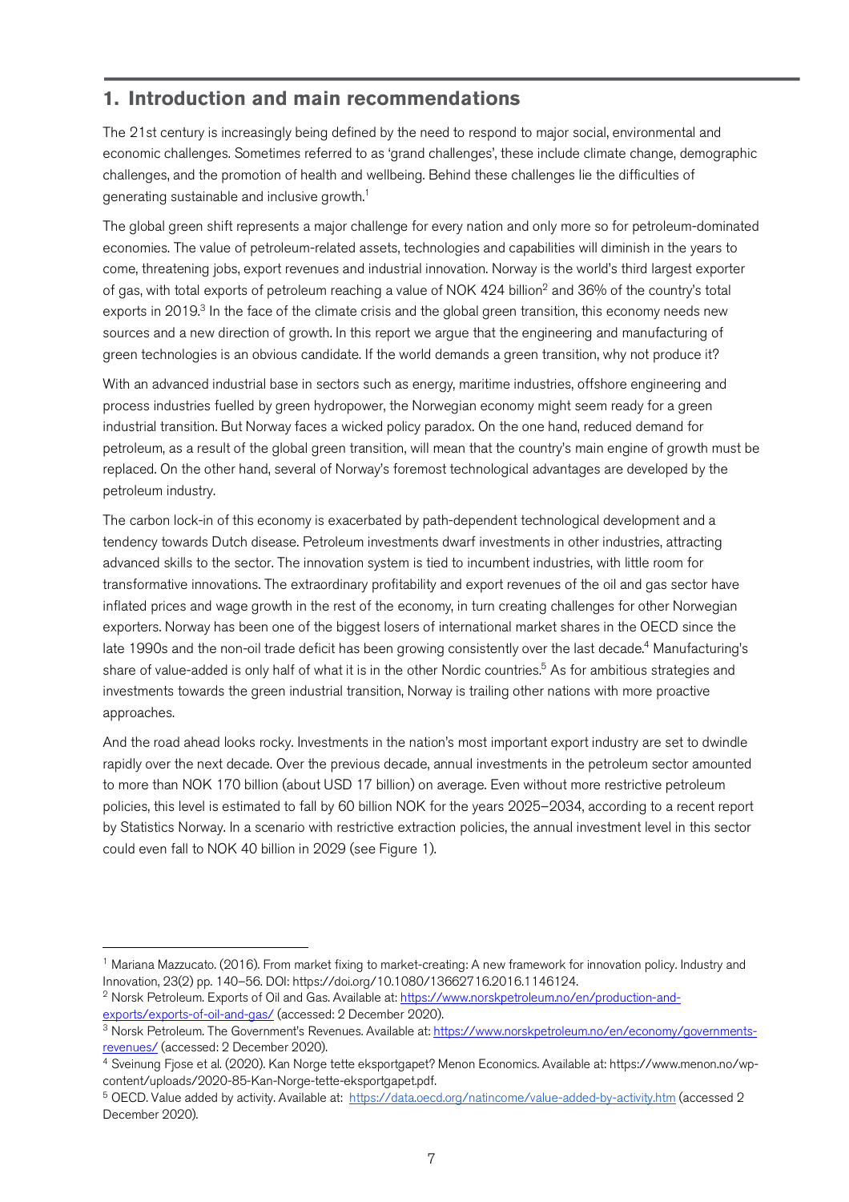## 1. Introduction and main recommendations

The 21st century is increasingly being defined by the need to respond to major social, environmental and economic challenges. Sometimes referred to as 'grand challenges', these include climate change, demographic challenges, and the promotion of health and wellbeing. Behind these challenges lie the difficulties of generating sustainable and inclusive growth.[1]

The global green shift represents a major challenge for every nation and only more so for petroleum-dominated economies. The value of petroleum-related assets, technologies and capabilities will diminish in the years to come, threatening jobs, export revenues and industrial innovation. Norway is the world's third largest exporter of gas, with total exports of petroleum reaching a value of NOK 424 billion[2] and 36% of the country's total exports in 2019.[3] In the face of the climate crisis and the global green transition, this economy needs new sources and a new direction of growth. In this report we argue that the engineering and manufacturing of green technologies is an obvious candidate. If the world demands a green transition, why not produce it?

With an advanced industrial base in sectors such as energy, maritime industries, offshore engineering and process industries fuelled by green hydropower, the Norwegian economy might seem ready for a green industrial transition. But Norway faces a wicked policy paradox. On the one hand, reduced demand for petroleum, as a result of the global green transition, will mean that the country's main engine of growth must be replaced. On the other hand, several of Norway's foremost technological advantages are developed by the petroleum industry.

The carbon lock-in of this economy is exacerbated by path-dependent technological development and a tendency towards Dutch disease. Petroleum investments dwarf investments in other industries, attracting advanced skills to the sector. The innovation system is tied to incumbent industries, with little room for transformative innovations. The extraordinary profitability and export revenues of the oil and gas sector have inflated prices and wage growth in the rest of the economy, in turn creating challenges for other Norwegian exporters. Norway has been one of the biggest losers of international market shares in the OECD since the late 1990s and the non-oil trade deficit has been growing consistently over the last decade.[4] Manufacturing's share of value-added is only half of what it is in the other Nordic countries.[5] As for ambitious strategies and investments towards the green industrial transition, Norway is trailing other nations with more proactive approaches.

And the road ahead looks rocky. Investments in the nation's most important export industry are set to dwindle rapidly over the next decade. Over the previous decade, annual investments in the petroleum sector amounted to more than NOK 170 billion (about USD 17 billion) on average. Even without more restrictive petroleum policies, this level is estimated to fall by 60 billion NOK for the years 2025–2034, according to a recent report by Statistics Norway. In a scenario with restrictive extraction policies, the annual investment level in this sector could even fall to NOK 40 billion in 2029 (see Figure 1).

---

[1] Mariana Mazzucato. (2016). From market fixing to market-creating: A new framework for innovation policy. Industry and Innovation, 23(2) pp. 140–56. DOI: https://doi.org/10.1080/13662716.2016.1146124.

[2] Norsk Petroleum. Exports of Oil and Gas. Available at: https://www.norskpetroleum.no/en/production-and-exports/exports-of-oil-and-gas/ (accessed: 2 December 2020).

[3] Norsk Petroleum. The Government's Revenues. Available at: https://www.norskpetroleum.no/en/economy/governments-revenues/ (accessed: 2 December 2020).

[4] Sveinung Fjose et al. (2020). Kan Norge tette eksportgapet? Menon Economics. Available at: https://www.menon.no/wp-content/uploads/2020-85-Kan-Norge-tette-eksportgapet.pdf.

[5] OECD. Value added by activity. Available at: https://data.oecd.org/natincome/value-added-by-activity.htm (accessed 2 December 2020).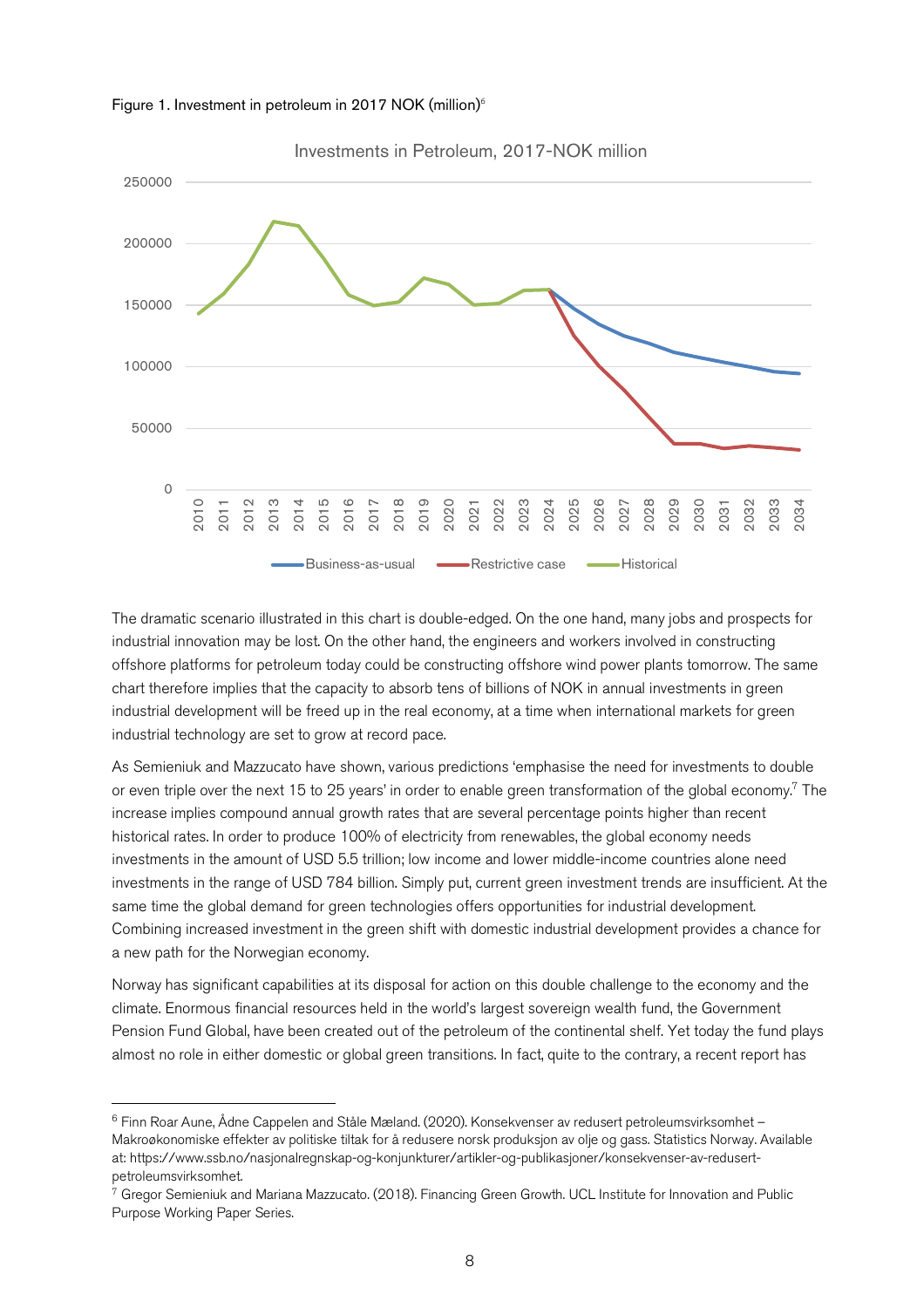Figure 1. Investment in petroleum in 2017 NOK (million)[6]

The dramatic scenario illustrated in this chart is double-edged. On the one hand, many jobs and prospects for industrial innovation may be lost. On the other hand, the engineers and workers involved in constructing offshore platforms for petroleum today could be constructing offshore wind power plants tomorrow. The same chart therefore implies that the capacity to absorb tens of billions of NOK in annual investments in green industrial development will be freed up in the real economy, at a time when international markets for green industrial technology are set to grow at record pace.

As Semieniuk and Mazzucato have shown, various predictions 'emphasise the need for investments to double or even triple over the next 15 to 25 years' in order to enable green transformation of the global economy.[7] The increase implies compound annual growth rates that are several percentage points higher than recent historical rates. In order to produce 100% of electricity from renewables, the global economy needs investments in the amount of USD 5.5 trillion; low income and lower middle-income countries alone need investments in the range of USD 784 billion. Simply put, current green investment trends are insufficient. At the same time the global demand for green technologies offers opportunities for industrial development. Combining increased investment in the green shift with domestic industrial development provides a chance for a new path for the Norwegian economy.

Norway has significant capabilities at its disposal for action on this double challenge to the economy and the climate. Enormous financial resources held in the world's largest sovereign wealth fund, the Government Pension Fund Global, have been created out of the petroleum of the continental shelf. Yet today the fund plays almost no role in either domestic or global green transitions. In fact, quite to the contrary, a recent report has

---

[6] Finn Roar Aune, Ådne Cappelen and Ståle Mæland. (2020). Konsekvenser av redusert petroleumsvirksomhet – Makroøkonomiske effekter av politiske tiltak for å redusere norsk produksjon av olje og gass. Statistics Norway. Available at: https://www.ssb.no/nasjonalregnskap-og-konjunkturer/artikler-og-publikasjoner/konsekvenser-av-redusert-petroleumsvirksomhet.

[7] Gregor Semieniuk and Mariana Mazzucato. (2018). Financing Green Growth. UCL Institute for Innovation and Public Purpose Working Paper Series.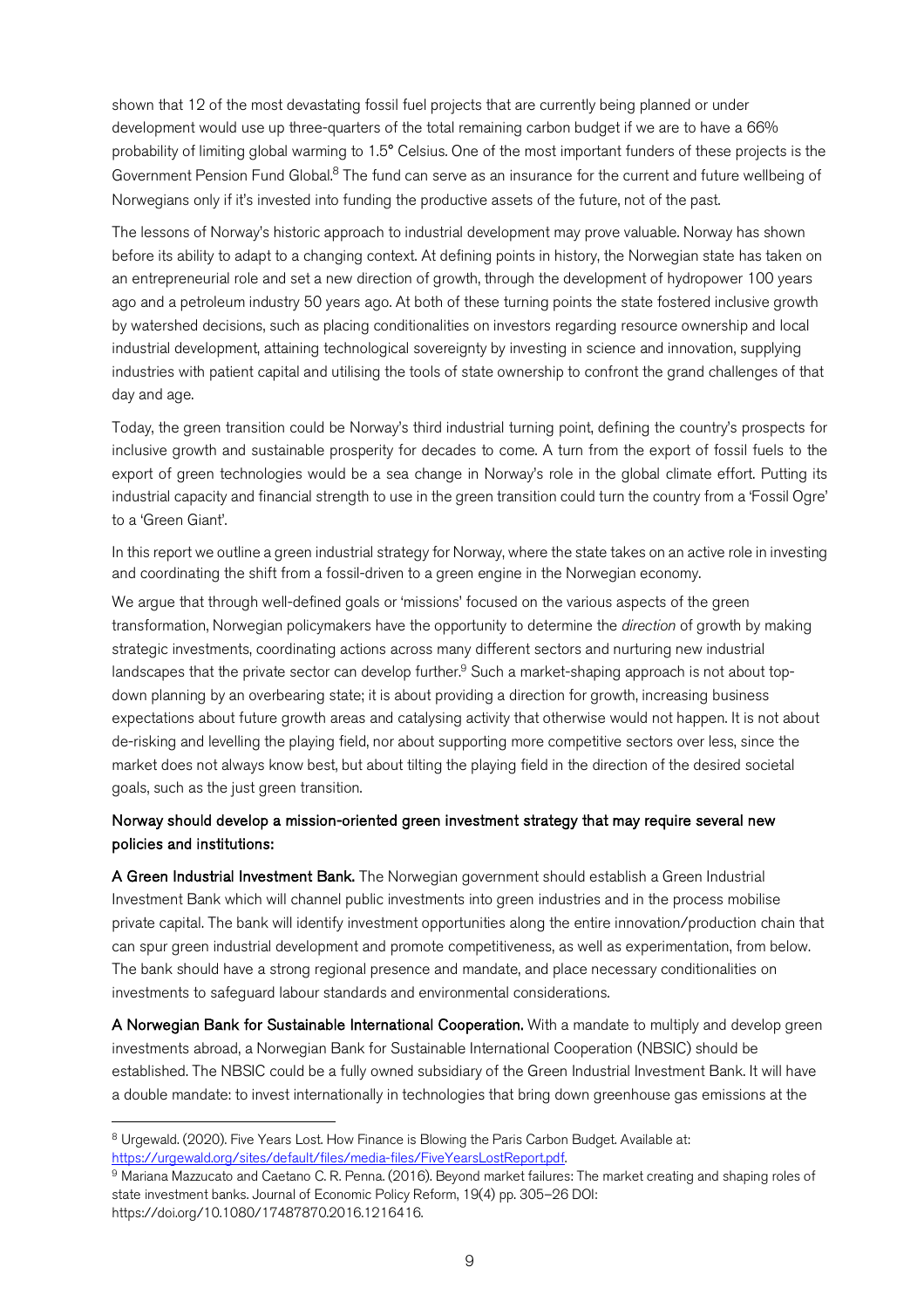shown that 12 of the most devastating fossil fuel projects that are currently being planned or under development would use up three-quarters of the total remaining carbon budget if we are to have a 66% probability of limiting global warming to 1.5° Celsius. One of the most important funders of these projects is the Government Pension Fund Global.[8] The fund can serve as an insurance for the current and future wellbeing of Norwegians only if it's invested into funding the productive assets of the future, not of the past.

The lessons of Norway's historic approach to industrial development may prove valuable. Norway has shown before its ability to adapt to a changing context. At defining points in history, the Norwegian state has taken on an entrepreneurial role and set a new direction of growth, through the development of hydropower 100 years ago and a petroleum industry 50 years ago. At both of these turning points the state fostered inclusive growth by watershed decisions, such as placing conditionalities on investors regarding resource ownership and local industrial development, attaining technological sovereignty by investing in science and innovation, supplying industries with patient capital and utilising the tools of state ownership to confront the grand challenges of that day and age.

Today, the green transition could be Norway's third industrial turning point, defining the country's prospects for inclusive growth and sustainable prosperity for decades to come. A turn from the export of fossil fuels to the export of green technologies would be a sea change in Norway's role in the global climate effort. Putting its industrial capacity and financial strength to use in the green transition could turn the country from a 'Fossil Ogre' to a 'Green Giant'.

In this report we outline a green industrial strategy for Norway, where the state takes on an active role in investing and coordinating the shift from a fossil-driven to a green engine in the Norwegian economy.

We argue that through well-defined goals or 'missions' focused on the various aspects of the green transformation, Norwegian policymakers have the opportunity to determine the *direction* of growth by making strategic investments, coordinating actions across many different sectors and nurturing new industrial landscapes that the private sector can develop further.[9] Such a market-shaping approach is not about top-down planning by an overbearing state; it is about providing a direction for growth, increasing business expectations about future growth areas and catalysing activity that otherwise would not happen. It is not about de-risking and levelling the playing field, nor about supporting more competitive sectors over less, since the market does not always know best, but about tilting the playing field in the direction of the desired societal goals, such as the just green transition.

**Norway should develop a mission-oriented green investment strategy that may require several new policies and institutions:**

**A Green Industrial Investment Bank.** The Norwegian government should establish a Green Industrial Investment Bank which will channel public investments into green industries and in the process mobilise private capital. The bank will identify investment opportunities along the entire innovation/production chain that can spur green industrial development and promote competitiveness, as well as experimentation, from below. The bank should have a strong regional presence and mandate, and place necessary conditionalities on investments to safeguard labour standards and environmental considerations.

**A Norwegian Bank for Sustainable International Cooperation.** With a mandate to multiply and develop green investments abroad, a Norwegian Bank for Sustainable International Cooperation (NBSIC) should be established. The NBSIC could be a fully owned subsidiary of the Green Industrial Investment Bank. It will have a double mandate: to invest internationally in technologies that bring down greenhouse gas emissions at the

---

[8] Urgewald. (2020). Five Years Lost. How Finance is Blowing the Paris Carbon Budget. Available at: https://urgewald.org/sites/default/files/media-files/FiveYearsLostReport.pdf.

[9] Mariana Mazzucato and Caetano C. R. Penna. (2016). Beyond market failures: The market creating and shaping roles of state investment banks. Journal of Economic Policy Reform, 19(4) pp. 305–26 DOI: https://doi.org/10.1080/17487870.2016.1216416.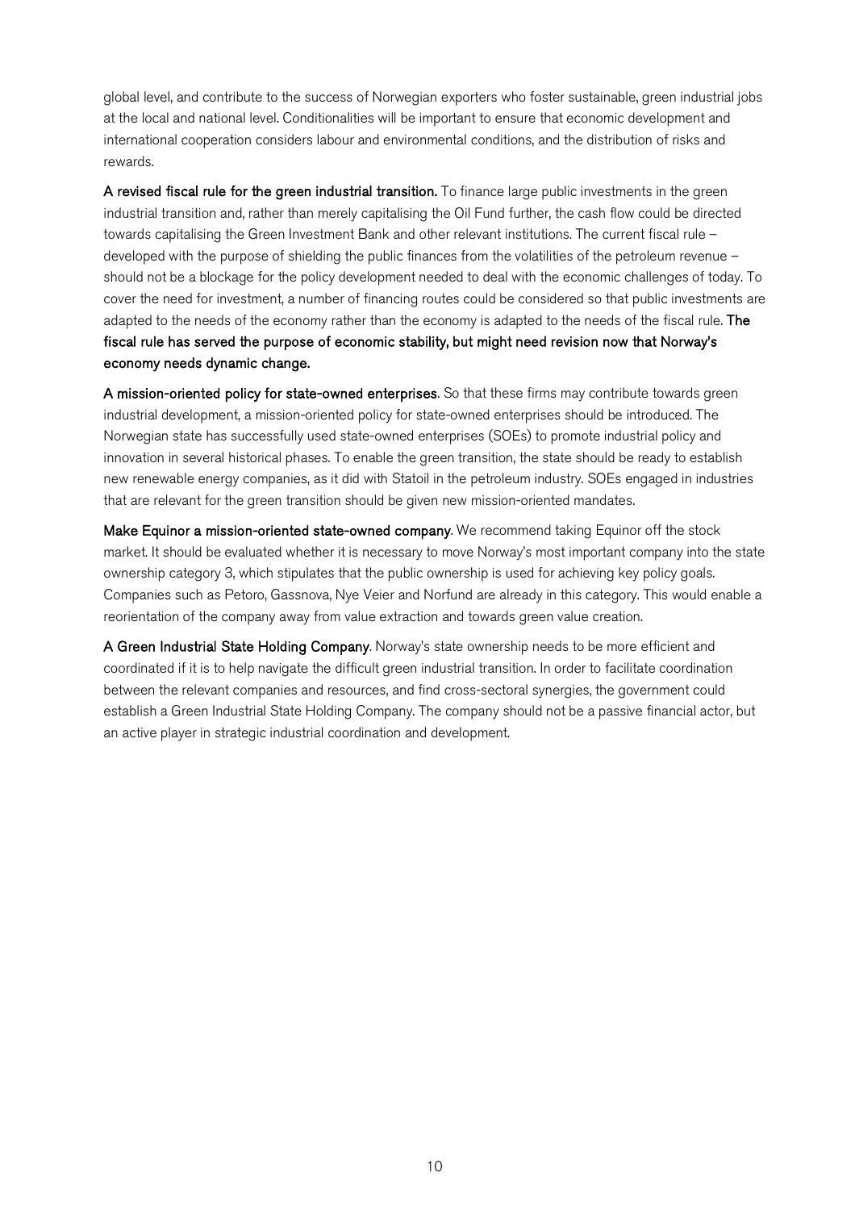global level, and contribute to the success of Norwegian exporters who foster sustainable, green industrial jobs at the local and national level. Conditionalities will be important to ensure that economic development and international cooperation considers labour and environmental conditions, and the distribution of risks and rewards.

**A revised fiscal rule for the green industrial transition.** To finance large public investments in the green industrial transition and, rather than merely capitalising the Oil Fund further, the cash flow could be directed towards capitalising the Green Investment Bank and other relevant institutions. The current fiscal rule – developed with the purpose of shielding the public finances from the volatilities of the petroleum revenue – should not be a blockage for the policy development needed to deal with the economic challenges of today. To cover the need for investment, a number of financing routes could be considered so that public investments are adapted to the needs of the economy rather than the economy is adapted to the needs of the fiscal rule. **The fiscal rule has served the purpose of economic stability, but might need revision now that Norway's economy needs dynamic change.**

**A mission-oriented policy for state-owned enterprises**. So that these firms may contribute towards green industrial development, a mission-oriented policy for state-owned enterprises should be introduced. The Norwegian state has successfully used state-owned enterprises (SOEs) to promote industrial policy and innovation in several historical phases. To enable the green transition, the state should be ready to establish new renewable energy companies, as it did with Statoil in the petroleum industry. SOEs engaged in industries that are relevant for the green transition should be given new mission-oriented mandates.

**Make Equinor a mission-oriented state-owned company**. We recommend taking Equinor off the stock market. It should be evaluated whether it is necessary to move Norway's most important company into the state ownership category 3, which stipulates that the public ownership is used for achieving key policy goals. Companies such as Petoro, Gassnova, Nye Veier and Norfund are already in this category. This would enable a reorientation of the company away from value extraction and towards green value creation.

**A Green Industrial State Holding Company**. Norway's state ownership needs to be more efficient and coordinated if it is to help navigate the difficult green industrial transition. In order to facilitate coordination between the relevant companies and resources, and find cross-sectoral synergies, the government could establish a Green Industrial State Holding Company. The company should not be a passive financial actor, but an active player in strategic industrial coordination and development.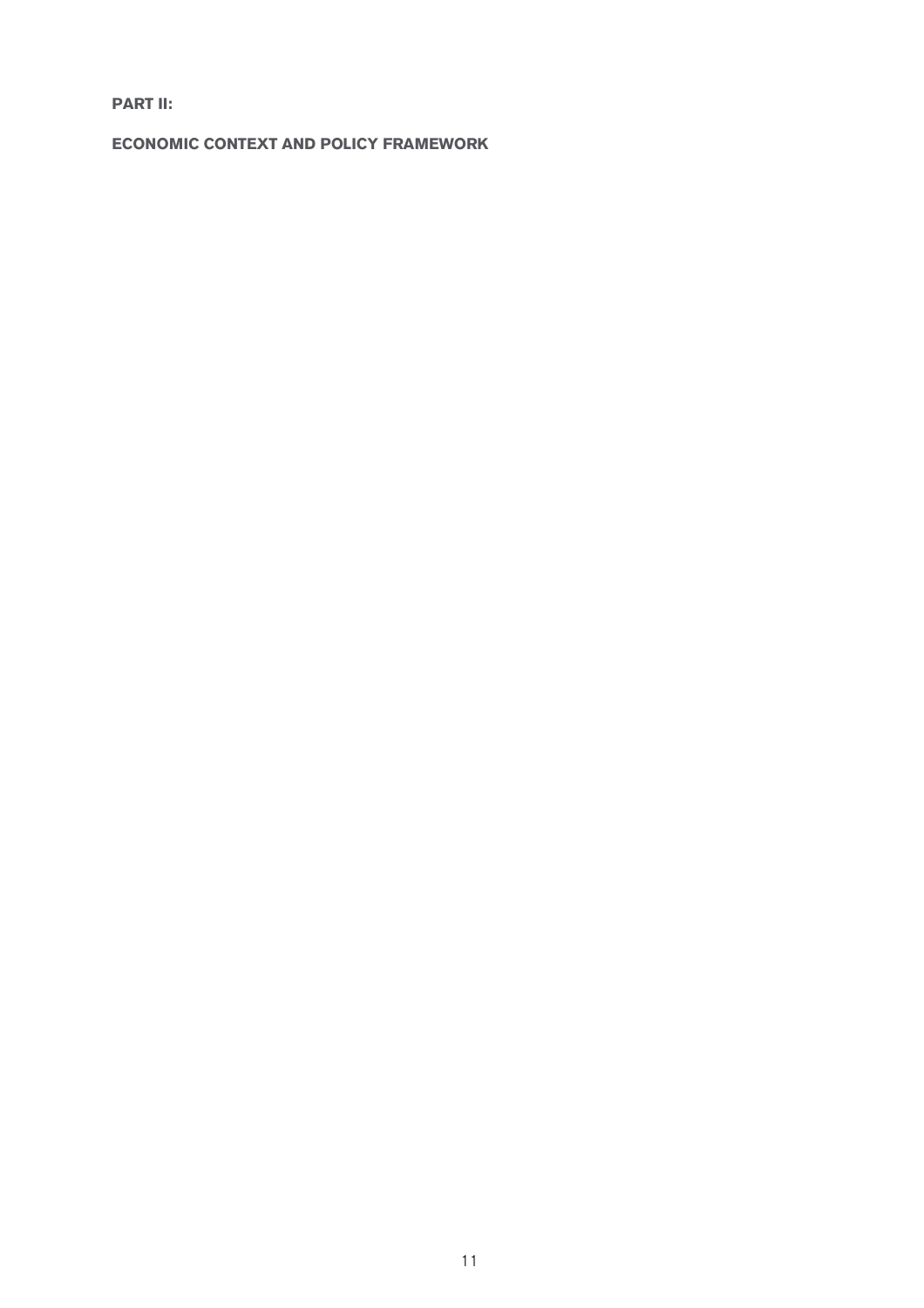# PART II:

## ECONOMIC CONTEXT AND POLICY FRAMEWORK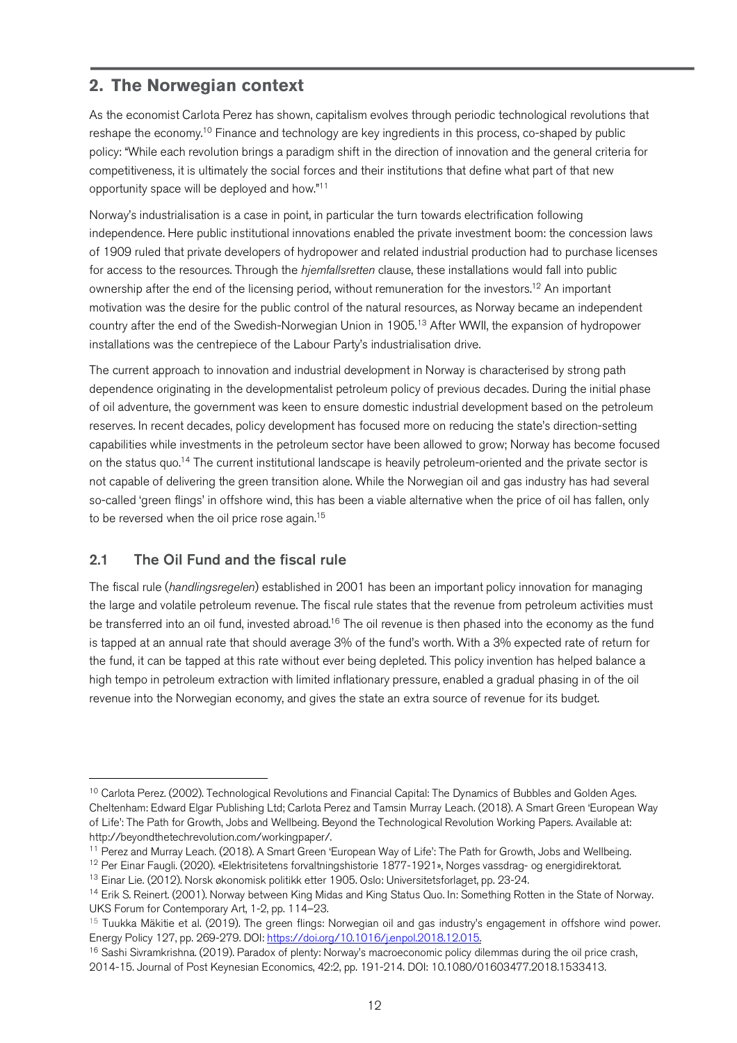## 2. The Norwegian context

As the economist Carlota Perez has shown, capitalism evolves through periodic technological revolutions that reshape the economy.[10] Finance and technology are key ingredients in this process, co-shaped by public policy: "While each revolution brings a paradigm shift in the direction of innovation and the general criteria for competitiveness, it is ultimately the social forces and their institutions that define what part of that new opportunity space will be deployed and how."[11]

Norway's industrialisation is a case in point, in particular the turn towards electrification following independence. Here public institutional innovations enabled the private investment boom: the concession laws of 1909 ruled that private developers of hydropower and related industrial production had to purchase licenses for access to the resources. Through the *hjemfallsretten* clause, these installations would fall into public ownership after the end of the licensing period, without remuneration for the investors.[12] An important motivation was the desire for the public control of the natural resources, as Norway became an independent country after the end of the Swedish-Norwegian Union in 1905.[13] After WWII, the expansion of hydropower installations was the centrepiece of the Labour Party's industrialisation drive.

The current approach to innovation and industrial development in Norway is characterised by strong path dependence originating in the developmentalist petroleum policy of previous decades. During the initial phase of oil adventure, the government was keen to ensure domestic industrial development based on the petroleum reserves. In recent decades, policy development has focused more on reducing the state's direction-setting capabilities while investments in the petroleum sector have been allowed to grow; Norway has become focused on the status quo.[14] The current institutional landscape is heavily petroleum-oriented and the private sector is not capable of delivering the green transition alone. While the Norwegian oil and gas industry has had several so-called 'green flings' in offshore wind, this has been a viable alternative when the price of oil has fallen, only to be reversed when the oil price rose again.[15]

### 2.1 The Oil Fund and the fiscal rule

The fiscal rule (*handlingsregelen*) established in 2001 has been an important policy innovation for managing the large and volatile petroleum revenue. The fiscal rule states that the revenue from petroleum activities must be transferred into an oil fund, invested abroad.[16] The oil revenue is then phased into the economy as the fund is tapped at an annual rate that should average 3% of the fund's worth. With a 3% expected rate of return for the fund, it can be tapped at this rate without ever being depleted. This policy invention has helped balance a high tempo in petroleum extraction with limited inflationary pressure, enabled a gradual phasing in of the oil revenue into the Norwegian economy, and gives the state an extra source of revenue for its budget.

---

[10] Carlota Perez. (2002). Technological Revolutions and Financial Capital: The Dynamics of Bubbles and Golden Ages. Cheltenham: Edward Elgar Publishing Ltd; Carlota Perez and Tamsin Murray Leach. (2018). A Smart Green 'European Way of Life': The Path for Growth, Jobs and Wellbeing. Beyond the Technological Revolution Working Papers. Available at: http://beyondthetechrevolution.com/workingpaper/.

[11] Perez and Murray Leach. (2018). A Smart Green 'European Way of Life': The Path for Growth, Jobs and Wellbeing.

[12] Per Einar Faugli. (2020). «Elektrisitetens forvaltningshistorie 1877-1921», Norges vassdrag- og energidirektorat.

[13] Einar Lie. (2012). Norsk økonomisk politikk etter 1905. Oslo: Universitetsforlaget, pp. 23-24.

[14] Erik S. Reinert. (2001). Norway between King Midas and King Status Quo. In: Something Rotten in the State of Norway. UKS Forum for Contemporary Art, 1-2, pp. 114–23.

[15] Tuukka Mäkitie et al. (2019). The green flings: Norwegian oil and gas industry's engagement in offshore wind power. Energy Policy 127, pp. 269-279. DOI: https://doi.org/10.1016/j.enpol.2018.12.015.

[16] Sashi Sivramkrishna. (2019). Paradox of plenty: Norway's macroeconomic policy dilemmas during the oil price crash, 2014-15. Journal of Post Keynesian Economics, 42:2, pp. 191-214. DOI: 10.1080/01603477.2018.1533413.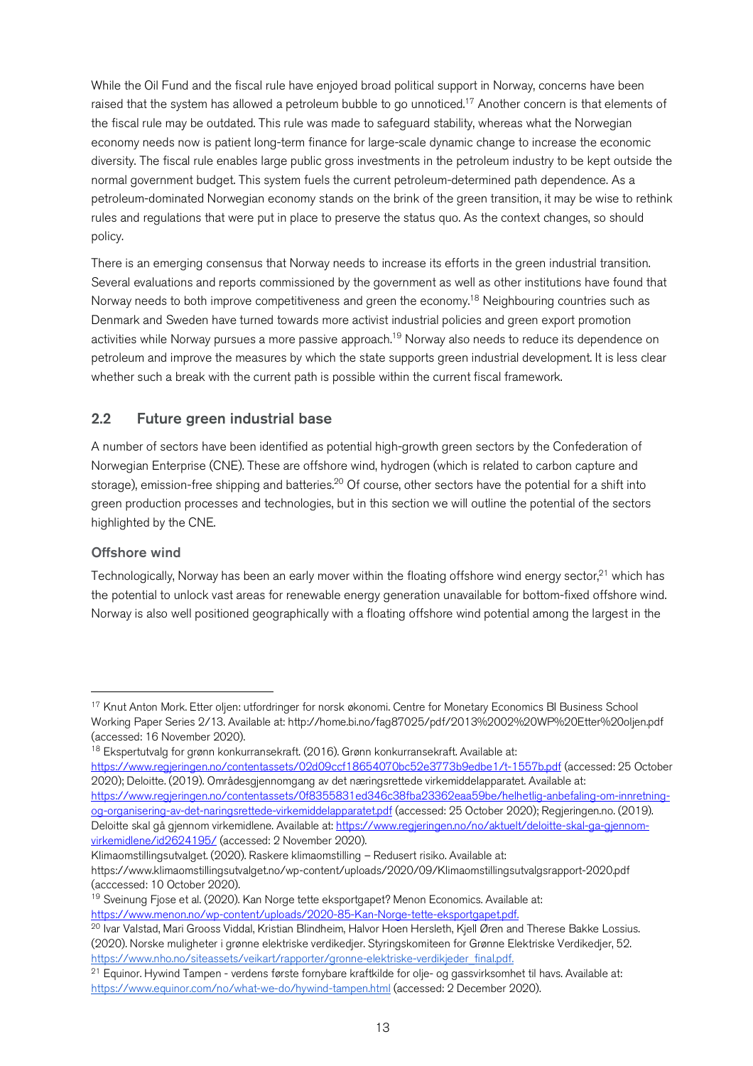While the Oil Fund and the fiscal rule have enjoyed broad political support in Norway, concerns have been raised that the system has allowed a petroleum bubble to go unnoticed.[17] Another concern is that elements of the fiscal rule may be outdated. This rule was made to safeguard stability, whereas what the Norwegian economy needs now is patient long-term finance for large-scale dynamic change to increase the economic diversity. The fiscal rule enables large public gross investments in the petroleum industry to be kept outside the normal government budget. This system fuels the current petroleum-determined path dependence. As a petroleum-dominated Norwegian economy stands on the brink of the green transition, it may be wise to rethink rules and regulations that were put in place to preserve the status quo. As the context changes, so should policy.

There is an emerging consensus that Norway needs to increase its efforts in the green industrial transition. Several evaluations and reports commissioned by the government as well as other institutions have found that Norway needs to both improve competitiveness and green the economy.[18] Neighbouring countries such as Denmark and Sweden have turned towards more activist industrial policies and green export promotion activities while Norway pursues a more passive approach.[19] Norway also needs to reduce its dependence on petroleum and improve the measures by which the state supports green industrial development. It is less clear whether such a break with the current path is possible within the current fiscal framework.

## 2.2 Future green industrial base

A number of sectors have been identified as potential high-growth green sectors by the Confederation of Norwegian Enterprise (CNE). These are offshore wind, hydrogen (which is related to carbon capture and storage), emission-free shipping and batteries.[20] Of course, other sectors have the potential for a shift into green production processes and technologies, but in this section we will outline the potential of the sectors highlighted by the CNE.

### Offshore wind

Technologically, Norway has been an early mover within the floating offshore wind energy sector,[21] which has the potential to unlock vast areas for renewable energy generation unavailable for bottom-fixed offshore wind. Norway is also well positioned geographically with a floating offshore wind potential among the largest in the

---

[17] Knut Anton Mork. Etter oljen: utfordringer for norsk økonomi. Centre for Monetary Economics BI Business School Working Paper Series 2/13. Available at: http://home.bi.no/fag87025/pdf/2013%2002%20WP%20Etter%20oljen.pdf (accessed: 16 November 2020).

[18] Ekspertutvalg for grønn konkurransekraft. (2016). Grønn konkurransekraft. Available at: https://www.regjeringen.no/contentassets/02d09ccf18654070bc52e3773b9edbe1/t-1557b.pdf (accessed: 25 October 2020); Deloitte. (2019). Områdesgjennomgang av det næringsrettede virkemiddelapparatet. Available at: https://www.regjeringen.no/contentassets/0f8355831ed346c38fba23362eaa59be/helhetlig-anbefaling-om-innretning-og-organisering-av-det-naringsrettede-virkemiddelapparatet.pdf (accessed: 25 October 2020); Regjeringen.no. (2019). Deloitte skal gå gjennom virkemidlene. Available at: https://www.regjeringen.no/no/aktuelt/deloitte-skal-ga-gjennom-virkemidlene/id2624195/ (accessed: 2 November 2020).
Klimaomstillingsutvalget. (2020). Raskere klimaomstilling – Redusert risiko. Available at: https://www.klimaomstillingsutvalget.no/wp-content/uploads/2020/09/Klimaomstillingsutvalgsrapport-2020.pdf (acccessed: 10 October 2020).

[19] Sveinung Fjose et al. (2020). Kan Norge tette eksportgapet? Menon Economics. Available at: https://www.menon.no/wp-content/uploads/2020-85-Kan-Norge-tette-eksportgapet.pdf.

[20] Ivar Valstad, Mari Grooss Viddal, Kristian Blindheim, Halvor Hoen Hersleth, Kjell Øren and Therese Bakke Lossius. (2020). Norske muligheter i grønne elektriske verdikedjer. Styringskomiteen for Grønne Elektriske Verdikedjer, 52. https://www.nho.no/siteassets/veikart/rapporter/gronne-elektriske-verdikjeder_final.pdf.

[21] Equinor. Hywind Tampen - verdens første fornybare kraftkilde for olje- og gassvirksomhet til havs. Available at: https://www.equinor.com/no/what-we-do/hywind-tampen.html (accessed: 2 December 2020).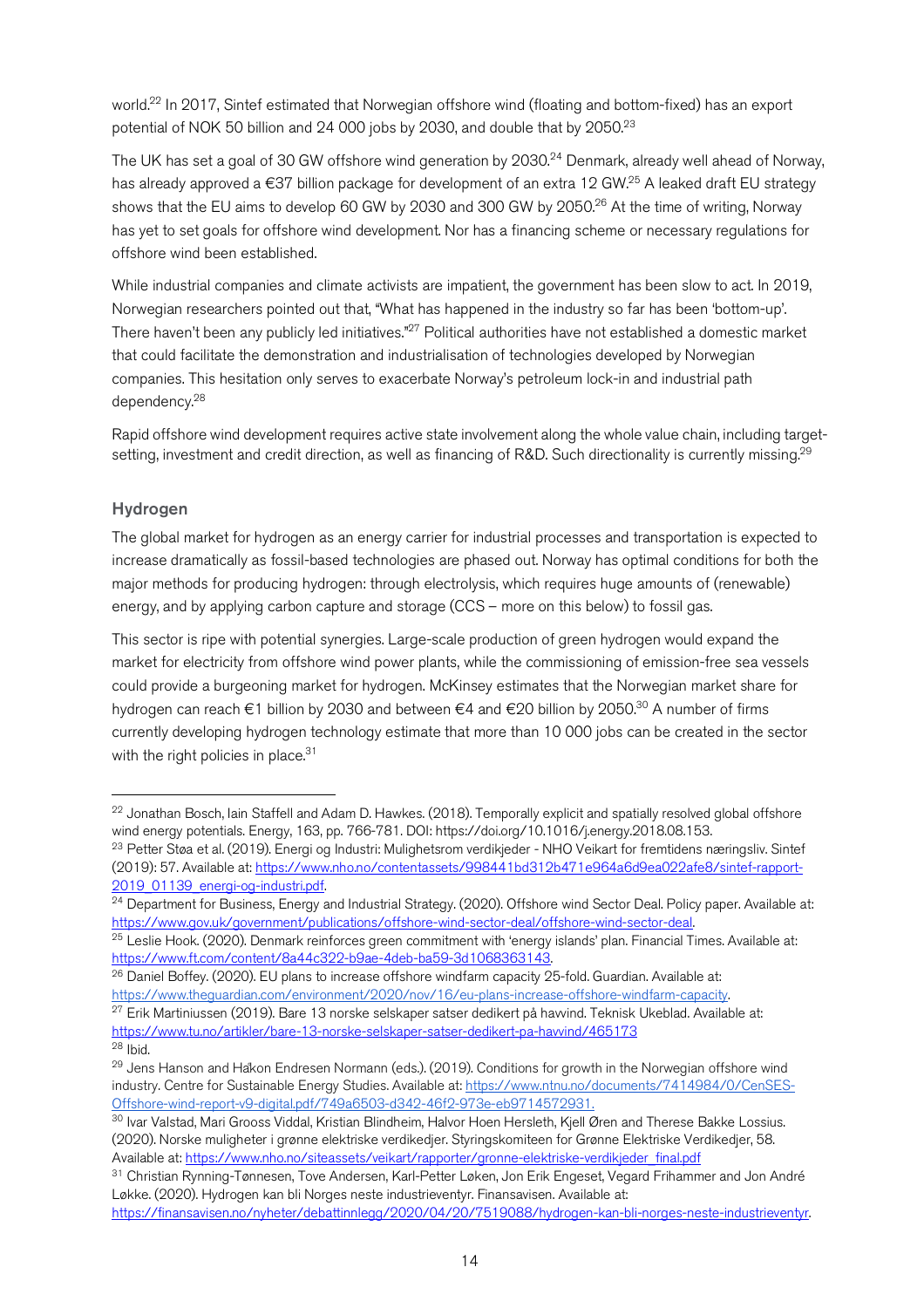world.[22] In 2017, Sintef estimated that Norwegian offshore wind (floating and bottom-fixed) has an export potential of NOK 50 billion and 24 000 jobs by 2030, and double that by 2050.[23]

The UK has set a goal of 30 GW offshore wind generation by 2030.[24] Denmark, already well ahead of Norway, has already approved a €37 billion package for development of an extra 12 GW.[25] A leaked draft EU strategy shows that the EU aims to develop 60 GW by 2030 and 300 GW by 2050.[26] At the time of writing, Norway has yet to set goals for offshore wind development. Nor has a financing scheme or necessary regulations for offshore wind been established.

While industrial companies and climate activists are impatient, the government has been slow to act. In 2019, Norwegian researchers pointed out that, "What has happened in the industry so far has been 'bottom-up'. There haven't been any publicly led initiatives."[27] Political authorities have not established a domestic market that could facilitate the demonstration and industrialisation of technologies developed by Norwegian companies. This hesitation only serves to exacerbate Norway's petroleum lock-in and industrial path dependency.[28]

Rapid offshore wind development requires active state involvement along the whole value chain, including target-setting, investment and credit direction, as well as financing of R&D. Such directionality is currently missing.[29]

### Hydrogen

The global market for hydrogen as an energy carrier for industrial processes and transportation is expected to increase dramatically as fossil-based technologies are phased out. Norway has optimal conditions for both the major methods for producing hydrogen: through electrolysis, which requires huge amounts of (renewable) energy, and by applying carbon capture and storage (CCS – more on this below) to fossil gas.

This sector is ripe with potential synergies. Large-scale production of green hydrogen would expand the market for electricity from offshore wind power plants, while the commissioning of emission-free sea vessels could provide a burgeoning market for hydrogen. McKinsey estimates that the Norwegian market share for hydrogen can reach €1 billion by 2030 and between €4 and €20 billion by 2050.[30] A number of firms currently developing hydrogen technology estimate that more than 10 000 jobs can be created in the sector with the right policies in place.[31]

---

[22] Jonathan Bosch, Iain Staffell and Adam D. Hawkes. (2018). Temporally explicit and spatially resolved global offshore wind energy potentials. Energy, 163, pp. 766-781. DOI: https://doi.org/10.1016/j.energy.2018.08.153.

[23] Petter Støa et al. (2019). Energi og Industri: Mulighetsrom verdikjeder - NHO Veikart for fremtidens næringsliv. Sintef (2019): 57. Available at: https://www.nho.no/contentassets/998441bd312b471e964a6d9ea022afe8/sintef-rapport-2019_01139_energi-og-industri.pdf.

[24] Department for Business, Energy and Industrial Strategy. (2020). Offshore wind Sector Deal. Policy paper. Available at: https://www.gov.uk/government/publications/offshore-wind-sector-deal/offshore-wind-sector-deal.

[25] Leslie Hook. (2020). Denmark reinforces green commitment with 'energy islands' plan. Financial Times. Available at: https://www.ft.com/content/8a44c322-b9ae-4deb-ba59-3d1068363143.

[26] Daniel Boffey. (2020). EU plans to increase offshore windfarm capacity 25-fold. Guardian. Available at: https://www.theguardian.com/environment/2020/nov/16/eu-plans-increase-offshore-windfarm-capacity.

[27] Erik Martiniussen (2019). Bare 13 norske selskaper satser dedikert på havvind. Teknisk Ukeblad. Available at: https://www.tu.no/artikler/bare-13-norske-selskaper-satser-dedikert-pa-havvind/465173

[28] Ibid.

[29] Jens Hanson and Håkon Endresen Normann (eds.). (2019). Conditions for growth in the Norwegian offshore wind industry. Centre for Sustainable Energy Studies. Available at: https://www.ntnu.no/documents/7414984/0/CenSES-Offshore-wind-report-v9-digital.pdf/749a6503-d342-46f2-973e-eb9714572931.

[30] Ivar Valstad, Mari Grooss Viddal, Kristian Blindheim, Halvor Hoen Hersleth, Kjell Øren and Therese Bakke Lossius. (2020). Norske muligheter i grønne elektriske verdikedjer. Styringskomiteen for Grønne Elektriske Verdikedjer, 58. Available at: https://www.nho.no/siteassets/veikart/rapporter/gronne-elektriske-verdikjeder_final.pdf

[31] Christian Rynning-Tønnesen, Tove Andersen, Karl-Petter Løken, Jon Erik Engeset, Vegard Frihammer and Jon André Løkke. (2020). Hydrogen kan bli Norges neste industrieventyr. Finansavisen. Available at: https://finansavisen.no/nyheter/debattinnlegg/2020/04/20/7519088/hydrogen-kan-bli-norges-neste-industrieventyr.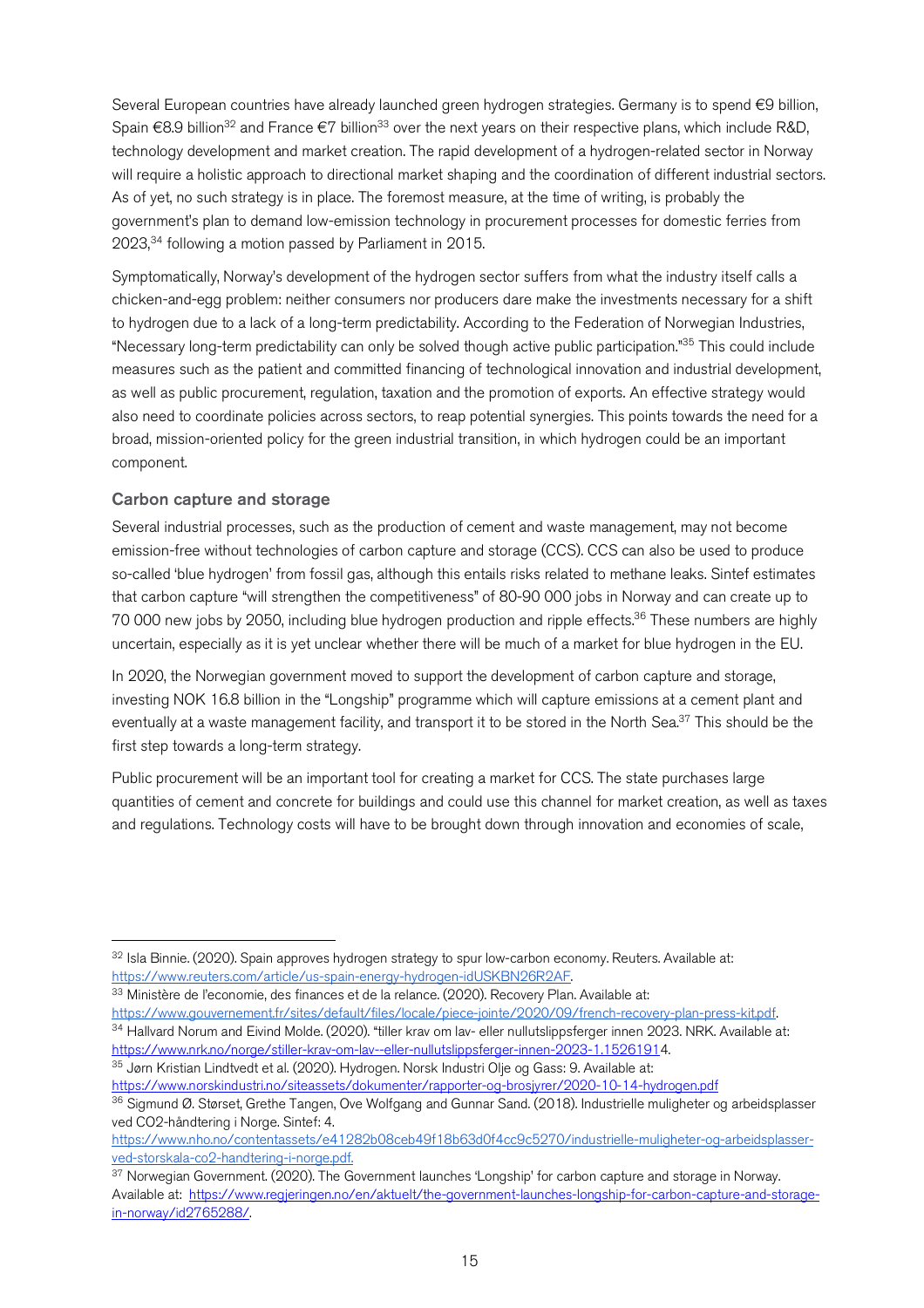Several European countries have already launched green hydrogen strategies. Germany is to spend €9 billion, Spain €8.9 billion[32] and France €7 billion[33] over the next years on their respective plans, which include R&D, technology development and market creation. The rapid development of a hydrogen-related sector in Norway will require a holistic approach to directional market shaping and the coordination of different industrial sectors. As of yet, no such strategy is in place. The foremost measure, at the time of writing, is probably the government's plan to demand low-emission technology in procurement processes for domestic ferries from 2023,[34] following a motion passed by Parliament in 2015.

Symptomatically, Norway's development of the hydrogen sector suffers from what the industry itself calls a chicken-and-egg problem: neither consumers nor producers dare make the investments necessary for a shift to hydrogen due to a lack of a long-term predictability. According to the Federation of Norwegian Industries, "Necessary long-term predictability can only be solved though active public participation."[35] This could include measures such as the patient and committed financing of technological innovation and industrial development, as well as public procurement, regulation, taxation and the promotion of exports. An effective strategy would also need to coordinate policies across sectors, to reap potential synergies. This points towards the need for a broad, mission-oriented policy for the green industrial transition, in which hydrogen could be an important component.

### Carbon capture and storage

Several industrial processes, such as the production of cement and waste management, may not become emission-free without technologies of carbon capture and storage (CCS). CCS can also be used to produce so-called 'blue hydrogen' from fossil gas, although this entails risks related to methane leaks. Sintef estimates that carbon capture "will strengthen the competitiveness" of 80-90 000 jobs in Norway and can create up to 70 000 new jobs by 2050, including blue hydrogen production and ripple effects.[36] These numbers are highly uncertain, especially as it is yet unclear whether there will be much of a market for blue hydrogen in the EU.

In 2020, the Norwegian government moved to support the development of carbon capture and storage, investing NOK 16.8 billion in the "Longship" programme which will capture emissions at a cement plant and eventually at a waste management facility, and transport it to be stored in the North Sea.[37] This should be the first step towards a long-term strategy.

Public procurement will be an important tool for creating a market for CCS. The state purchases large quantities of cement and concrete for buildings and could use this channel for market creation, as well as taxes and regulations. Technology costs will have to be brought down through innovation and economies of scale,

---

[32] Isla Binnie. (2020). Spain approves hydrogen strategy to spur low-carbon economy. Reuters. Available at: https://www.reuters.com/article/us-spain-energy-hydrogen-idUSKBN26R2AF.

[33] Ministère de l'economie, des finances et de la relance. (2020). Recovery Plan. Available at: https://www.gouvernement.fr/sites/default/files/locale/piece-jointe/2020/09/french-recovery-plan-press-kit.pdf.

[34] Hallvard Norum and Eivind Molde. (2020). "tiller krav om lav- eller nullutslippsferger innen 2023. NRK. Available at: https://www.nrk.no/norge/stiller-krav-om-lav--eller-nullutslippsferger-innen-2023-1.15261914.

[35] Jørn Kristian Lindtvedt et al. (2020). Hydrogen. Norsk Industri Olje og Gass: 9. Available at: https://www.norskindustri.no/siteassets/dokumenter/rapporter-og-brosjyrer/2020-10-14-hydrogen.pdf

[36] Sigmund Ø. Størset, Grethe Tangen, Ove Wolfgang and Gunnar Sand. (2018). Industrielle muligheter og arbeidsplasser ved CO2-håndtering i Norge. Sintef: 4. https://www.nho.no/contentassets/e41282b08ceb49f18b63d0f4cc9c5270/industrielle-muligheter-og-arbeidsplasser-ved-storskala-co2-handtering-i-norge.pdf.

[37] Norwegian Government. (2020). The Government launches 'Longship' for carbon capture and storage in Norway. Available at: https://www.regjeringen.no/en/aktuelt/the-government-launches-longship-for-carbon-capture-and-storage-in-norway/id2765288/.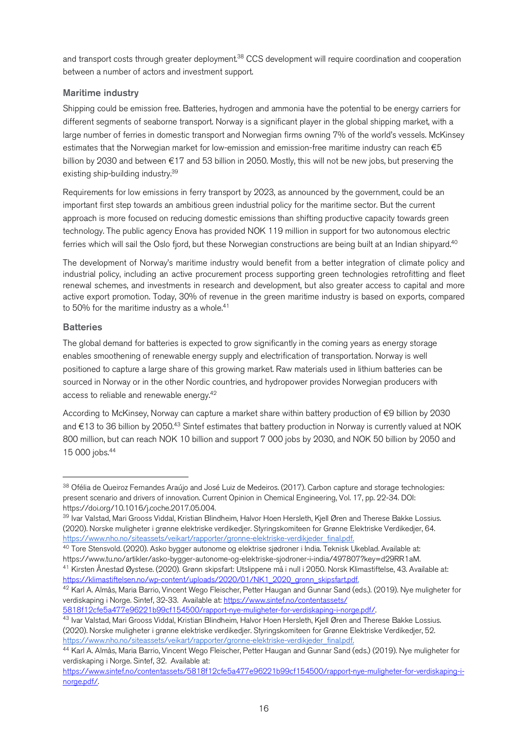and transport costs through greater deployment.[38] CCS development will require coordination and cooperation between a number of actors and investment support.

### Maritime industry

Shipping could be emission free. Batteries, hydrogen and ammonia have the potential to be energy carriers for different segments of seaborne transport. Norway is a significant player in the global shipping market, with a large number of ferries in domestic transport and Norwegian firms owning 7% of the world's vessels. McKinsey estimates that the Norwegian market for low-emission and emission-free maritime industry can reach €5 billion by 2030 and between €17 and 53 billion in 2050. Mostly, this will not be new jobs, but preserving the existing ship-building industry.[39]

Requirements for low emissions in ferry transport by 2023, as announced by the government, could be an important first step towards an ambitious green industrial policy for the maritime sector. But the current approach is more focused on reducing domestic emissions than shifting productive capacity towards green technology. The public agency Enova has provided NOK 119 million in support for two autonomous electric ferries which will sail the Oslo fjord, but these Norwegian constructions are being built at an Indian shipyard.[40]

The development of Norway's maritime industry would benefit from a better integration of climate policy and industrial policy, including an active procurement process supporting green technologies retrofitting and fleet renewal schemes, and investments in research and development, but also greater access to capital and more active export promotion. Today, 30% of revenue in the green maritime industry is based on exports, compared to 50% for the maritime industry as a whole.[41]

### Batteries

The global demand for batteries is expected to grow significantly in the coming years as energy storage enables smoothening of renewable energy supply and electrification of transportation. Norway is well positioned to capture a large share of this growing market. Raw materials used in lithium batteries can be sourced in Norway or in the other Nordic countries, and hydropower provides Norwegian producers with access to reliable and renewable energy.[42]

According to McKinsey, Norway can capture a market share within battery production of €9 billion by 2030 and €13 to 36 billion by 2050.[43] Sintef estimates that battery production in Norway is currently valued at NOK 800 million, but can reach NOK 10 billion and support 7 000 jobs by 2030, and NOK 50 billion by 2050 and 15 000 jobs.[44]

---

[38] Ofélia de Queiroz Fernandes Araújo and José Luiz de Medeiros. (2017). Carbon capture and storage technologies: present scenario and drivers of innovation. Current Opinion in Chemical Engineering, Vol. 17, pp. 22-34. DOI: https://doi.org/10.1016/j.coche.2017.05.004.

[39] Ivar Valstad, Mari Grooss Viddal, Kristian Blindheim, Halvor Hoen Hersleth, Kjell Øren and Therese Bakke Lossius. (2020). Norske muligheter i grønne elektriske verdikjeder. Styringskomiteen for Grønne Elektriske Verdikedjer, 64. https://www.nho.no/siteassets/veikart/rapporter/gronne-elektriske-verdikjeder_final.pdf.

[40] Tore Stensvold. (2020). Asko bygger autonome og elektrise sjødroner i India. Teknisk Ukeblad. Available at: https://www.tu.no/artikler/asko-bygger-autonome-og-elektriske-sjodroner-i-india/497807?key=d29RR1aM.

[41] Kirsten Ånestad Øystese. (2020). Grønn skipsfart: Utslippene må i null i 2050. Norsk Klimastiftelse, 43. Available at: https://klimastiftelsen.no/wp-content/uploads/2020/01/NK1_2020_gronn_skipsfart.pdf.

[42] Karl A. Almås, Maria Barrio, Vincent Wego Fleischer, Petter Haugan and Gunnar Sand (eds.). (2019). Nye muligheter for verdiskaping i Norge. Sintef, 32-33. Available at: https://www.sintef.no/contentassets/5818f12cfe5a477e96221b99cf154500/rapport-nye-muligheter-for-verdiskaping-i-norge.pdf/.

[43] Ivar Valstad, Mari Grooss Viddal, Kristian Blindheim, Halvor Hoen Hersleth, Kjell Øren and Therese Bakke Lossius. (2020). Norske muligheter i grønne elektriske verdikjeder. Styringskomiteen for Grønne Elektriske Verdikedjer, 52. https://www.nho.no/siteassets/veikart/rapporter/gronne-elektriske-verdikjeder_final.pdf.

[44] Karl A. Almås, Maria Barrio, Vincent Wego Fleischer, Petter Haugan and Gunnar Sand (eds.) (2019). Nye muligheter for verdiskaping i Norge. Sintef, 32. Available at: https://www.sintef.no/contentassets/5818f12cfe5a477e96221b99cf154500/rapport-nye-muligheter-for-verdiskaping-i-norge.pdf/.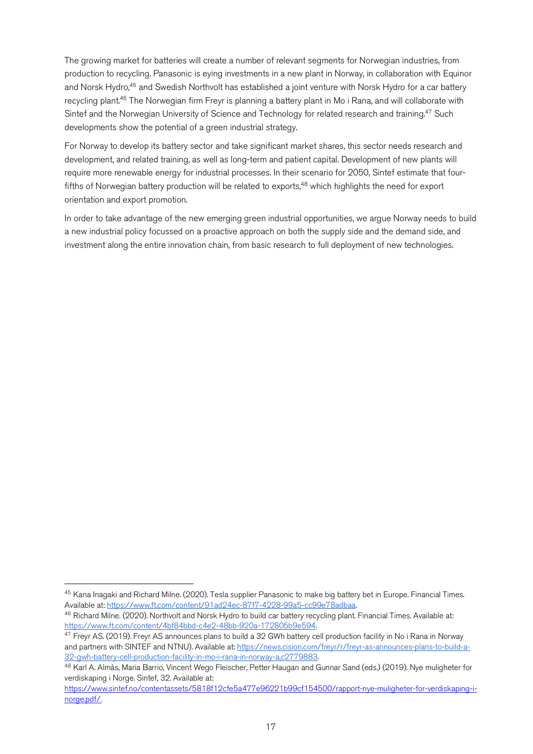The growing market for batteries will create a number of relevant segments for Norwegian industries, from production to recycling. Panasonic is eying investments in a new plant in Norway, in collaboration with Equinor and Norsk Hydro,[45] and Swedish Northvolt has established a joint venture with Norsk Hydro for a car battery recycling plant.[46] The Norwegian firm Freyr is planning a battery plant in Mo i Rana, and will collaborate with Sintef and the Norwegian University of Science and Technology for related research and training.[47] Such developments show the potential of a green industrial strategy.

For Norway to develop its battery sector and take significant market shares, this sector needs research and development, and related training, as well as long-term and patient capital. Development of new plants will require more renewable energy for industrial processes. In their scenario for 2050, Sintef estimate that four-fifths of Norwegian battery production will be related to exports,[48] which highlights the need for export orientation and export promotion.

In order to take advantage of the new emerging green industrial opportunities, we argue Norway needs to build a new industrial policy focussed on a proactive approach on both the supply side and the demand side, and investment along the entire innovation chain, from basic research to full deployment of new technologies.

---

[45] Kana Inagaki and Richard Milne. (2020). Tesla supplier Panasonic to make big battery bet in Europe. Financial Times. Available at: https://www.ft.com/content/91ad24ec-87f7-4228-99a5-cc99e78adbaa.

[46] Richard Milne. (2020). Northvolt and Norsk Hydro to build car battery recycling plant. Financial Times. Available at: https://www.ft.com/content/4bf84bbd-c4e2-48bb-920a-172805b9e594.

[47] Freyr AS. (2019). Freyr AS announces plans to build a 32 GWh battery cell production facility in No i Rana in Norway and partners with SINTEF and NTNU). Available at: https://news.cision.com/freyr/r/freyr-as-announces-plans-to-build-a-32-gwh-battery-cell-production-facility-in-mo-i-rana-in-norway-a,c2779883.

[48] Karl A. Almås, Maria Barrio, Vincent Wego Fleischer, Petter Haugan and Gunnar Sand (eds.) (2019). Nye muligheter for verdiskaping i Norge. Sintef, 32. Available at: https://www.sintef.no/contentassets/5818f12cfe5a477e96221b99cf154500/rapport-nye-muligheter-for-verdiskaping-i-norge.pdf/.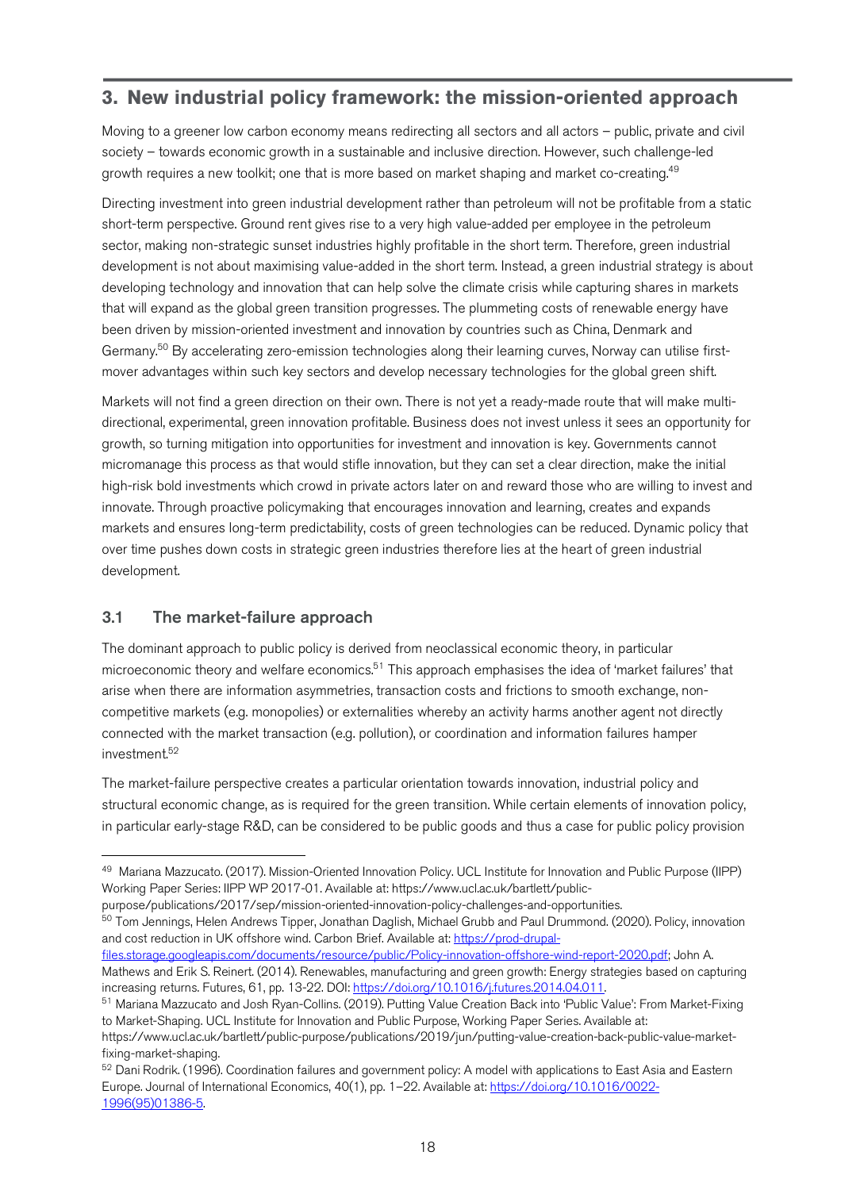## 3. New industrial policy framework: the mission-oriented approach

Moving to a greener low carbon economy means redirecting all sectors and all actors – public, private and civil society – towards economic growth in a sustainable and inclusive direction. However, such challenge-led growth requires a new toolkit; one that is more based on market shaping and market co-creating.[49]

Directing investment into green industrial development rather than petroleum will not be profitable from a static short-term perspective. Ground rent gives rise to a very high value-added per employee in the petroleum sector, making non-strategic sunset industries highly profitable in the short term. Therefore, green industrial development is not about maximising value-added in the short term. Instead, a green industrial strategy is about developing technology and innovation that can help solve the climate crisis while capturing shares in markets that will expand as the global green transition progresses. The plummeting costs of renewable energy have been driven by mission-oriented investment and innovation by countries such as China, Denmark and Germany.[50] By accelerating zero-emission technologies along their learning curves, Norway can utilise first-mover advantages within such key sectors and develop necessary technologies for the global green shift.

Markets will not find a green direction on their own. There is not yet a ready-made route that will make multi-directional, experimental, green innovation profitable. Business does not invest unless it sees an opportunity for growth, so turning mitigation into opportunities for investment and innovation is key. Governments cannot micromanage this process as that would stifle innovation, but they can set a clear direction, make the initial high-risk bold investments which crowd in private actors later on and reward those who are willing to invest and innovate. Through proactive policymaking that encourages innovation and learning, creates and expands markets and ensures long-term predictability, costs of green technologies can be reduced. Dynamic policy that over time pushes down costs in strategic green industries therefore lies at the heart of green industrial development.

### 3.1 The market-failure approach

The dominant approach to public policy is derived from neoclassical economic theory, in particular microeconomic theory and welfare economics.[51] This approach emphasises the idea of 'market failures' that arise when there are information asymmetries, transaction costs and frictions to smooth exchange, non-competitive markets (e.g. monopolies) or externalities whereby an activity harms another agent not directly connected with the market transaction (e.g. pollution), or coordination and information failures hamper investment.[52]

The market-failure perspective creates a particular orientation towards innovation, industrial policy and structural economic change, as is required for the green transition. While certain elements of innovation policy, in particular early-stage R&D, can be considered to be public goods and thus a case for public policy provision

---

[49] Mariana Mazzucato. (2017). Mission-Oriented Innovation Policy. UCL Institute for Innovation and Public Purpose (IIPP) Working Paper Series: IIPP WP 2017-01. Available at: https://www.ucl.ac.uk/bartlett/public-purpose/publications/2017/sep/mission-oriented-innovation-policy-challenges-and-opportunities.

[50] Tom Jennings, Helen Andrews Tipper, Jonathan Daglish, Michael Grubb and Paul Drummond. (2020). Policy, innovation and cost reduction in UK offshore wind. Carbon Brief. Available at: https://prod-drupal-files.storage.googleapis.com/documents/resource/public/Policy-innovation-offshore-wind-report-2020.pdf; John A. Mathews and Erik S. Reinert. (2014). Renewables, manufacturing and green growth: Energy strategies based on capturing increasing returns. Futures, 61, pp. 13-22. DOI: https://doi.org/10.1016/j.futures.2014.04.011.

[51] Mariana Mazzucato and Josh Ryan-Collins. (2019). Putting Value Creation Back into 'Public Value': From Market-Fixing to Market-Shaping. UCL Institute for Innovation and Public Purpose, Working Paper Series. Available at: https://www.ucl.ac.uk/bartlett/public-purpose/publications/2019/jun/putting-value-creation-back-public-value-market-fixing-market-shaping.

[52] Dani Rodrik. (1996). Coordination failures and government policy: A model with applications to East Asia and Eastern Europe. Journal of International Economics, 40(1), pp. 1–22. Available at: https://doi.org/10.1016/0022-1996(95)01386-5.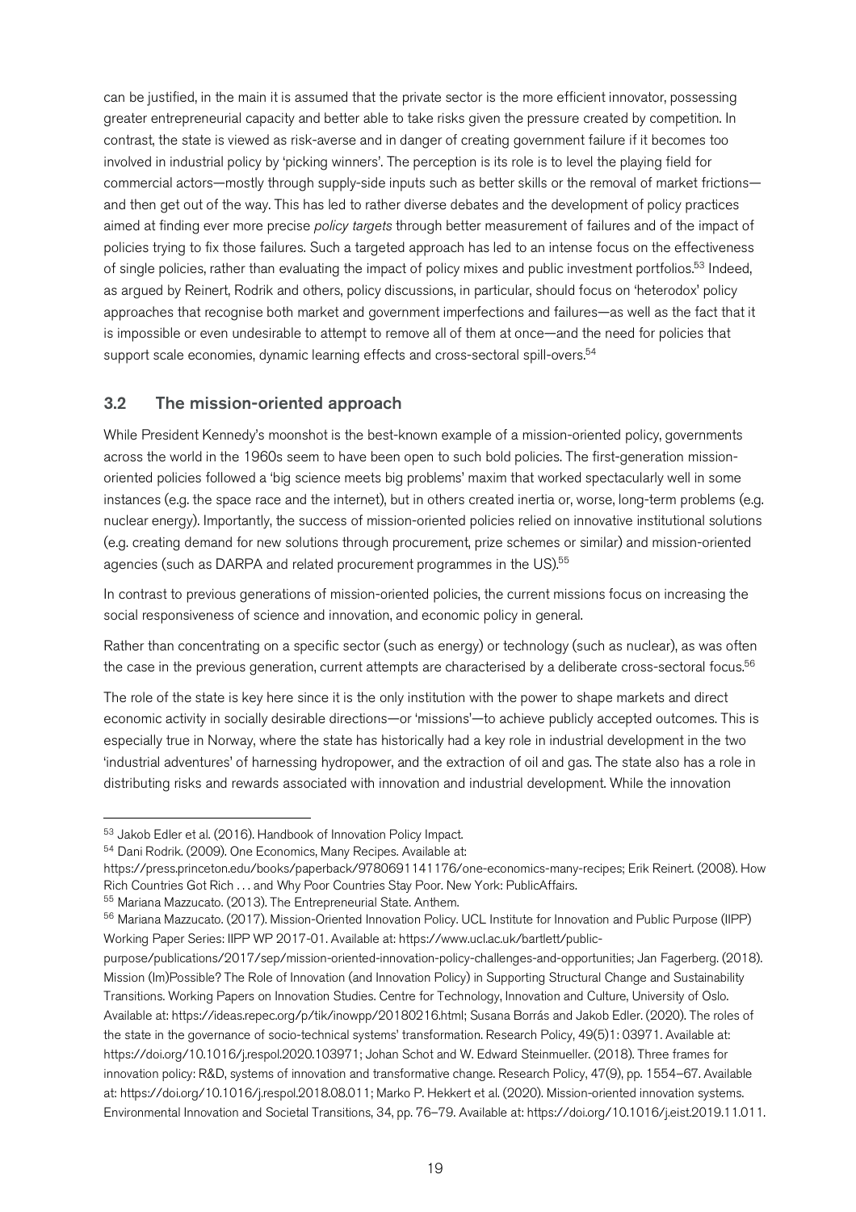can be justified, in the main it is assumed that the private sector is the more efficient innovator, possessing greater entrepreneurial capacity and better able to take risks given the pressure created by competition. In contrast, the state is viewed as risk-averse and in danger of creating government failure if it becomes too involved in industrial policy by 'picking winners'. The perception is its role is to level the playing field for commercial actors—mostly through supply-side inputs such as better skills or the removal of market frictions—and then get out of the way. This has led to rather diverse debates and the development of policy practices aimed at finding ever more precise *policy targets* through better measurement of failures and of the impact of policies trying to fix those failures. Such a targeted approach has led to an intense focus on the effectiveness of single policies, rather than evaluating the impact of policy mixes and public investment portfolios.[53] Indeed, as argued by Reinert, Rodrik and others, policy discussions, in particular, should focus on 'heterodox' policy approaches that recognise both market and government imperfections and failures—as well as the fact that it is impossible or even undesirable to attempt to remove all of them at once—and the need for policies that support scale economies, dynamic learning effects and cross-sectoral spill-overs.[54]

## 3.2 The mission-oriented approach

While President Kennedy's moonshot is the best-known example of a mission-oriented policy, governments across the world in the 1960s seem to have been open to such bold policies. The first-generation mission-oriented policies followed a 'big science meets big problems' maxim that worked spectacularly well in some instances (e.g. the space race and the internet), but in others created inertia or, worse, long-term problems (e.g. nuclear energy). Importantly, the success of mission-oriented policies relied on innovative institutional solutions (e.g. creating demand for new solutions through procurement, prize schemes or similar) and mission-oriented agencies (such as DARPA and related procurement programmes in the US).[55]

In contrast to previous generations of mission-oriented policies, the current missions focus on increasing the social responsiveness of science and innovation, and economic policy in general.

Rather than concentrating on a specific sector (such as energy) or technology (such as nuclear), as was often the case in the previous generation, current attempts are characterised by a deliberate cross-sectoral focus.[56]

The role of the state is key here since it is the only institution with the power to shape markets and direct economic activity in socially desirable directions—or 'missions'—to achieve publicly accepted outcomes. This is especially true in Norway, where the state has historically had a key role in industrial development in the two 'industrial adventures' of harnessing hydropower, and the extraction of oil and gas. The state also has a role in distributing risks and rewards associated with innovation and industrial development. While the innovation

---

[53] Jakob Edler et al. (2016). Handbook of Innovation Policy Impact.

[54] Dani Rodrik. (2009). One Economics, Many Recipes. Available at: https://press.princeton.edu/books/paperback/9780691141176/one-economics-many-recipes; Erik Reinert. (2008). How Rich Countries Got Rich . . . and Why Poor Countries Stay Poor. New York: PublicAffairs.

[55] Mariana Mazzucato. (2013). The Entrepreneurial State. Anthem.

[56] Mariana Mazzucato. (2017). Mission-Oriented Innovation Policy. UCL Institute for Innovation and Public Purpose (IIPP) Working Paper Series: IIPP WP 2017-01. Available at: https://www.ucl.ac.uk/bartlett/public-purpose/publications/2017/sep/mission-oriented-innovation-policy-challenges-and-opportunities; Jan Fagerberg. (2018). Mission (Im)Possible? The Role of Innovation (and Innovation Policy) in Supporting Structural Change and Sustainability Transitions. Working Papers on Innovation Studies. Centre for Technology, Innovation and Culture, University of Oslo. Available at: https://ideas.repec.org/p/tik/inowpp/20180216.html; Susana Borrás and Jakob Edler. (2020). The roles of the state in the governance of socio-technical systems' transformation. Research Policy, 49(5)1: 03971. Available at: https://doi.org/10.1016/j.respol.2020.103971; Johan Schot and W. Edward Steinmueller. (2018). Three frames for innovation policy: R&D, systems of innovation and transformative change. Research Policy, 47(9), pp. 1554–67. Available at: https://doi.org/10.1016/j.respol.2018.08.011; Marko P. Hekkert et al. (2020). Mission-oriented innovation systems. Environmental Innovation and Societal Transitions, 34, pp. 76–79. Available at: https://doi.org/10.1016/j.eist.2019.11.011.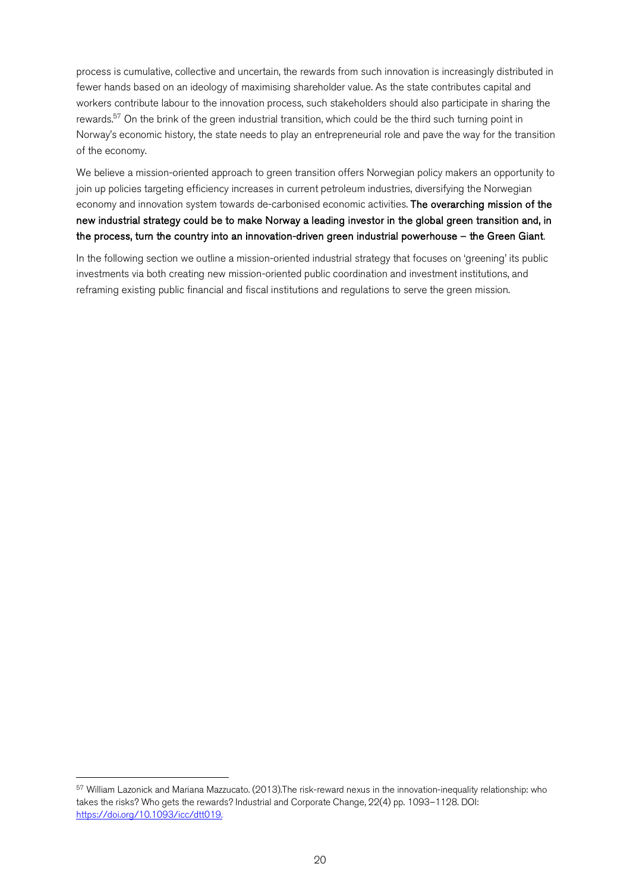process is cumulative, collective and uncertain, the rewards from such innovation is increasingly distributed in fewer hands based on an ideology of maximising shareholder value. As the state contributes capital and workers contribute labour to the innovation process, such stakeholders should also participate in sharing the rewards.[57] On the brink of the green industrial transition, which could be the third such turning point in Norway's economic history, the state needs to play an entrepreneurial role and pave the way for the transition of the economy.

We believe a mission-oriented approach to green transition offers Norwegian policy makers an opportunity to join up policies targeting efficiency increases in current petroleum industries, diversifying the Norwegian economy and innovation system towards de-carbonised economic activities. **The overarching mission of the new industrial strategy could be to make Norway a leading investor in the global green transition and, in the process, turn the country into an innovation-driven green industrial powerhouse – the Green Giant**.

In the following section we outline a mission-oriented industrial strategy that focuses on 'greening' its public investments via both creating new mission-oriented public coordination and investment institutions, and reframing existing public financial and fiscal institutions and regulations to serve the green mission.

---

[57] William Lazonick and Mariana Mazzucato. (2013).The risk-reward nexus in the innovation-inequality relationship: who takes the risks? Who gets the rewards? Industrial and Corporate Change, 22(4) pp. 1093–1128. DOI: https://doi.org/10.1093/icc/dtt019.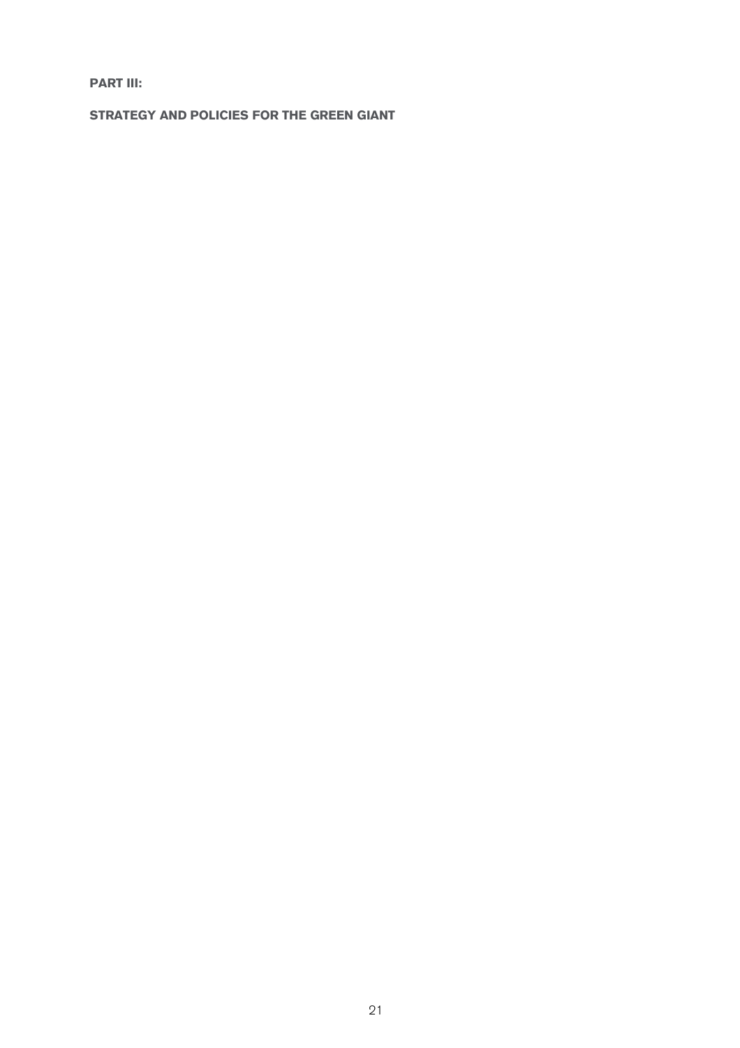# PART III:

## STRATEGY AND POLICIES FOR THE GREEN GIANT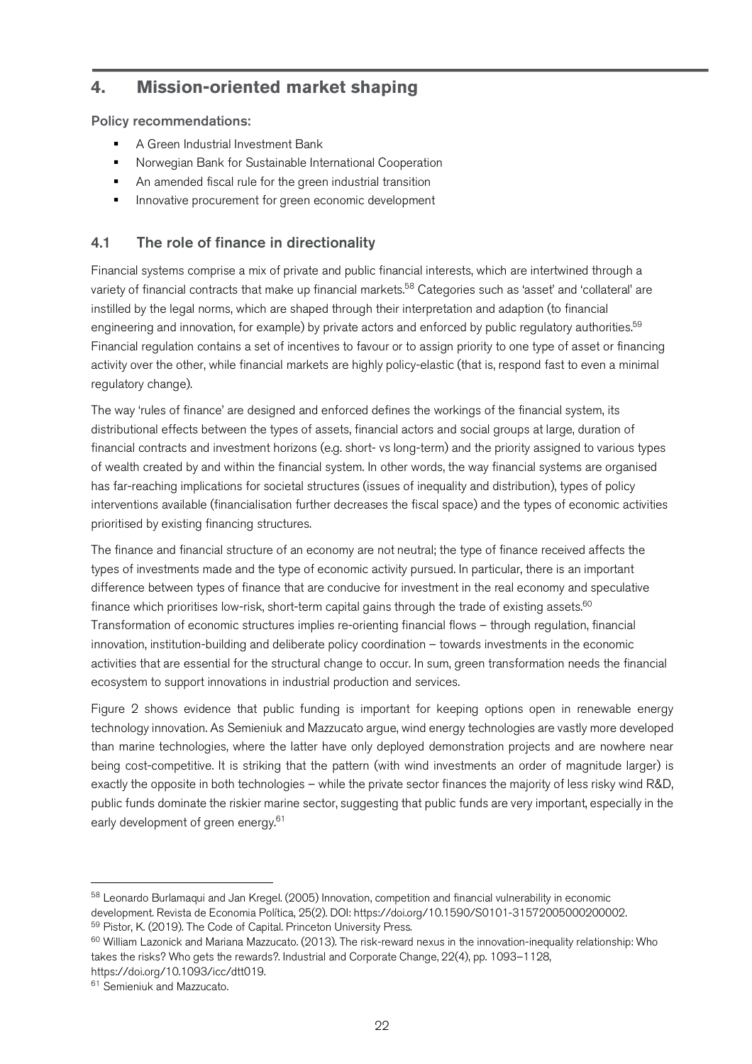## 4. Mission-oriented market shaping

**Policy recommendations:**

- A Green Industrial Investment Bank
- Norwegian Bank for Sustainable International Cooperation
- An amended fiscal rule for the green industrial transition
- Innovative procurement for green economic development

### 4.1 The role of finance in directionality

Financial systems comprise a mix of private and public financial interests, which are intertwined through a variety of financial contracts that make up financial markets.[58] Categories such as 'asset' and 'collateral' are instilled by the legal norms, which are shaped through their interpretation and adaption (to financial engineering and innovation, for example) by private actors and enforced by public regulatory authorities.[59] Financial regulation contains a set of incentives to favour or to assign priority to one type of asset or financing activity over the other, while financial markets are highly policy-elastic (that is, respond fast to even a minimal regulatory change).

The way 'rules of finance' are designed and enforced defines the workings of the financial system, its distributional effects between the types of assets, financial actors and social groups at large, duration of financial contracts and investment horizons (e.g. short- vs long-term) and the priority assigned to various types of wealth created by and within the financial system. In other words, the way financial systems are organised has far-reaching implications for societal structures (issues of inequality and distribution), types of policy interventions available (financialisation further decreases the fiscal space) and the types of economic activities prioritised by existing financing structures.

The finance and financial structure of an economy are not neutral; the type of finance received affects the types of investments made and the type of economic activity pursued. In particular, there is an important difference between types of finance that are conducive for investment in the real economy and speculative finance which prioritises low-risk, short-term capital gains through the trade of existing assets.[60] Transformation of economic structures implies re-orienting financial flows – through regulation, financial innovation, institution-building and deliberate policy coordination – towards investments in the economic activities that are essential for the structural change to occur. In sum, green transformation needs the financial ecosystem to support innovations in industrial production and services.

Figure 2 shows evidence that public funding is important for keeping options open in renewable energy technology innovation. As Semieniuk and Mazzucato argue, wind energy technologies are vastly more developed than marine technologies, where the latter have only deployed demonstration projects and are nowhere near being cost-competitive. It is striking that the pattern (with wind investments an order of magnitude larger) is exactly the opposite in both technologies – while the private sector finances the majority of less risky wind R&D, public funds dominate the riskier marine sector, suggesting that public funds are very important, especially in the early development of green energy.[61]

---

[58] Leonardo Burlamaqui and Jan Kregel. (2005) Innovation, competition and financial vulnerability in economic development. Revista de Economia Política, 25(2). DOI: https://doi.org/10.1590/S0101-31572005000200002.

[59] Pistor, K. (2019). The Code of Capital. Princeton University Press.

[60] William Lazonick and Mariana Mazzucato. (2013). The risk-reward nexus in the innovation-inequality relationship: Who takes the risks? Who gets the rewards?. Industrial and Corporate Change, 22(4), pp. 1093–1128, https://doi.org/10.1093/icc/dtt019.

[61] Semieniuk and Mazzucato.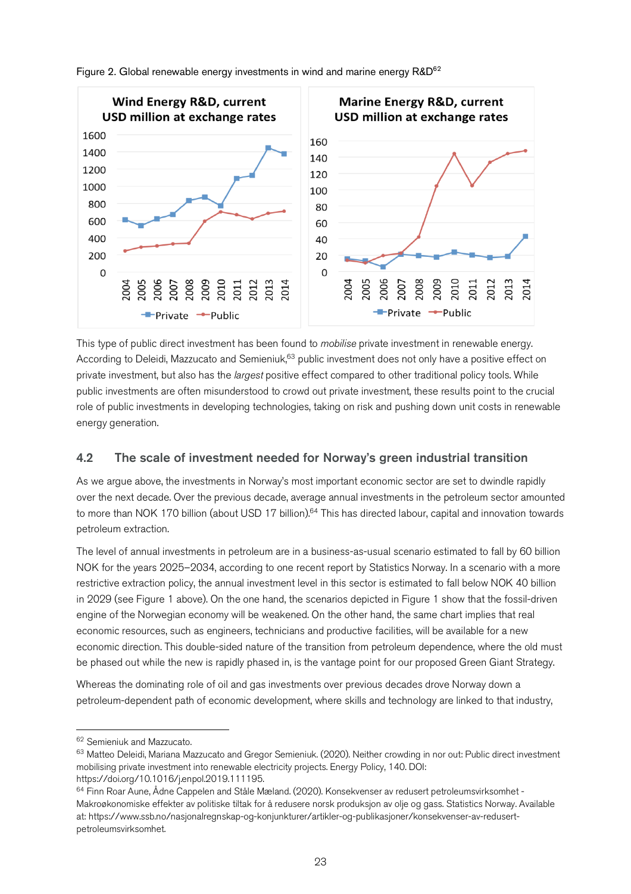Figure 2. Global renewable energy investments in wind and marine energy R&D[62]

This type of public direct investment has been found to *mobilise* private investment in renewable energy. According to Deleidi, Mazzucato and Semieniuk,[63] public investment does not only have a positive effect on private investment, but also has the *largest* positive effect compared to other traditional policy tools. While public investments are often misunderstood to crowd out private investment, these results point to the crucial role of public investments in developing technologies, taking on risk and pushing down unit costs in renewable energy generation.

## 4.2 The scale of investment needed for Norway's green industrial transition

As we argue above, the investments in Norway's most important economic sector are set to dwindle rapidly over the next decade. Over the previous decade, average annual investments in the petroleum sector amounted to more than NOK 170 billion (about USD 17 billion).[64] This has directed labour, capital and innovation towards petroleum extraction.

The level of annual investments in petroleum are in a business-as-usual scenario estimated to fall by 60 billion NOK for the years 2025–2034, according to one recent report by Statistics Norway. In a scenario with a more restrictive extraction policy, the annual investment level in this sector is estimated to fall below NOK 40 billion in 2029 (see Figure 1 above). On the one hand, the scenarios depicted in Figure 1 show that the fossil-driven engine of the Norwegian economy will be weakened. On the other hand, the same chart implies that real economic resources, such as engineers, technicians and productive facilities, will be available for a new economic direction. This double-sided nature of the transition from petroleum dependence, where the old must be phased out while the new is rapidly phased in, is the vantage point for our proposed Green Giant Strategy.

Whereas the dominating role of oil and gas investments over previous decades drove Norway down a petroleum-dependent path of economic development, where skills and technology are linked to that industry,

[62] Semieniuk and Mazzucato.

[63] Matteo Deleidi, Mariana Mazzucato and Gregor Semieniuk. (2020). Neither crowding in nor out: Public direct investment mobilising private investment into renewable electricity projects. Energy Policy, 140. DOI: https://doi.org/10.1016/j.enpol.2019.111195.

[64] Finn Roar Aune, Ådne Cappelen and Ståle Mæland. (2020). Konsekvenser av redusert petroleumsvirksomhet - Makroøkonomiske effekter av politiske tiltak for å redusere norsk produksjon av olje og gass. Statistics Norway. Available at: https://www.ssb.no/nasjonalregnskap-og-konjunkturer/artikler-og-publikasjoner/konsekvenser-av-redusert-petroleumsvirksomhet.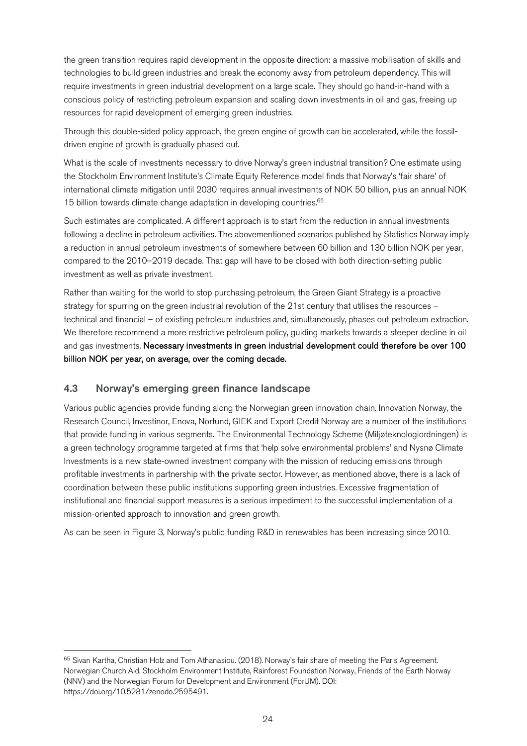the green transition requires rapid development in the opposite direction: a massive mobilisation of skills and technologies to build green industries and break the economy away from petroleum dependency. This will require investments in green industrial development on a large scale. They should go hand-in-hand with a conscious policy of restricting petroleum expansion and scaling down investments in oil and gas, freeing up resources for rapid development of emerging green industries.

Through this double-sided policy approach, the green engine of growth can be accelerated, while the fossil-driven engine of growth is gradually phased out.

What is the scale of investments necessary to drive Norway's green industrial transition? One estimate using the Stockholm Environment Institute's Climate Equity Reference model finds that Norway's 'fair share' of international climate mitigation until 2030 requires annual investments of NOK 50 billion, plus an annual NOK 15 billion towards climate change adaptation in developing countries.[65]

Such estimates are complicated. A different approach is to start from the reduction in annual investments following a decline in petroleum activities. The abovementioned scenarios published by Statistics Norway imply a reduction in annual petroleum investments of somewhere between 60 billion and 130 billion NOK per year, compared to the 2010–2019 decade. That gap will have to be closed with both direction-setting public investment as well as private investment.

Rather than waiting for the world to stop purchasing petroleum, the Green Giant Strategy is a proactive strategy for spurring on the green industrial revolution of the 21st century that utilises the resources – technical and financial – of existing petroleum industries and, simultaneously, phases out petroleum extraction. We therefore recommend a more restrictive petroleum policy, guiding markets towards a steeper decline in oil and gas investments. **Necessary investments in green industrial development could therefore be over 100 billion NOK per year, on average, over the coming decade.**

## 4.3 Norway's emerging green finance landscape

Various public agencies provide funding along the Norwegian green innovation chain. Innovation Norway, the Research Council, Investinor, Enova, Norfund, GIEK and Export Credit Norway are a number of the institutions that provide funding in various segments. The Environmental Technology Scheme (Miljøteknologiordningen) is a green technology programme targeted at firms that 'help solve environmental problems' and Nysnø Climate Investments is a new state-owned investment company with the mission of reducing emissions through profitable investments in partnership with the private sector. However, as mentioned above, there is a lack of coordination between these public institutions supporting green industries. Excessive fragmentation of institutional and financial support measures is a serious impediment to the successful implementation of a mission-oriented approach to innovation and green growth.

As can be seen in Figure 3, Norway's public funding R&D in renewables has been increasing since 2010.

---

[65] Sivan Kartha, Christian Holz and Tom Athanasiou. (2018). Norway's fair share of meeting the Paris Agreement. Norwegian Church Aid, Stockholm Environment Institute, Rainforest Foundation Norway, Friends of the Earth Norway (NNV) and the Norwegian Forum for Development and Environment (ForUM). DOI: https://doi.org/10.5281/zenodo.2595491.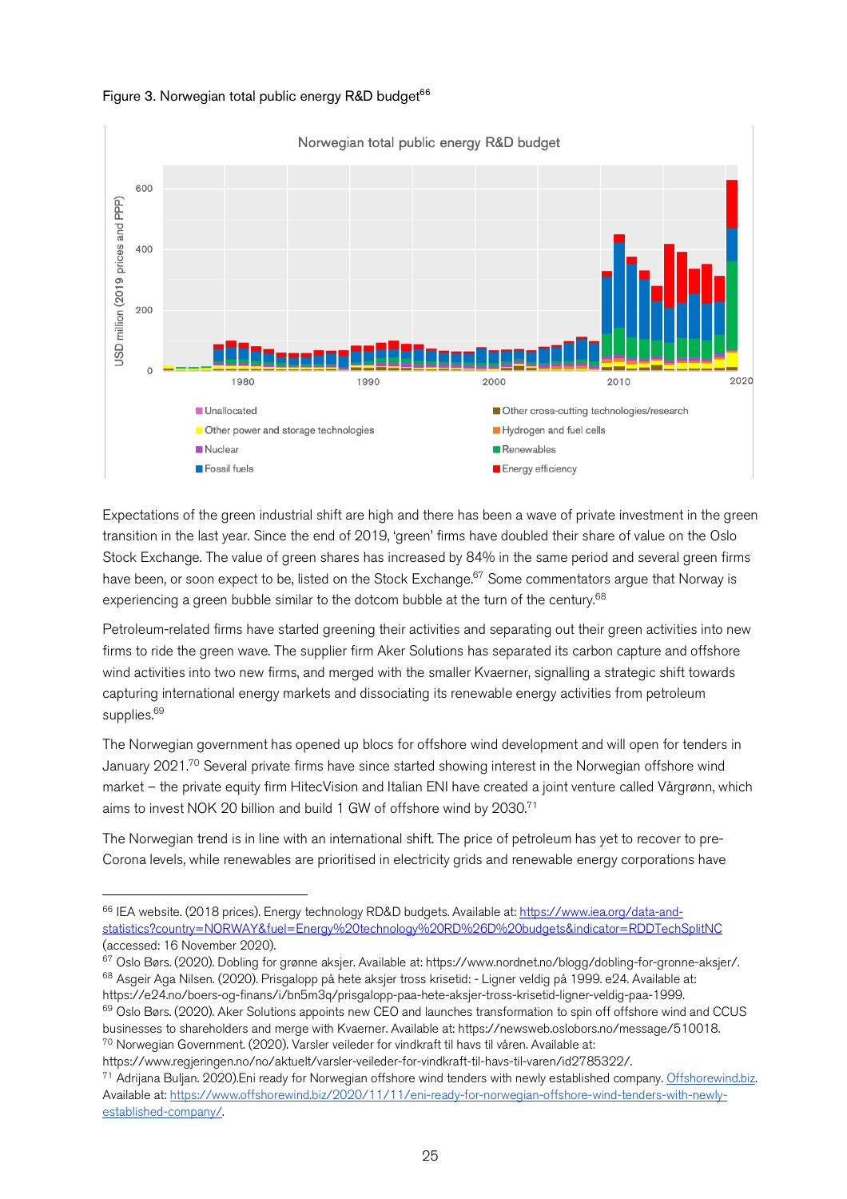Figure 3. Norwegian total public energy R&D budget[66]

Expectations of the green industrial shift are high and there has been a wave of private investment in the green transition in the last year. Since the end of 2019, 'green' firms have doubled their share of value on the Oslo Stock Exchange. The value of green shares has increased by 84% in the same period and several green firms have been, or soon expect to be, listed on the Stock Exchange.[67] Some commentators argue that Norway is experiencing a green bubble similar to the dotcom bubble at the turn of the century.[68]

Petroleum-related firms have started greening their activities and separating out their green activities into new firms to ride the green wave. The supplier firm Aker Solutions has separated its carbon capture and offshore wind activities into two new firms, and merged with the smaller Kvaerner, signalling a strategic shift towards capturing international energy markets and dissociating its renewable energy activities from petroleum supplies.[69]

The Norwegian government has opened up blocs for offshore wind development and will open for tenders in January 2021.[70] Several private firms have since started showing interest in the Norwegian offshore wind market – the private equity firm HitecVision and Italian ENI have created a joint venture called Vårgrønn, which aims to invest NOK 20 billion and build 1 GW of offshore wind by 2030.[71]

The Norwegian trend is in line with an international shift. The price of petroleum has yet to recover to pre-Corona levels, while renewables are prioritised in electricity grids and renewable energy corporations have

---

[66] IEA website. (2018 prices). Energy technology RD&D budgets. Available at: https://www.iea.org/data-and-statistics?country=NORWAY&fuel=Energy%20technology%20RD%26D%20budgets&indicator=RDDTechSplitNC (accessed: 16 November 2020).

[67] Oslo Børs. (2020). Dobling for grønne aksjer. Available at: https://www.nordnet.no/blogg/dobling-for-gronne-aksjer/.

[68] Asgeir Aga Nilsen. (2020). Prisgalopp på hete aksjer tross krisetid: - Ligner veldig på 1999. e24. Available at: https://e24.no/boers-og-finans/i/bn5m3q/prisgalopp-paa-hete-aksjer-tross-krisetid-ligner-veldig-paa-1999.

[69] Oslo Børs. (2020). Aker Solutions appoints new CEO and launches transformation to spin off offshore wind and CCUS businesses to shareholders and merge with Kvaerner. Available at: https://newsweb.oslobors.no/message/510018.

[70] Norwegian Government. (2020). Varsler veileder for vindkraft til havs til våren. Available at: https://www.regjeringen.no/no/aktuelt/varsler-veileder-for-vindkraft-til-havs-til-varen/id2785322/.

[71] Adrijana Buljan. 2020).Eni ready for Norwegian offshore wind tenders with newly established company. Offshorewind.biz. Available at: https://www.offshorewind.biz/2020/11/11/eni-ready-for-norwegian-offshore-wind-tenders-with-newly-established-company/.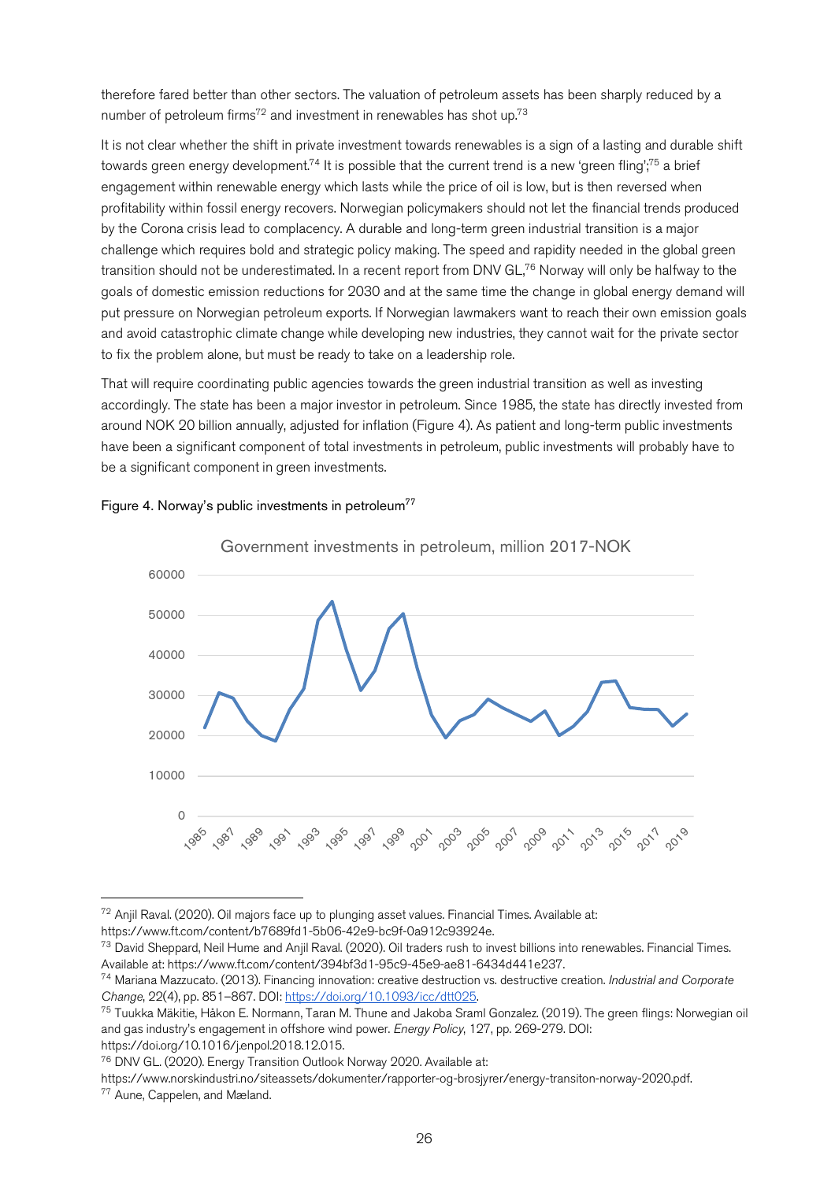therefore fared better than other sectors. The valuation of petroleum assets has been sharply reduced by a number of petroleum firms[72] and investment in renewables has shot up.[73]

It is not clear whether the shift in private investment towards renewables is a sign of a lasting and durable shift towards green energy development.[74] It is possible that the current trend is a new 'green fling';[75] a brief engagement within renewable energy which lasts while the price of oil is low, but is then reversed when profitability within fossil energy recovers. Norwegian policymakers should not let the financial trends produced by the Corona crisis lead to complacency. A durable and long-term green industrial transition is a major challenge which requires bold and strategic policy making. The speed and rapidity needed in the global green transition should not be underestimated. In a recent report from DNV GL,[76] Norway will only be halfway to the goals of domestic emission reductions for 2030 and at the same time the change in global energy demand will put pressure on Norwegian petroleum exports. If Norwegian lawmakers want to reach their own emission goals and avoid catastrophic climate change while developing new industries, they cannot wait for the private sector to fix the problem alone, but must be ready to take on a leadership role.

That will require coordinating public agencies towards the green industrial transition as well as investing accordingly. The state has been a major investor in petroleum. Since 1985, the state has directly invested from around NOK 20 billion annually, adjusted for inflation (Figure 4). As patient and long-term public investments have been a significant component of total investments in petroleum, public investments will probably have to be a significant component in green investments.

Figure 4. Norway's public investments in petroleum[77]

Government investments in petroleum, million 2017-NOK

---

[72] Anjil Raval. (2020). Oil majors face up to plunging asset values. Financial Times. Available at: https://www.ft.com/content/b7689fd1-5b06-42e9-bc9f-0a912c93924e.

[73] David Sheppard, Neil Hume and Anjil Raval. (2020). Oil traders rush to invest billions into renewables. Financial Times. Available at: https://www.ft.com/content/394bf3d1-95c9-45e9-ae81-6434d441e237.

[74] Mariana Mazzucato. (2013). Financing innovation: creative destruction vs. destructive creation. *Industrial and Corporate Change*, 22(4), pp. 851–867. DOI: https://doi.org/10.1093/icc/dtt025.

[75] Tuukka Mäkitie, Håkon E. Normann, Taran M. Thune and Jakoba Sraml Gonzalez. (2019). The green flings: Norwegian oil and gas industry's engagement in offshore wind power. *Energy Policy*, 127, pp. 269-279. DOI: https://doi.org/10.1016/j.enpol.2018.12.015.

[76] DNV GL. (2020). Energy Transition Outlook Norway 2020. Available at: https://www.norskindustri.no/siteassets/dokumenter/rapporter-og-brosjyrer/energy-transiton-norway-2020.pdf.

[77] Aune, Cappelen, and Mæland.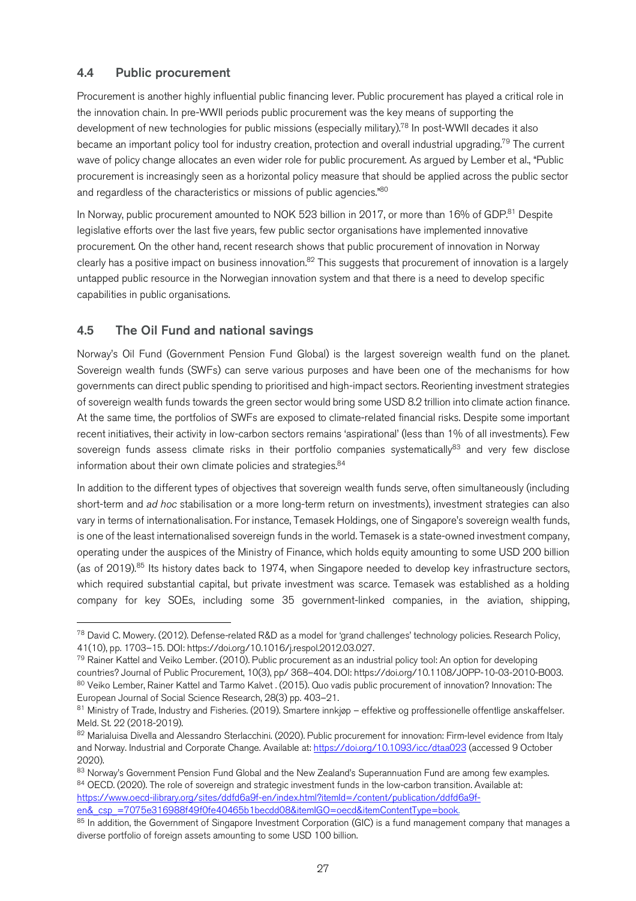## 4.4 Public procurement

Procurement is another highly influential public financing lever. Public procurement has played a critical role in the innovation chain. In pre-WWII periods public procurement was the key means of supporting the development of new technologies for public missions (especially military).[78] In post-WWII decades it also became an important policy tool for industry creation, protection and overall industrial upgrading.[79] The current wave of policy change allocates an even wider role for public procurement. As argued by Lember et al., "Public procurement is increasingly seen as a horizontal policy measure that should be applied across the public sector and regardless of the characteristics or missions of public agencies."[80]

In Norway, public procurement amounted to NOK 523 billion in 2017, or more than 16% of GDP.[81] Despite legislative efforts over the last five years, few public sector organisations have implemented innovative procurement. On the other hand, recent research shows that public procurement of innovation in Norway clearly has a positive impact on business innovation.[82] This suggests that procurement of innovation is a largely untapped public resource in the Norwegian innovation system and that there is a need to develop specific capabilities in public organisations.

## 4.5 The Oil Fund and national savings

Norway's Oil Fund (Government Pension Fund Global) is the largest sovereign wealth fund on the planet. Sovereign wealth funds (SWFs) can serve various purposes and have been one of the mechanisms for how governments can direct public spending to prioritised and high-impact sectors. Reorienting investment strategies of sovereign wealth funds towards the green sector would bring some USD 8.2 trillion into climate action finance. At the same time, the portfolios of SWFs are exposed to climate-related financial risks. Despite some important recent initiatives, their activity in low-carbon sectors remains 'aspirational' (less than 1% of all investments). Few sovereign funds assess climate risks in their portfolio companies systematically[83] and very few disclose information about their own climate policies and strategies.[84]

In addition to the different types of objectives that sovereign wealth funds serve, often simultaneously (including short-term and *ad hoc* stabilisation or a more long-term return on investments), investment strategies can also vary in terms of internationalisation. For instance, Temasek Holdings, one of Singapore's sovereign wealth funds, is one of the least internationalised sovereign funds in the world. Temasek is a state-owned investment company, operating under the auspices of the Ministry of Finance, which holds equity amounting to some USD 200 billion (as of 2019).[85] Its history dates back to 1974, when Singapore needed to develop key infrastructure sectors, which required substantial capital, but private investment was scarce. Temasek was established as a holding company for key SOEs, including some 35 government-linked companies, in the aviation, shipping,

---

[78] David C. Mowery. (2012). Defense-related R&D as a model for 'grand challenges' technology policies. Research Policy, 41(10), pp. 1703–15. DOI: https://doi.org/10.1016/j.respol.2012.03.027.

[79] Rainer Kattel and Veiko Lember. (2010). Public procurement as an industrial policy tool: An option for developing countries? Journal of Public Procurement, 10(3), pp/ 368–404. DOI: https://doi.org/10.1108/JOPP-10-03-2010-B003.

[80] Veiko Lember, Rainer Kattel and Tarmo Kalvet . (2015). Quo vadis public procurement of innovation? Innovation: The European Journal of Social Science Research, 28(3) pp. 403–21.

[81] Ministry of Trade, Industry and Fisheries. (2019). Smartere innkjøp – effektive og proffessionelle offentlige anskaffelser. Meld. St. 22 (2018-2019).

[82] Marialuisa Divella and Alessandro Sterlacchini. (2020). Public procurement for innovation: Firm-level evidence from Italy and Norway. Industrial and Corporate Change. Available at: https://doi.org/10.1093/icc/dtaa023 (accessed 9 October 2020).

[83] Norway's Government Pension Fund Global and the New Zealand's Superannuation Fund are among few examples.

[84] OECD. (2020). The role of sovereign and strategic investment funds in the low-carbon transition. Available at: https://www.oecd-ilibrary.org/sites/ddfd6a9f-en/index.html?itemId=/content/publication/ddfd6a9f-en&_csp_=7075e316988f49f0fe40465b1becdd08&itemIGO=oecd&itemContentType=book.

[85] In addition, the Government of Singapore Investment Corporation (GIC) is a fund management company that manages a diverse portfolio of foreign assets amounting to some USD 100 billion.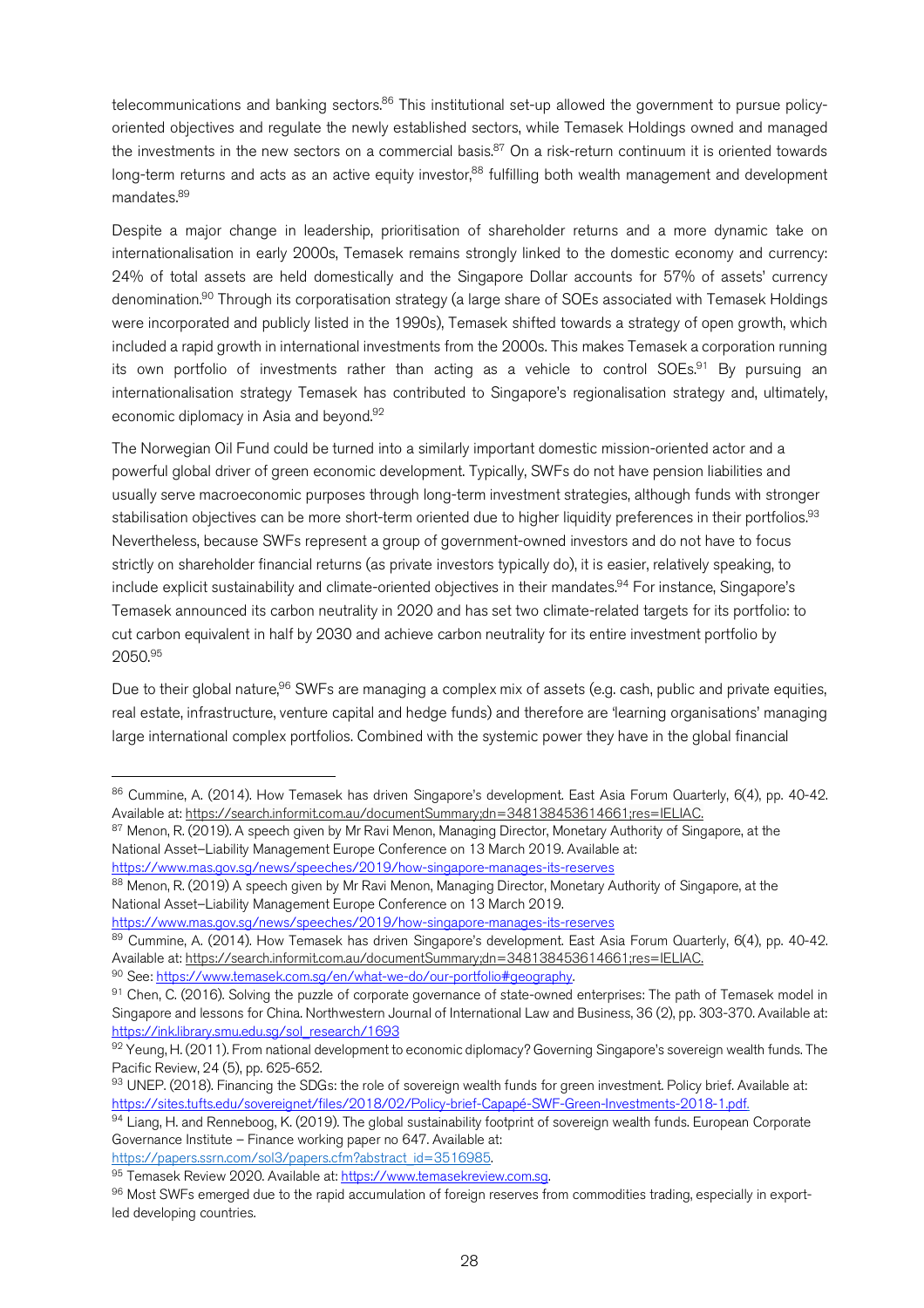telecommunications and banking sectors.[86] This institutional set-up allowed the government to pursue policy-oriented objectives and regulate the newly established sectors, while Temasek Holdings owned and managed the investments in the new sectors on a commercial basis.[87] On a risk-return continuum it is oriented towards long-term returns and acts as an active equity investor,[88] fulfilling both wealth management and development mandates.[89]

Despite a major change in leadership, prioritisation of shareholder returns and a more dynamic take on internationalisation in early 2000s, Temasek remains strongly linked to the domestic economy and currency: 24% of total assets are held domestically and the Singapore Dollar accounts for 57% of assets' currency denomination.[90] Through its corporatisation strategy (a large share of SOEs associated with Temasek Holdings were incorporated and publicly listed in the 1990s), Temasek shifted towards a strategy of open growth, which included a rapid growth in international investments from the 2000s. This makes Temasek a corporation running its own portfolio of investments rather than acting as a vehicle to control SOEs.[91] By pursuing an internationalisation strategy Temasek has contributed to Singapore's regionalisation strategy and, ultimately, economic diplomacy in Asia and beyond.[92]

The Norwegian Oil Fund could be turned into a similarly important domestic mission-oriented actor and a powerful global driver of green economic development. Typically, SWFs do not have pension liabilities and usually serve macroeconomic purposes through long-term investment strategies, although funds with stronger stabilisation objectives can be more short-term oriented due to higher liquidity preferences in their portfolios.[93] Nevertheless, because SWFs represent a group of government-owned investors and do not have to focus strictly on shareholder financial returns (as private investors typically do), it is easier, relatively speaking, to include explicit sustainability and climate-oriented objectives in their mandates.[94] For instance, Singapore's Temasek announced its carbon neutrality in 2020 and has set two climate-related targets for its portfolio: to cut carbon equivalent in half by 2030 and achieve carbon neutrality for its entire investment portfolio by 2050.[95]

Due to their global nature,[96] SWFs are managing a complex mix of assets (e.g. cash, public and private equities, real estate, infrastructure, venture capital and hedge funds) and therefore are 'learning organisations' managing large international complex portfolios. Combined with the systemic power they have in the global financial

---

[86] Cummine, A. (2014). How Temasek has driven Singapore's development. East Asia Forum Quarterly, 6(4), pp. 40-42. Available at: https://search.informit.com.au/documentSummary;dn=348138453614661;res=IELIAC.

[87] Menon, R. (2019). A speech given by Mr Ravi Menon, Managing Director, Monetary Authority of Singapore, at the National Asset–Liability Management Europe Conference on 13 March 2019. Available at: https://www.mas.gov.sg/news/speeches/2019/how-singapore-manages-its-reserves

[88] Menon, R. (2019) A speech given by Mr Ravi Menon, Managing Director, Monetary Authority of Singapore, at the National Asset–Liability Management Europe Conference on 13 March 2019. https://www.mas.gov.sg/news/speeches/2019/how-singapore-manages-its-reserves

[89] Cummine, A. (2014). How Temasek has driven Singapore's development. East Asia Forum Quarterly, 6(4), pp. 40-42. Available at: https://search.informit.com.au/documentSummary;dn=348138453614661;res=IELIAC.

[90] See: https://www.temasek.com.sg/en/what-we-do/our-portfolio#geography.

[91] Chen, C. (2016). Solving the puzzle of corporate governance of state-owned enterprises: The path of Temasek model in Singapore and lessons for China. Northwestern Journal of International Law and Business, 36 (2), pp. 303-370. Available at: https://ink.library.smu.edu.sg/sol_research/1693

[92] Yeung, H. (2011). From national development to economic diplomacy? Governing Singapore's sovereign wealth funds. The Pacific Review, 24 (5), pp. 625-652.

[93] UNEP. (2018). Financing the SDGs: the role of sovereign wealth funds for green investment. Policy brief. Available at: https://sites.tufts.edu/sovereignet/files/2018/02/Policy-brief-Capapé-SWF-Green-Investments-2018-1.pdf.

[94] Liang, H. and Renneboog, K. (2019). The global sustainability footprint of sovereign wealth funds. European Corporate Governance Institute – Finance working paper no 647. Available at: https://papers.ssrn.com/sol3/papers.cfm?abstract_id=3516985.

[95] Temasek Review 2020. Available at: https://www.temasekreview.com.sg.

[96] Most SWFs emerged due to the rapid accumulation of foreign reserves from commodities trading, especially in export-led developing countries.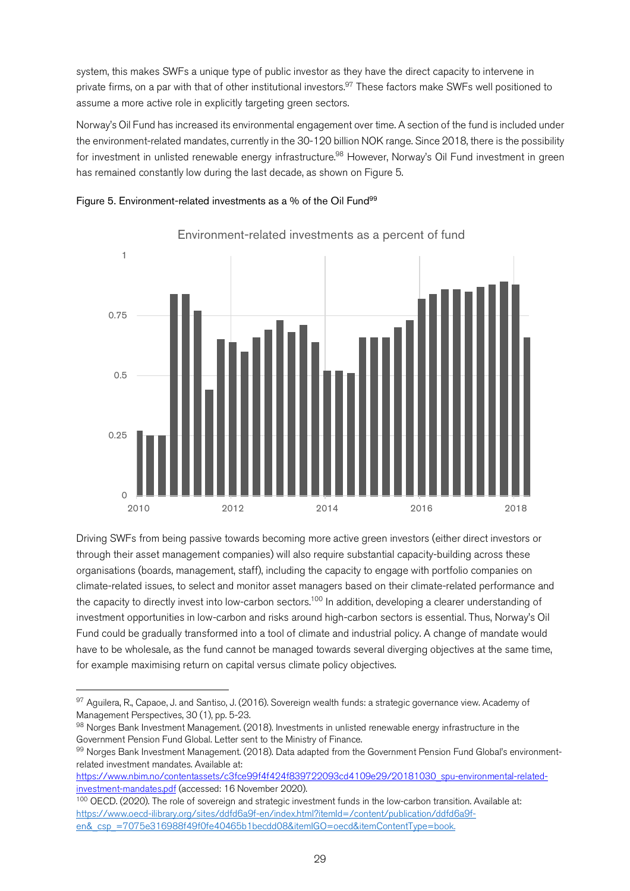system, this makes SWFs a unique type of public investor as they have the direct capacity to intervene in private firms, on a par with that of other institutional investors.[97] These factors make SWFs well positioned to assume a more active role in explicitly targeting green sectors.

Norway's Oil Fund has increased its environmental engagement over time. A section of the fund is included under the environment-related mandates, currently in the 30-120 billion NOK range. Since 2018, there is the possibility for investment in unlisted renewable energy infrastructure.[98] However, Norway's Oil Fund investment in green has remained constantly low during the last decade, as shown on Figure 5.

Figure 5. Environment-related investments as a % of the Oil Fund[99]

Driving SWFs from being passive towards becoming more active green investors (either direct investors or through their asset management companies) will also require substantial capacity-building across these organisations (boards, management, staff), including the capacity to engage with portfolio companies on climate-related issues, to select and monitor asset managers based on their climate-related performance and the capacity to directly invest into low-carbon sectors.[100] In addition, developing a clearer understanding of investment opportunities in low-carbon and risks around high-carbon sectors is essential. Thus, Norway's Oil Fund could be gradually transformed into a tool of climate and industrial policy. A change of mandate would have to be wholesale, as the fund cannot be managed towards several diverging objectives at the same time, for example maximising return on capital versus climate policy objectives.

---

[97] Aguilera, R., Capaoe, J. and Santiso, J. (2016). Sovereign wealth funds: a strategic governance view. Academy of Management Perspectives, 30 (1), pp. 5-23.

[98] Norges Bank Investment Management. (2018). Investments in unlisted renewable energy infrastructure in the Government Pension Fund Global. Letter sent to the Ministry of Finance.

[99] Norges Bank Investment Management. (2018). Data adapted from the Government Pension Fund Global's environment-related investment mandates. Available at: https://www.nbim.no/contentassets/c3fce99f4f424f839722093cd4109e29/20181030_spu-environmental-related-investment-mandates.pdf (accessed: 16 November 2020).

[100] OECD. (2020). The role of sovereign and strategic investment funds in the low-carbon transition. Available at: https://www.oecd-ilibrary.org/sites/ddfd6a9f-en/index.html?itemId=/content/publication/ddfd6a9f-en&_csp_=7075e316988f49f0fe40465b1becdd08&itemIGO=oecd&itemContentType=book.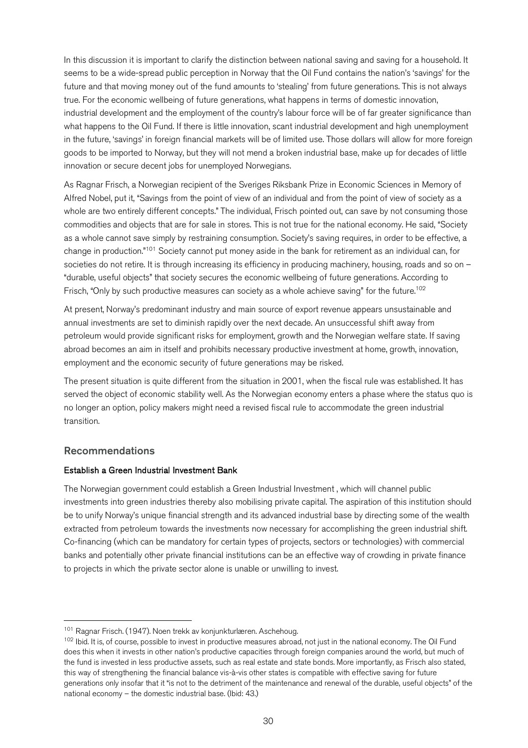In this discussion it is important to clarify the distinction between national saving and saving for a household. It seems to be a wide-spread public perception in Norway that the Oil Fund contains the nation's 'savings' for the future and that moving money out of the fund amounts to 'stealing' from future generations. This is not always true. For the economic wellbeing of future generations, what happens in terms of domestic innovation, industrial development and the employment of the country's labour force will be of far greater significance than what happens to the Oil Fund. If there is little innovation, scant industrial development and high unemployment in the future, 'savings' in foreign financial markets will be of limited use. Those dollars will allow for more foreign goods to be imported to Norway, but they will not mend a broken industrial base, make up for decades of little innovation or secure decent jobs for unemployed Norwegians.

As Ragnar Frisch, a Norwegian recipient of the Sveriges Riksbank Prize in Economic Sciences in Memory of Alfred Nobel, put it, "Savings from the point of view of an individual and from the point of view of society as a whole are two entirely different concepts." The individual, Frisch pointed out, can save by not consuming those commodities and objects that are for sale in stores. This is not true for the national economy. He said, "Society as a whole cannot save simply by restraining consumption. Society's saving requires, in order to be effective, a change in production."[101] Society cannot put money aside in the bank for retirement as an individual can, for societies do not retire. It is through increasing its efficiency in producing machinery, housing, roads and so on – "durable, useful objects" that society secures the economic wellbeing of future generations. According to Frisch, "Only by such productive measures can society as a whole achieve saving" for the future.[102]

At present, Norway's predominant industry and main source of export revenue appears unsustainable and annual investments are set to diminish rapidly over the next decade. An unsuccessful shift away from petroleum would provide significant risks for employment, growth and the Norwegian welfare state. If saving abroad becomes an aim in itself and prohibits necessary productive investment at home, growth, innovation, employment and the economic security of future generations may be risked.

The present situation is quite different from the situation in 2001, when the fiscal rule was established. It has served the object of economic stability well. As the Norwegian economy enters a phase where the status quo is no longer an option, policy makers might need a revised fiscal rule to accommodate the green industrial transition.

## Recommendations

### Establish a Green Industrial Investment Bank

The Norwegian government could establish a Green Industrial Investment , which will channel public investments into green industries thereby also mobilising private capital. The aspiration of this institution should be to unify Norway's unique financial strength and its advanced industrial base by directing some of the wealth extracted from petroleum towards the investments now necessary for accomplishing the green industrial shift. Co-financing (which can be mandatory for certain types of projects, sectors or technologies) with commercial banks and potentially other private financial institutions can be an effective way of crowding in private finance to projects in which the private sector alone is unable or unwilling to invest.

---

[101] Ragnar Frisch. (1947). Noen trekk av konjunkturlæren. Aschehoug.

[102] Ibid. It is, of course, possible to invest in productive measures abroad, not just in the national economy. The Oil Fund does this when it invests in other nation's productive capacities through foreign companies around the world, but much of the fund is invested in less productive assets, such as real estate and state bonds. More importantly, as Frisch also stated, this way of strengthening the financial balance vis-à-vis other states is compatible with effective saving for future generations only insofar that it "is not to the detriment of the maintenance and renewal of the durable, useful objects" of the national economy – the domestic industrial base. (Ibid: 43.)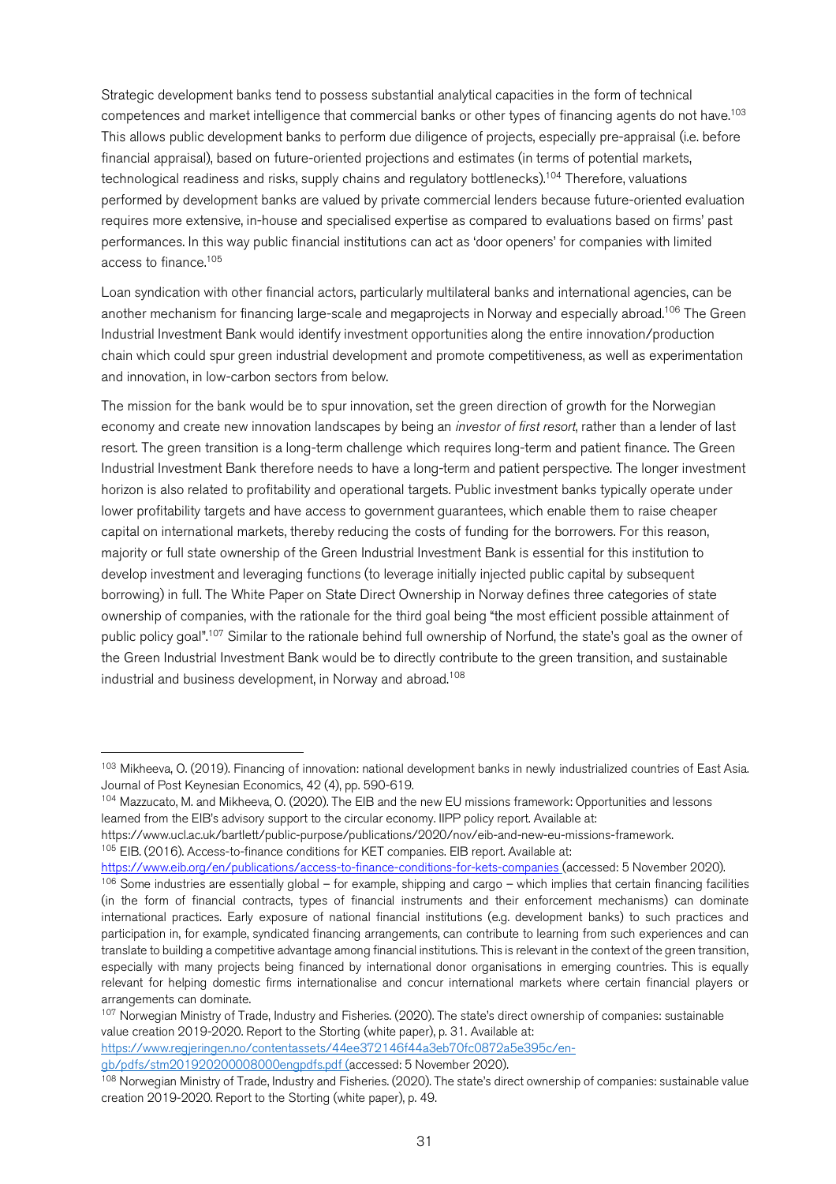Strategic development banks tend to possess substantial analytical capacities in the form of technical competences and market intelligence that commercial banks or other types of financing agents do not have.[103] This allows public development banks to perform due diligence of projects, especially pre-appraisal (i.e. before financial appraisal), based on future-oriented projections and estimates (in terms of potential markets, technological readiness and risks, supply chains and regulatory bottlenecks).[104] Therefore, valuations performed by development banks are valued by private commercial lenders because future-oriented evaluation requires more extensive, in-house and specialised expertise as compared to evaluations based on firms' past performances. In this way public financial institutions can act as 'door openers' for companies with limited access to finance.[105]

Loan syndication with other financial actors, particularly multilateral banks and international agencies, can be another mechanism for financing large-scale and megaprojects in Norway and especially abroad.[106] The Green Industrial Investment Bank would identify investment opportunities along the entire innovation/production chain which could spur green industrial development and promote competitiveness, as well as experimentation and innovation, in low-carbon sectors from below.

The mission for the bank would be to spur innovation, set the green direction of growth for the Norwegian economy and create new innovation landscapes by being an *investor of first resort*, rather than a lender of last resort. The green transition is a long-term challenge which requires long-term and patient finance. The Green Industrial Investment Bank therefore needs to have a long-term and patient perspective. The longer investment horizon is also related to profitability and operational targets. Public investment banks typically operate under lower profitability targets and have access to government guarantees, which enable them to raise cheaper capital on international markets, thereby reducing the costs of funding for the borrowers. For this reason, majority or full state ownership of the Green Industrial Investment Bank is essential for this institution to develop investment and leveraging functions (to leverage initially injected public capital by subsequent borrowing) in full. The White Paper on State Direct Ownership in Norway defines three categories of state ownership of companies, with the rationale for the third goal being "the most efficient possible attainment of public policy goal".[107] Similar to the rationale behind full ownership of Norfund, the state's goal as the owner of the Green Industrial Investment Bank would be to directly contribute to the green transition, and sustainable industrial and business development, in Norway and abroad.[108]

---

[103] Mikheeva, O. (2019). Financing of innovation: national development banks in newly industrialized countries of East Asia. Journal of Post Keynesian Economics, 42 (4), pp. 590-619.

[104] Mazzucato, M. and Mikheeva, O. (2020). The EIB and the new EU missions framework: Opportunities and lessons learned from the EIB's advisory support to the circular economy. IIPP policy report. Available at: https://www.ucl.ac.uk/bartlett/public-purpose/publications/2020/nov/eib-and-new-eu-missions-framework.

[105] EIB. (2016). Access-to-finance conditions for KET companies. EIB report. Available at: https://www.eib.org/en/publications/access-to-finance-conditions-for-kets-companies (accessed: 5 November 2020).

[106] Some industries are essentially global – for example, shipping and cargo – which implies that certain financing facilities (in the form of financial contracts, types of financial instruments and their enforcement mechanisms) can dominate international practices. Early exposure of national financial institutions (e.g. development banks) to such practices and participation in, for example, syndicated financing arrangements, can contribute to learning from such experiences and can translate to building a competitive advantage among financial institutions. This is relevant in the context of the green transition, especially with many projects being financed by international donor organisations in emerging countries. This is equally relevant for helping domestic firms internationalise and concur international markets where certain financial players or arrangements can dominate.

[107] Norwegian Ministry of Trade, Industry and Fisheries. (2020). The state's direct ownership of companies: sustainable value creation 2019-2020. Report to the Storting (white paper), p. 31. Available at: https://www.regjeringen.no/contentassets/44ee372146f44a3eb70fc0872a5e395c/en-gb/pdfs/stm201920200008000engpdfs.pdf (accessed: 5 November 2020).

[108] Norwegian Ministry of Trade, Industry and Fisheries. (2020). The state's direct ownership of companies: sustainable value creation 2019-2020. Report to the Storting (white paper), p. 49.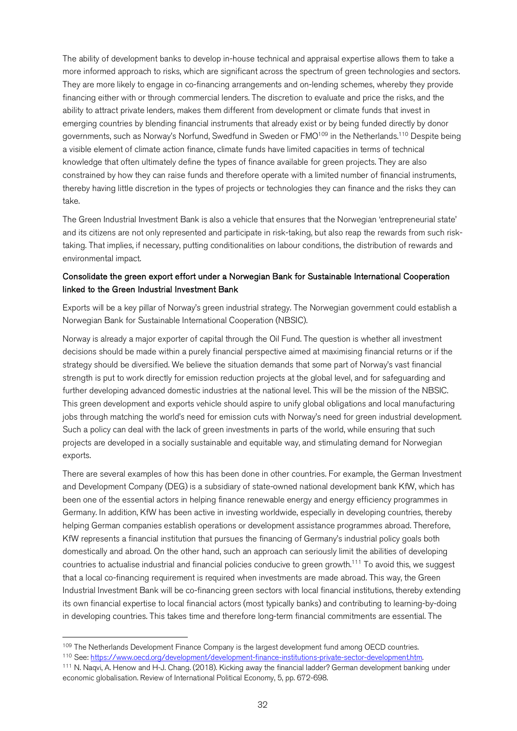The ability of development banks to develop in-house technical and appraisal expertise allows them to take a more informed approach to risks, which are significant across the spectrum of green technologies and sectors. They are more likely to engage in co-financing arrangements and on-lending schemes, whereby they provide financing either with or through commercial lenders. The discretion to evaluate and price the risks, and the ability to attract private lenders, makes them different from development or climate funds that invest in emerging countries by blending financial instruments that already exist or by being funded directly by donor governments, such as Norway's Norfund, Swedfund in Sweden or FMO[109] in the Netherlands.[110] Despite being a visible element of climate action finance, climate funds have limited capacities in terms of technical knowledge that often ultimately define the types of finance available for green projects. They are also constrained by how they can raise funds and therefore operate with a limited number of financial instruments, thereby having little discretion in the types of projects or technologies they can finance and the risks they can take.

The Green Industrial Investment Bank is also a vehicle that ensures that the Norwegian 'entrepreneurial state' and its citizens are not only represented and participate in risk-taking, but also reap the rewards from such risk-taking. That implies, if necessary, putting conditionalities on labour conditions, the distribution of rewards and environmental impact.

### Consolidate the green export effort under a Norwegian Bank for Sustainable International Cooperation linked to the Green Industrial Investment Bank

Exports will be a key pillar of Norway's green industrial strategy. The Norwegian government could establish a Norwegian Bank for Sustainable International Cooperation (NBSIC).

Norway is already a major exporter of capital through the Oil Fund. The question is whether all investment decisions should be made within a purely financial perspective aimed at maximising financial returns or if the strategy should be diversified. We believe the situation demands that some part of Norway's vast financial strength is put to work directly for emission reduction projects at the global level, and for safeguarding and further developing advanced domestic industries at the national level. This will be the mission of the NBSIC. This green development and exports vehicle should aspire to unify global obligations and local manufacturing jobs through matching the world's need for emission cuts with Norway's need for green industrial development. Such a policy can deal with the lack of green investments in parts of the world, while ensuring that such projects are developed in a socially sustainable and equitable way, and stimulating demand for Norwegian exports.

There are several examples of how this has been done in other countries. For example, the German Investment and Development Company (DEG) is a subsidiary of state-owned national development bank KfW, which has been one of the essential actors in helping finance renewable energy and energy efficiency programmes in Germany. In addition, KfW has been active in investing worldwide, especially in developing countries, thereby helping German companies establish operations or development assistance programmes abroad. Therefore, KfW represents a financial institution that pursues the financing of Germany's industrial policy goals both domestically and abroad. On the other hand, such an approach can seriously limit the abilities of developing countries to actualise industrial and financial policies conducive to green growth.[111] To avoid this, we suggest that a local co-financing requirement is required when investments are made abroad. This way, the Green Industrial Investment Bank will be co-financing green sectors with local financial institutions, thereby extending its own financial expertise to local financial actors (most typically banks) and contributing to learning-by-doing in developing countries. This takes time and therefore long-term financial commitments are essential. The

---

[109] The Netherlands Development Finance Company is the largest development fund among OECD countries.

[110] See: https://www.oecd.org/development/development-finance-institutions-private-sector-development.htm.

[111] N. Naqvi, A. Henow and H-J. Chang. (2018). Kicking away the financial ladder? German development banking under economic globalisation. Review of International Political Economy, 5, pp. 672-698.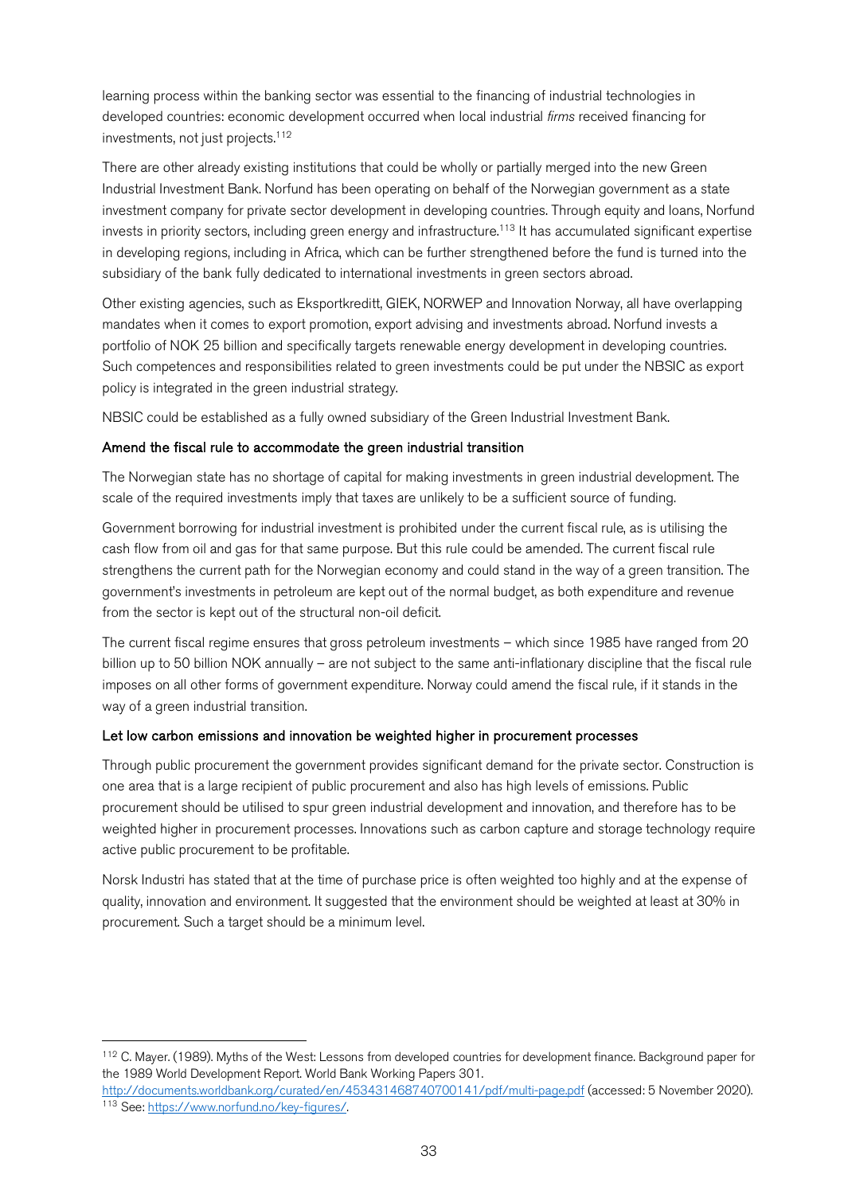learning process within the banking sector was essential to the financing of industrial technologies in developed countries: economic development occurred when local industrial *firms* received financing for investments, not just projects.[112]

There are other already existing institutions that could be wholly or partially merged into the new Green Industrial Investment Bank. Norfund has been operating on behalf of the Norwegian government as a state investment company for private sector development in developing countries. Through equity and loans, Norfund invests in priority sectors, including green energy and infrastructure.[113] It has accumulated significant expertise in developing regions, including in Africa, which can be further strengthened before the fund is turned into the subsidiary of the bank fully dedicated to international investments in green sectors abroad.

Other existing agencies, such as Eksportkreditt, GIEK, NORWEP and Innovation Norway, all have overlapping mandates when it comes to export promotion, export advising and investments abroad. Norfund invests a portfolio of NOK 25 billion and specifically targets renewable energy development in developing countries. Such competences and responsibilities related to green investments could be put under the NBSIC as export policy is integrated in the green industrial strategy.

NBSIC could be established as a fully owned subsidiary of the Green Industrial Investment Bank.

#### Amend the fiscal rule to accommodate the green industrial transition

The Norwegian state has no shortage of capital for making investments in green industrial development. The scale of the required investments imply that taxes are unlikely to be a sufficient source of funding.

Government borrowing for industrial investment is prohibited under the current fiscal rule, as is utilising the cash flow from oil and gas for that same purpose. But this rule could be amended. The current fiscal rule strengthens the current path for the Norwegian economy and could stand in the way of a green transition. The government's investments in petroleum are kept out of the normal budget, as both expenditure and revenue from the sector is kept out of the structural non-oil deficit.

The current fiscal regime ensures that gross petroleum investments – which since 1985 have ranged from 20 billion up to 50 billion NOK annually – are not subject to the same anti-inflationary discipline that the fiscal rule imposes on all other forms of government expenditure. Norway could amend the fiscal rule, if it stands in the way of a green industrial transition.

#### Let low carbon emissions and innovation be weighted higher in procurement processes

Through public procurement the government provides significant demand for the private sector. Construction is one area that is a large recipient of public procurement and also has high levels of emissions. Public procurement should be utilised to spur green industrial development and innovation, and therefore has to be weighted higher in procurement processes. Innovations such as carbon capture and storage technology require active public procurement to be profitable.

Norsk Industri has stated that at the time of purchase price is often weighted too highly and at the expense of quality, innovation and environment. It suggested that the environment should be weighted at least at 30% in procurement. Such a target should be a minimum level.

---

[112] C. Mayer. (1989). Myths of the West: Lessons from developed countries for development finance. Background paper for the 1989 World Development Report. World Bank Working Papers 301. http://documents.worldbank.org/curated/en/453431468740700141/pdf/multi-page.pdf (accessed: 5 November 2020).

[113] See: https://www.norfund.no/key-figures/.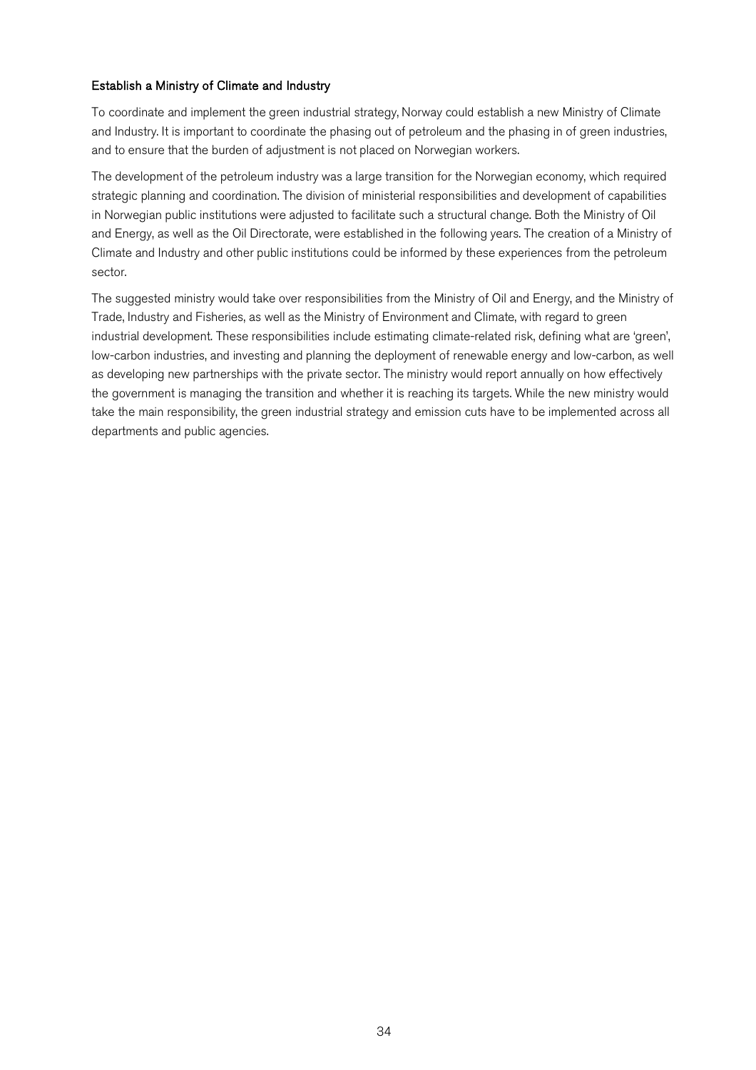### Establish a Ministry of Climate and Industry

To coordinate and implement the green industrial strategy, Norway could establish a new Ministry of Climate and Industry. It is important to coordinate the phasing out of petroleum and the phasing in of green industries, and to ensure that the burden of adjustment is not placed on Norwegian workers.

The development of the petroleum industry was a large transition for the Norwegian economy, which required strategic planning and coordination. The division of ministerial responsibilities and development of capabilities in Norwegian public institutions were adjusted to facilitate such a structural change. Both the Ministry of Oil and Energy, as well as the Oil Directorate, were established in the following years. The creation of a Ministry of Climate and Industry and other public institutions could be informed by these experiences from the petroleum sector.

The suggested ministry would take over responsibilities from the Ministry of Oil and Energy, and the Ministry of Trade, Industry and Fisheries, as well as the Ministry of Environment and Climate, with regard to green industrial development. These responsibilities include estimating climate-related risk, defining what are 'green', low-carbon industries, and investing and planning the deployment of renewable energy and low-carbon, as well as developing new partnerships with the private sector. The ministry would report annually on how effectively the government is managing the transition and whether it is reaching its targets. While the new ministry would take the main responsibility, the green industrial strategy and emission cuts have to be implemented across all departments and public agencies.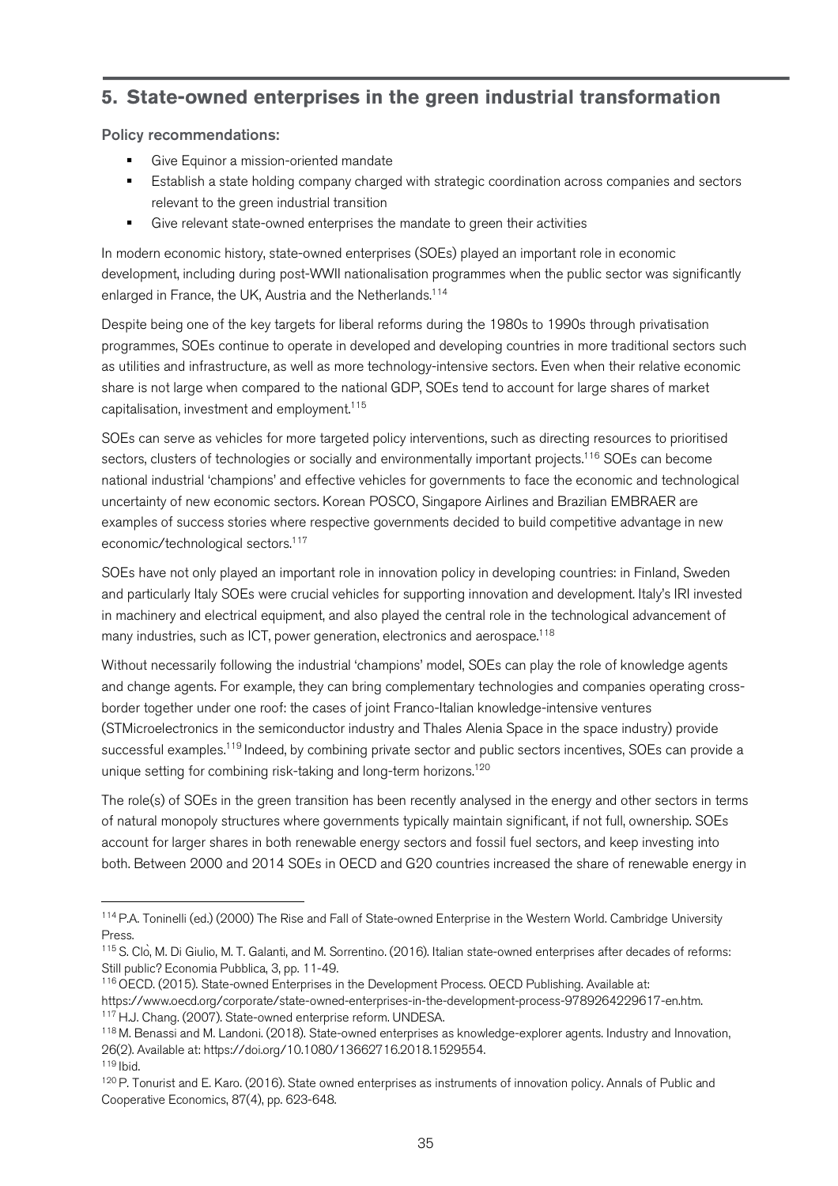## 5. State-owned enterprises in the green industrial transformation

**Policy recommendations:**

- Give Equinor a mission-oriented mandate
- Establish a state holding company charged with strategic coordination across companies and sectors relevant to the green industrial transition
- Give relevant state-owned enterprises the mandate to green their activities

In modern economic history, state-owned enterprises (SOEs) played an important role in economic development, including during post-WWII nationalisation programmes when the public sector was significantly enlarged in France, the UK, Austria and the Netherlands.[114]

Despite being one of the key targets for liberal reforms during the 1980s to 1990s through privatisation programmes, SOEs continue to operate in developed and developing countries in more traditional sectors such as utilities and infrastructure, as well as more technology-intensive sectors. Even when their relative economic share is not large when compared to the national GDP, SOEs tend to account for large shares of market capitalisation, investment and employment.[115]

SOEs can serve as vehicles for more targeted policy interventions, such as directing resources to prioritised sectors, clusters of technologies or socially and environmentally important projects.[116] SOEs can become national industrial 'champions' and effective vehicles for governments to face the economic and technological uncertainty of new economic sectors. Korean POSCO, Singapore Airlines and Brazilian EMBRAER are examples of success stories where respective governments decided to build competitive advantage in new economic/technological sectors.[117]

SOEs have not only played an important role in innovation policy in developing countries: in Finland, Sweden and particularly Italy SOEs were crucial vehicles for supporting innovation and development. Italy's IRI invested in machinery and electrical equipment, and also played the central role in the technological advancement of many industries, such as ICT, power generation, electronics and aerospace.[118]

Without necessarily following the industrial 'champions' model, SOEs can play the role of knowledge agents and change agents. For example, they can bring complementary technologies and companies operating cross-border together under one roof: the cases of joint Franco-Italian knowledge-intensive ventures (STMicroelectronics in the semiconductor industry and Thales Alenia Space in the space industry) provide successful examples.[119] Indeed, by combining private sector and public sectors incentives, SOEs can provide a unique setting for combining risk-taking and long-term horizons.[120]

The role(s) of SOEs in the green transition has been recently analysed in the energy and other sectors in terms of natural monopoly structures where governments typically maintain significant, if not full, ownership. SOEs account for larger shares in both renewable energy sectors and fossil fuel sectors, and keep investing into both. Between 2000 and 2014 SOEs in OECD and G20 countries increased the share of renewable energy in

---

[114] P.A. Toninelli (ed.) (2000) The Rise and Fall of State-owned Enterprise in the Western World. Cambridge University Press.

[115] S. Clò, M. Di Giulio, M. T. Galanti, and M. Sorrentino. (2016). Italian state-owned enterprises after decades of reforms: Still public? Economia Pubblica, 3, pp. 11-49.

[116] OECD. (2015). State-owned Enterprises in the Development Process. OECD Publishing. Available at: https://www.oecd.org/corporate/state-owned-enterprises-in-the-development-process-9789264229617-en.htm.

[117] H.J. Chang. (2007). State-owned enterprise reform. UNDESA.

[118] M. Benassi and M. Landoni. (2018). State-owned enterprises as knowledge-explorer agents. Industry and Innovation, 26(2). Available at: https://doi.org/10.1080/13662716.2018.1529554.

[119] Ibid.

[120] P. Tonurist and E. Karo. (2016). State owned enterprises as instruments of innovation policy. Annals of Public and Cooperative Economics, 87(4), pp. 623-648.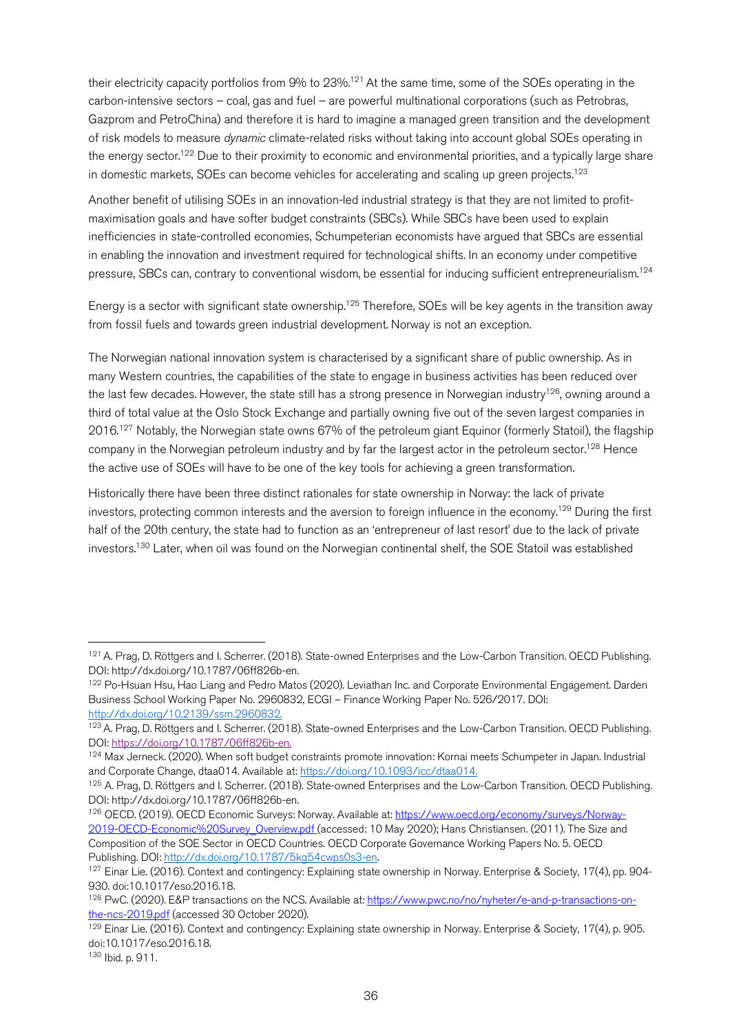their electricity capacity portfolios from 9% to 23%.[121] At the same time, some of the SOEs operating in the carbon-intensive sectors – coal, gas and fuel – are powerful multinational corporations (such as Petrobras, Gazprom and PetroChina) and therefore it is hard to imagine a managed green transition and the development of risk models to measure *dynamic* climate-related risks without taking into account global SOEs operating in the energy sector.[122] Due to their proximity to economic and environmental priorities, and a typically large share in domestic markets, SOEs can become vehicles for accelerating and scaling up green projects.[123]

Another benefit of utilising SOEs in an innovation-led industrial strategy is that they are not limited to profit-maximisation goals and have softer budget constraints (SBCs). While SBCs have been used to explain inefficiencies in state-controlled economies, Schumpeterian economists have argued that SBCs are essential in enabling the innovation and investment required for technological shifts. In an economy under competitive pressure, SBCs can, contrary to conventional wisdom, be essential for inducing sufficient entrepreneurialism.[124]

Energy is a sector with significant state ownership.[125] Therefore, SOEs will be key agents in the transition away from fossil fuels and towards green industrial development. Norway is not an exception.

The Norwegian national innovation system is characterised by a significant share of public ownership. As in many Western countries, the capabilities of the state to engage in business activities has been reduced over the last few decades. However, the state still has a strong presence in Norwegian industry[126], owning around a third of total value at the Oslo Stock Exchange and partially owning five out of the seven largest companies in 2016.[127] Notably, the Norwegian state owns 67% of the petroleum giant Equinor (formerly Statoil), the flagship company in the Norwegian petroleum industry and by far the largest actor in the petroleum sector.[128] Hence the active use of SOEs will have to be one of the key tools for achieving a green transformation.

Historically there have been three distinct rationales for state ownership in Norway: the lack of private investors, protecting common interests and the aversion to foreign influence in the economy.[129] During the first half of the 20th century, the state had to function as an 'entrepreneur of last resort' due to the lack of private investors.[130] Later, when oil was found on the Norwegian continental shelf, the SOE Statoil was established

---

[121] A. Prag, D. Röttgers and I. Scherrer. (2018). State-owned Enterprises and the Low-Carbon Transition. OECD Publishing. DOI: http://dx.doi.org/10.1787/06ff826b-en.

[122] Po-Hsuan Hsu, Hao Liang and Pedro Matos (2020). Leviathan Inc. and Corporate Environmental Engagement. Darden Business School Working Paper No. 2960832, ECGI – Finance Working Paper No. 526/2017. DOI: http://dx.doi.org/10.2139/ssrn.2960832.

[123] A. Prag, D. Röttgers and I. Scherrer. (2018). State-owned Enterprises and the Low-Carbon Transition. OECD Publishing. DOI: https://doi.org/10.1787/06ff826b-en.

[124] Max Jerneck. (2020). When soft budget constraints promote innovation: Kornai meets Schumpeter in Japan. Industrial and Corporate Change, dtaa014. Available at: https://doi.org/10.1093/icc/dtaa014.

[125] A. Prag, D. Röttgers and I. Scherrer. (2018). State-owned Enterprises and the Low-Carbon Transition. OECD Publishing. DOI: http://dx.doi.org/10.1787/06ff826b-en.

[126] OECD. (2019). OECD Economic Surveys: Norway. Available at: https://www.oecd.org/economy/surveys/Norway-2019-OECD-Economic%20Survey_Overview.pdf (accessed: 10 May 2020); Hans Christiansen. (2011). The Size and Composition of the SOE Sector in OECD Countries. OECD Corporate Governance Working Papers No. 5. OECD Publishing. DOI: http://dx.doi.org/10.1787/5kg54cwps0s3-en.

[127] Einar Lie. (2016). Context and contingency: Explaining state ownership in Norway. Enterprise & Society, 17(4), pp. 904-930. doi:10.1017/eso.2016.18.

[128] PwC. (2020). E&P transactions on the NCS. Available at: https://www.pwc.no/no/nyheter/e-and-p-transactions-on-the-ncs-2019.pdf (accessed 30 October 2020).

[129] Einar Lie. (2016). Context and contingency: Explaining state ownership in Norway. Enterprise & Society, 17(4), p. 905. doi:10.1017/eso.2016.18.

[130] Ibid. p. 911.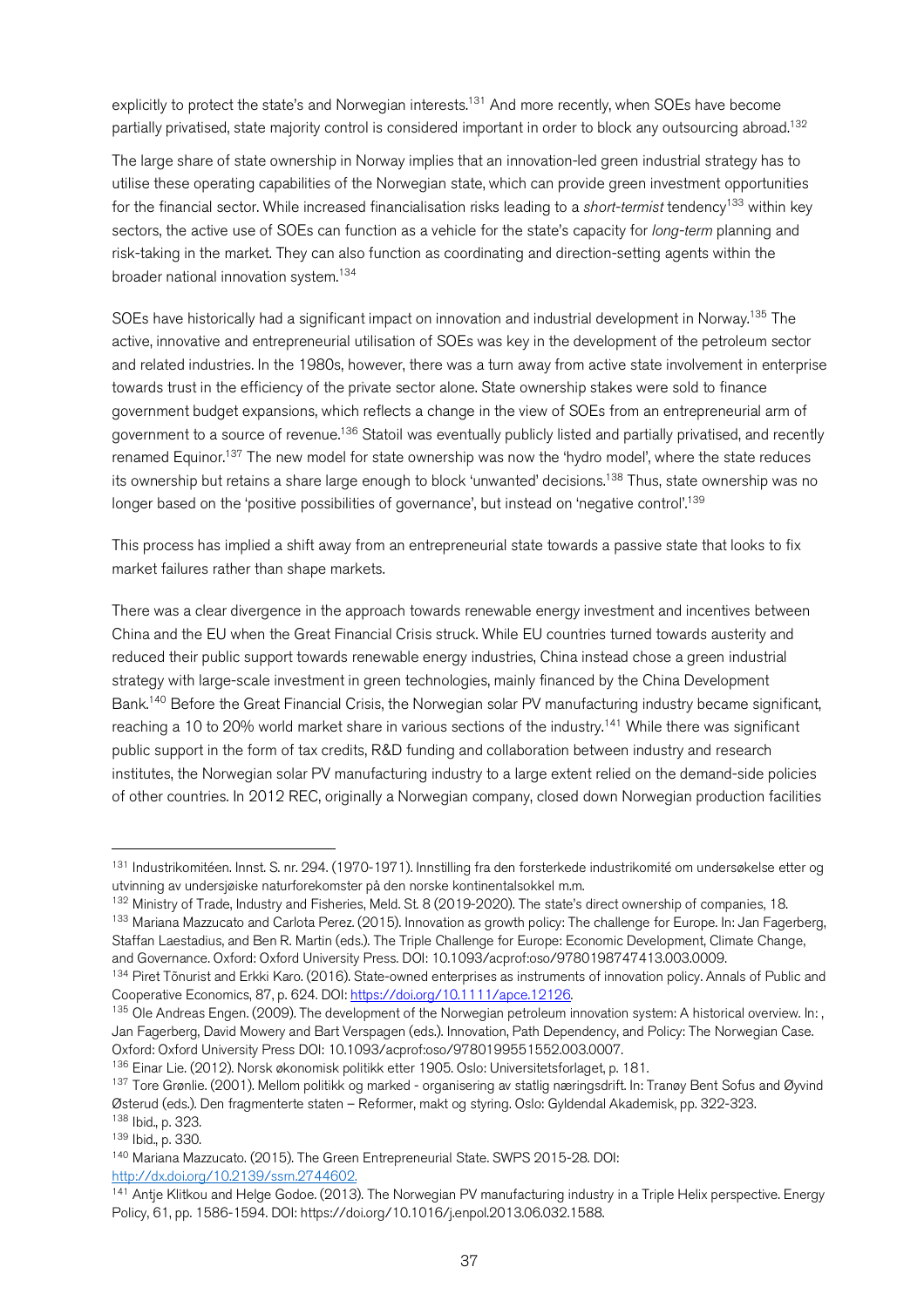explicitly to protect the state's and Norwegian interests.[131] And more recently, when SOEs have become partially privatised, state majority control is considered important in order to block any outsourcing abroad.[132]

The large share of state ownership in Norway implies that an innovation-led green industrial strategy has to utilise these operating capabilities of the Norwegian state, which can provide green investment opportunities for the financial sector. While increased financialisation risks leading to a *short-termist* tendency[133] within key sectors, the active use of SOEs can function as a vehicle for the state's capacity for *long-term* planning and risk-taking in the market. They can also function as coordinating and direction-setting agents within the broader national innovation system.[134]

SOEs have historically had a significant impact on innovation and industrial development in Norway.[135] The active, innovative and entrepreneurial utilisation of SOEs was key in the development of the petroleum sector and related industries. In the 1980s, however, there was a turn away from active state involvement in enterprise towards trust in the efficiency of the private sector alone. State ownership stakes were sold to finance government budget expansions, which reflects a change in the view of SOEs from an entrepreneurial arm of government to a source of revenue.[136] Statoil was eventually publicly listed and partially privatised, and recently renamed Equinor.[137] The new model for state ownership was now the 'hydro model', where the state reduces its ownership but retains a share large enough to block 'unwanted' decisions.[138] Thus, state ownership was no longer based on the 'positive possibilities of governance', but instead on 'negative control'.[139]

This process has implied a shift away from an entrepreneurial state towards a passive state that looks to fix market failures rather than shape markets.

There was a clear divergence in the approach towards renewable energy investment and incentives between China and the EU when the Great Financial Crisis struck. While EU countries turned towards austerity and reduced their public support towards renewable energy industries, China instead chose a green industrial strategy with large-scale investment in green technologies, mainly financed by the China Development Bank.[140] Before the Great Financial Crisis, the Norwegian solar PV manufacturing industry became significant, reaching a 10 to 20% world market share in various sections of the industry.[141] While there was significant public support in the form of tax credits, R&D funding and collaboration between industry and research institutes, the Norwegian solar PV manufacturing industry to a large extent relied on the demand-side policies of other countries. In 2012 REC, originally a Norwegian company, closed down Norwegian production facilities

---

[131] Industrikomitéen. Innst. S. nr. 294. (1970-1971). Innstilling fra den forsterkede industrikomité om undersøkelse etter og utvinning av undersjøiske naturforekomster på den norske kontinentalsokkel m.m.

[132] Ministry of Trade, Industry and Fisheries, Meld. St. 8 (2019-2020). The state's direct ownership of companies, 18.

[133] Mariana Mazzucato and Carlota Perez. (2015). Innovation as growth policy: The challenge for Europe. In: Jan Fagerberg, Staffan Laestadius, and Ben R. Martin (eds.). The Triple Challenge for Europe: Economic Development, Climate Change, and Governance. Oxford: Oxford University Press. DOI: 10.1093/acprof:oso/9780198747413.003.0009.

[134] Piret Tõnurist and Erkki Karo. (2016). State-owned enterprises as instruments of innovation policy. Annals of Public and Cooperative Economics, 87, p. 624. DOI: https://doi.org/10.1111/apce.12126.

[135] Ole Andreas Engen. (2009). The development of the Norwegian petroleum innovation system: A historical overview. In: , Jan Fagerberg, David Mowery and Bart Verspagen (eds.). Innovation, Path Dependency, and Policy: The Norwegian Case. Oxford: Oxford University Press DOI: 10.1093/acprof:oso/9780199551552.003.0007.

[136] Einar Lie. (2012). Norsk økonomisk politikk etter 1905. Oslo: Universitetsforlaget, p. 181.

[137] Tore Grønlie. (2001). Mellom politikk og marked - organisering av statlig næringsdrift. In: Tranøy Bent Sofus and Øyvind Østerud (eds.). Den fragmenterte staten – Reformer, makt og styring. Oslo: Gyldendal Akademisk, pp. 322-323.

[138] Ibid., p. 323.

[139] Ibid., p. 330.

[140] Mariana Mazzucato. (2015). The Green Entrepreneurial State. SWPS 2015-28. DOI: http://dx.doi.org/10.2139/ssrn.2744602.

[141] Antje Klitkou and Helge Godoe. (2013). The Norwegian PV manufacturing industry in a Triple Helix perspective. Energy Policy, 61, pp. 1586-1594. DOI: https://doi.org/10.1016/j.enpol.2013.06.032.1588.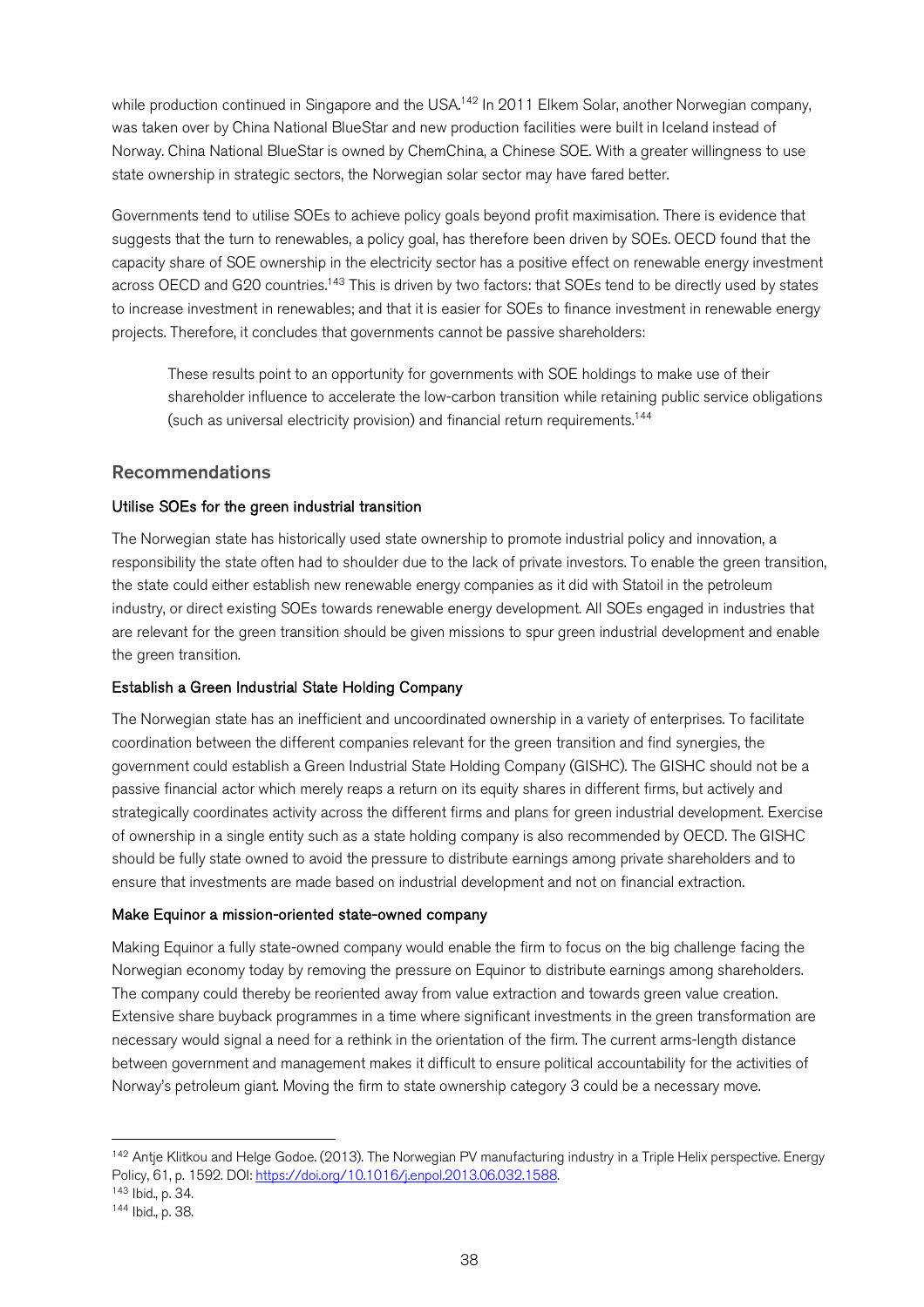while production continued in Singapore and the USA.[142] In 2011 Elkem Solar, another Norwegian company, was taken over by China National BlueStar and new production facilities were built in Iceland instead of Norway. China National BlueStar is owned by ChemChina, a Chinese SOE. With a greater willingness to use state ownership in strategic sectors, the Norwegian solar sector may have fared better.

Governments tend to utilise SOEs to achieve policy goals beyond profit maximisation. There is evidence that suggests that the turn to renewables, a policy goal, has therefore been driven by SOEs. OECD found that the capacity share of SOE ownership in the electricity sector has a positive effect on renewable energy investment across OECD and G20 countries.[143] This is driven by two factors: that SOEs tend to be directly used by states to increase investment in renewables; and that it is easier for SOEs to finance investment in renewable energy projects. Therefore, it concludes that governments cannot be passive shareholders:

> These results point to an opportunity for governments with SOE holdings to make use of their shareholder influence to accelerate the low-carbon transition while retaining public service obligations (such as universal electricity provision) and financial return requirements.[144]

## Recommendations

### Utilise SOEs for the green industrial transition

The Norwegian state has historically used state ownership to promote industrial policy and innovation, a responsibility the state often had to shoulder due to the lack of private investors. To enable the green transition, the state could either establish new renewable energy companies as it did with Statoil in the petroleum industry, or direct existing SOEs towards renewable energy development. All SOEs engaged in industries that are relevant for the green transition should be given missions to spur green industrial development and enable the green transition.

### Establish a Green Industrial State Holding Company

The Norwegian state has an inefficient and uncoordinated ownership in a variety of enterprises. To facilitate coordination between the different companies relevant for the green transition and find synergies, the government could establish a Green Industrial State Holding Company (GISHC). The GISHC should not be a passive financial actor which merely reaps a return on its equity shares in different firms, but actively and strategically coordinates activity across the different firms and plans for green industrial development. Exercise of ownership in a single entity such as a state holding company is also recommended by OECD. The GISHC should be fully state owned to avoid the pressure to distribute earnings among private shareholders and to ensure that investments are made based on industrial development and not on financial extraction.

### Make Equinor a mission-oriented state-owned company

Making Equinor a fully state-owned company would enable the firm to focus on the big challenge facing the Norwegian economy today by removing the pressure on Equinor to distribute earnings among shareholders. The company could thereby be reoriented away from value extraction and towards green value creation. Extensive share buyback programmes in a time where significant investments in the green transformation are necessary would signal a need for a rethink in the orientation of the firm. The current arms-length distance between government and management makes it difficult to ensure political accountability for the activities of Norway's petroleum giant. Moving the firm to state ownership category 3 could be a necessary move.

---

[142] Antje Klitkou and Helge Godoe. (2013). The Norwegian PV manufacturing industry in a Triple Helix perspective. Energy Policy, 61, p. 1592. DOI: https://doi.org/10.1016/j.enpol.2013.06.032.1588.

[143] Ibid., p. 34.

[144] Ibid., p. 38.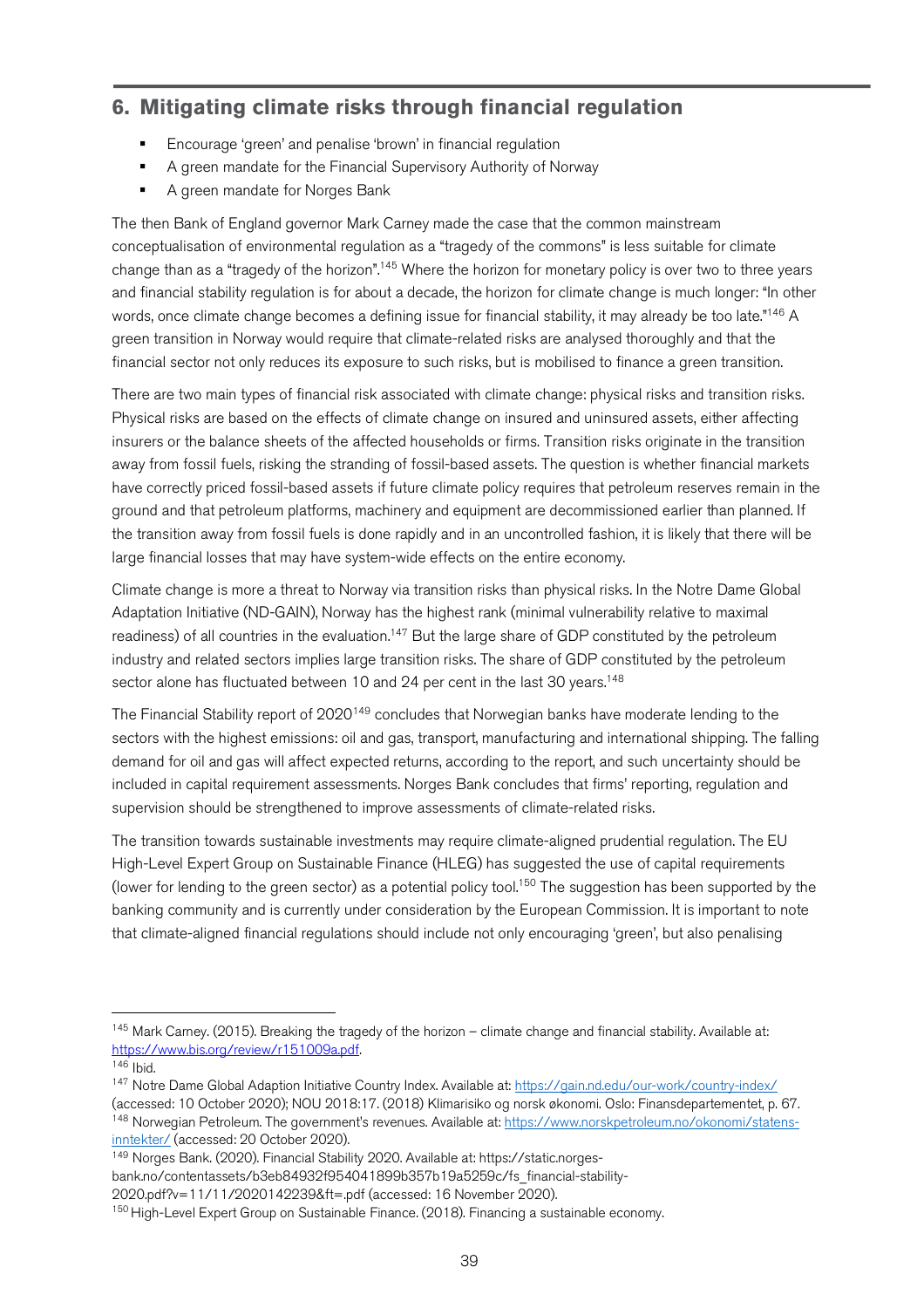## 6. Mitigating climate risks through financial regulation

- Encourage 'green' and penalise 'brown' in financial regulation
- A green mandate for the Financial Supervisory Authority of Norway
- A green mandate for Norges Bank

The then Bank of England governor Mark Carney made the case that the common mainstream conceptualisation of environmental regulation as a "tragedy of the commons" is less suitable for climate change than as a "tragedy of the horizon".[145] Where the horizon for monetary policy is over two to three years and financial stability regulation is for about a decade, the horizon for climate change is much longer: "In other words, once climate change becomes a defining issue for financial stability, it may already be too late."[146] A green transition in Norway would require that climate-related risks are analysed thoroughly and that the financial sector not only reduces its exposure to such risks, but is mobilised to finance a green transition.

There are two main types of financial risk associated with climate change: physical risks and transition risks. Physical risks are based on the effects of climate change on insured and uninsured assets, either affecting insurers or the balance sheets of the affected households or firms. Transition risks originate in the transition away from fossil fuels, risking the stranding of fossil-based assets. The question is whether financial markets have correctly priced fossil-based assets if future climate policy requires that petroleum reserves remain in the ground and that petroleum platforms, machinery and equipment are decommissioned earlier than planned. If the transition away from fossil fuels is done rapidly and in an uncontrolled fashion, it is likely that there will be large financial losses that may have system-wide effects on the entire economy.

Climate change is more a threat to Norway via transition risks than physical risks. In the Notre Dame Global Adaptation Initiative (ND-GAIN), Norway has the highest rank (minimal vulnerability relative to maximal readiness) of all countries in the evaluation.[147] But the large share of GDP constituted by the petroleum industry and related sectors implies large transition risks. The share of GDP constituted by the petroleum sector alone has fluctuated between 10 and 24 per cent in the last 30 years.[148]

The Financial Stability report of 2020[149] concludes that Norwegian banks have moderate lending to the sectors with the highest emissions: oil and gas, transport, manufacturing and international shipping. The falling demand for oil and gas will affect expected returns, according to the report, and such uncertainty should be included in capital requirement assessments. Norges Bank concludes that firms' reporting, regulation and supervision should be strengthened to improve assessments of climate-related risks.

The transition towards sustainable investments may require climate-aligned prudential regulation. The EU High-Level Expert Group on Sustainable Finance (HLEG) has suggested the use of capital requirements (lower for lending to the green sector) as a potential policy tool.[150] The suggestion has been supported by the banking community and is currently under consideration by the European Commission. It is important to note that climate-aligned financial regulations should include not only encouraging 'green', but also penalising

---

[145] Mark Carney. (2015). Breaking the tragedy of the horizon – climate change and financial stability. Available at: https://www.bis.org/review/r151009a.pdf.

[146] Ibid.

[147] Notre Dame Global Adaption Initiative Country Index. Available at: https://gain.nd.edu/our-work/country-index/ (accessed: 10 October 2020); NOU 2018:17. (2018) Klimarisiko og norsk økonomi. Oslo: Finansdepartementet, p. 67.

[148] Norwegian Petroleum. The government's revenues. Available at: https://www.norskpetroleum.no/okonomi/statens-inntekter/ (accessed: 20 October 2020).

[149] Norges Bank. (2020). Financial Stability 2020. Available at: https://static.norges-bank.no/contentassets/b3eb84932f954041899b357b19a5259c/fs_financial-stability-2020.pdf?v=11/11/2020142239&ft=.pdf (accessed: 16 November 2020).

[150] High-Level Expert Group on Sustainable Finance. (2018). Financing a sustainable economy.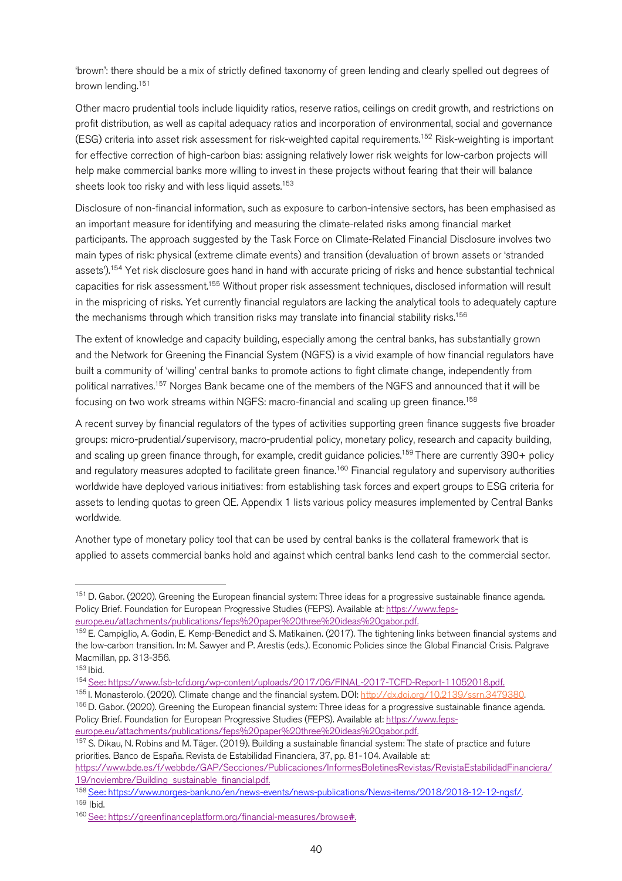'brown': there should be a mix of strictly defined taxonomy of green lending and clearly spelled out degrees of brown lending.[151]

Other macro prudential tools include liquidity ratios, reserve ratios, ceilings on credit growth, and restrictions on profit distribution, as well as capital adequacy ratios and incorporation of environmental, social and governance (ESG) criteria into asset risk assessment for risk-weighted capital requirements.[152] Risk-weighting is important for effective correction of high-carbon bias: assigning relatively lower risk weights for low-carbon projects will help make commercial banks more willing to invest in these projects without fearing that their will balance sheets look too risky and with less liquid assets.[153]

Disclosure of non-financial information, such as exposure to carbon-intensive sectors, has been emphasised as an important measure for identifying and measuring the climate-related risks among financial market participants. The approach suggested by the Task Force on Climate-Related Financial Disclosure involves two main types of risk: physical (extreme climate events) and transition (devaluation of brown assets or 'stranded assets').[154] Yet risk disclosure goes hand in hand with accurate pricing of risks and hence substantial technical capacities for risk assessment.[155] Without proper risk assessment techniques, disclosed information will result in the mispricing of risks. Yet currently financial regulators are lacking the analytical tools to adequately capture the mechanisms through which transition risks may translate into financial stability risks.[156]

The extent of knowledge and capacity building, especially among the central banks, has substantially grown and the Network for Greening the Financial System (NGFS) is a vivid example of how financial regulators have built a community of 'willing' central banks to promote actions to fight climate change, independently from political narratives.[157] Norges Bank became one of the members of the NGFS and announced that it will be focusing on two work streams within NGFS: macro-financial and scaling up green finance.[158]

A recent survey by financial regulators of the types of activities supporting green finance suggests five broader groups: micro-prudential/supervisory, macro-prudential policy, monetary policy, research and capacity building, and scaling up green finance through, for example, credit guidance policies.[159] There are currently 390+ policy and regulatory measures adopted to facilitate green finance.[160] Financial regulatory and supervisory authorities worldwide have deployed various initiatives: from establishing task forces and expert groups to ESG criteria for assets to lending quotas to green QE. Appendix 1 lists various policy measures implemented by Central Banks worldwide.

Another type of monetary policy tool that can be used by central banks is the collateral framework that is applied to assets commercial banks hold and against which central banks lend cash to the commercial sector.

---

[151] D. Gabor. (2020). Greening the European financial system: Three ideas for a progressive sustainable finance agenda. Policy Brief. Foundation for European Progressive Studies (FEPS). Available at: https://www.feps-europe.eu/attachments/publications/feps%20paper%20three%20ideas%20gabor.pdf.

[152] E. Campiglio, A. Godin, E. Kemp-Benedict and S. Matikainen. (2017). The tightening links between financial systems and the low-carbon transition. In: M. Sawyer and P. Arestis (eds.). Economic Policies since the Global Financial Crisis. Palgrave Macmillan, pp. 313-356.

[153] Ibid.

[154] See: https://www.fsb-tcfd.org/wp-content/uploads/2017/06/FINAL-2017-TCFD-Report-11052018.pdf.

[155] I. Monasterolo. (2020). Climate change and the financial system. DOI: http://dx.doi.org/10.2139/ssrn.3479380.

[156] D. Gabor. (2020). Greening the European financial system: Three ideas for a progressive sustainable finance agenda. Policy Brief. Foundation for European Progressive Studies (FEPS). Available at: https://www.feps-europe.eu/attachments/publications/feps%20paper%20three%20ideas%20gabor.pdf.

[157] S. Dikau, N. Robins and M. Täger. (2019). Building a sustainable financial system: The state of practice and future priorities. Banco de España. Revista de Estabilidad Financiera, 37, pp. 81-104. Available at: https://www.bde.es/f/webbde/GAP/Secciones/Publicaciones/InformesBoletinesRevistas/RevistaEstabilidadFinanciera/19/noviembre/Building_sustainable_financial.pdf.

[158] See: https://www.norges-bank.no/en/news-events/news-publications/News-items/2018/2018-12-12-ngsf/.

[159] Ibid.

[160] See: https://greenfinanceplatform.org/financial-measures/browse#.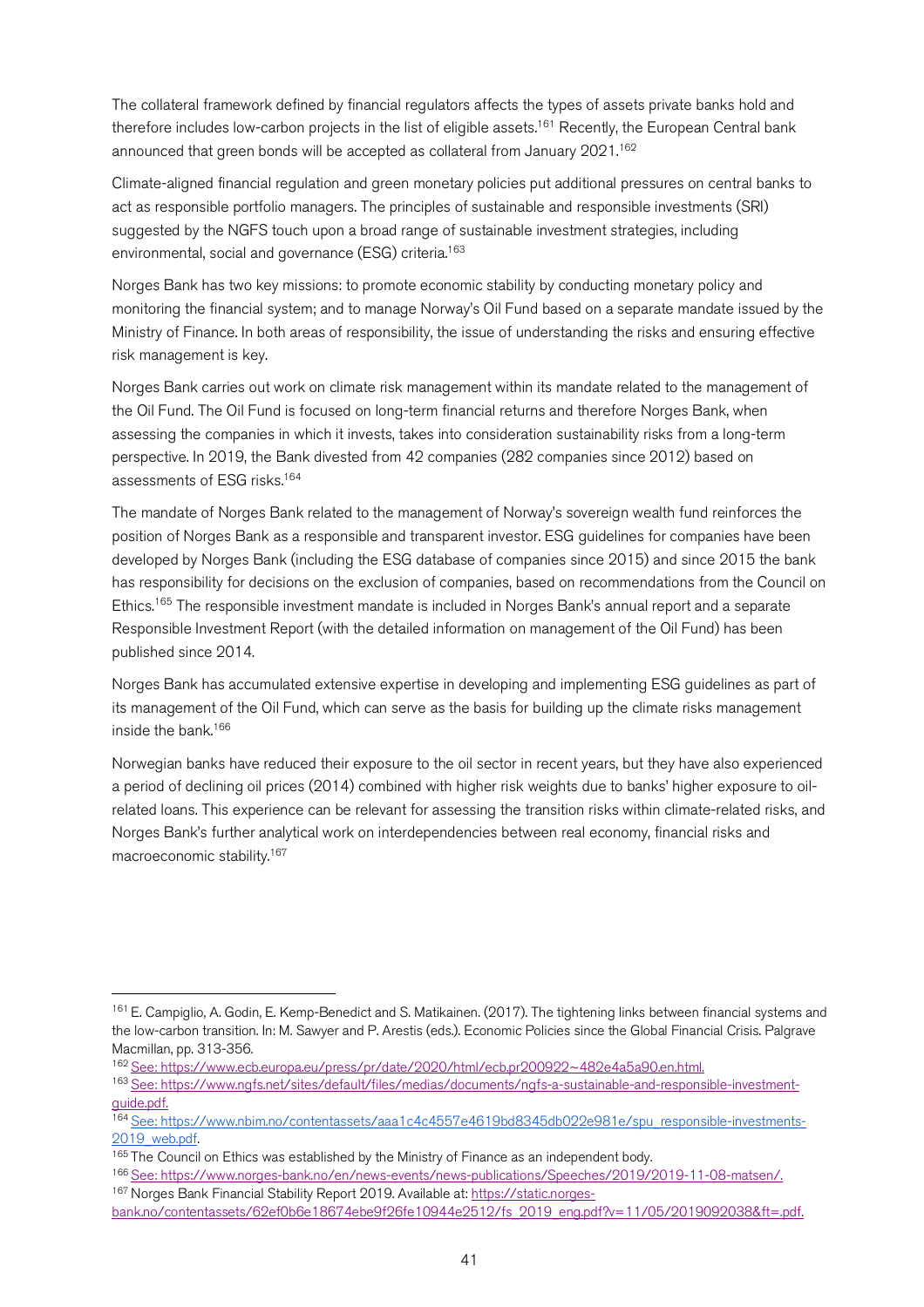The collateral framework defined by financial regulators affects the types of assets private banks hold and therefore includes low-carbon projects in the list of eligible assets.[161] Recently, the European Central bank announced that green bonds will be accepted as collateral from January 2021.[162]

Climate-aligned financial regulation and green monetary policies put additional pressures on central banks to act as responsible portfolio managers. The principles of sustainable and responsible investments (SRI) suggested by the NGFS touch upon a broad range of sustainable investment strategies, including environmental, social and governance (ESG) criteria.[163]

Norges Bank has two key missions: to promote economic stability by conducting monetary policy and monitoring the financial system; and to manage Norway's Oil Fund based on a separate mandate issued by the Ministry of Finance. In both areas of responsibility, the issue of understanding the risks and ensuring effective risk management is key.

Norges Bank carries out work on climate risk management within its mandate related to the management of the Oil Fund. The Oil Fund is focused on long-term financial returns and therefore Norges Bank, when assessing the companies in which it invests, takes into consideration sustainability risks from a long-term perspective. In 2019, the Bank divested from 42 companies (282 companies since 2012) based on assessments of ESG risks.[164]

The mandate of Norges Bank related to the management of Norway's sovereign wealth fund reinforces the position of Norges Bank as a responsible and transparent investor. ESG guidelines for companies have been developed by Norges Bank (including the ESG database of companies since 2015) and since 2015 the bank has responsibility for decisions on the exclusion of companies, based on recommendations from the Council on Ethics.[165] The responsible investment mandate is included in Norges Bank's annual report and a separate Responsible Investment Report (with the detailed information on management of the Oil Fund) has been published since 2014.

Norges Bank has accumulated extensive expertise in developing and implementing ESG guidelines as part of its management of the Oil Fund, which can serve as the basis for building up the climate risks management inside the bank.[166]

Norwegian banks have reduced their exposure to the oil sector in recent years, but they have also experienced a period of declining oil prices (2014) combined with higher risk weights due to banks' higher exposure to oil-related loans. This experience can be relevant for assessing the transition risks within climate-related risks, and Norges Bank's further analytical work on interdependencies between real economy, financial risks and macroeconomic stability.[167]

---

[161] E. Campiglio, A. Godin, E. Kemp-Benedict and S. Matikainen. (2017). The tightening links between financial systems and the low-carbon transition. In: M. Sawyer and P. Arestis (eds.). Economic Policies since the Global Financial Crisis. Palgrave Macmillan, pp. 313-356.

[162] See: https://www.ecb.europa.eu/press/pr/date/2020/html/ecb.pr200922~482e4a5a90.en.html.

[163] See: https://www.ngfs.net/sites/default/files/medias/documents/ngfs-a-sustainable-and-responsible-investment-guide.pdf.

[164] See: https://www.nbim.no/contentassets/aaa1c4c4557e4619bd8345db022e981e/spu_responsible-investments-2019_web.pdf.

[165] The Council on Ethics was established by the Ministry of Finance as an independent body.

[166] See: https://www.norges-bank.no/en/news-events/news-publications/Speeches/2019/2019-11-08-matsen/.

[167] Norges Bank Financial Stability Report 2019. Available at: https://static.norges-bank.no/contentassets/62ef0b6e18674ebe9f26fe10944e2512/fs_2019_eng.pdf?v=11/05/2019092038&ft=.pdf.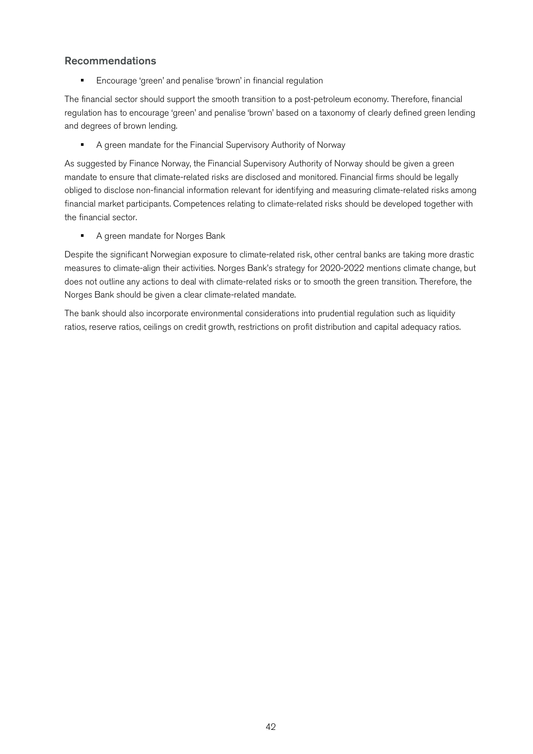## Recommendations

- Encourage 'green' and penalise 'brown' in financial regulation

The financial sector should support the smooth transition to a post-petroleum economy. Therefore, financial regulation has to encourage 'green' and penalise 'brown' based on a taxonomy of clearly defined green lending and degrees of brown lending.

- A green mandate for the Financial Supervisory Authority of Norway

As suggested by Finance Norway, the Financial Supervisory Authority of Norway should be given a green mandate to ensure that climate-related risks are disclosed and monitored. Financial firms should be legally obliged to disclose non-financial information relevant for identifying and measuring climate-related risks among financial market participants. Competences relating to climate-related risks should be developed together with the financial sector.

- A green mandate for Norges Bank

Despite the significant Norwegian exposure to climate-related risk, other central banks are taking more drastic measures to climate-align their activities. Norges Bank's strategy for 2020-2022 mentions climate change, but does not outline any actions to deal with climate-related risks or to smooth the green transition. Therefore, the Norges Bank should be given a clear climate-related mandate.

The bank should also incorporate environmental considerations into prudential regulation such as liquidity ratios, reserve ratios, ceilings on credit growth, restrictions on profit distribution and capital adequacy ratios.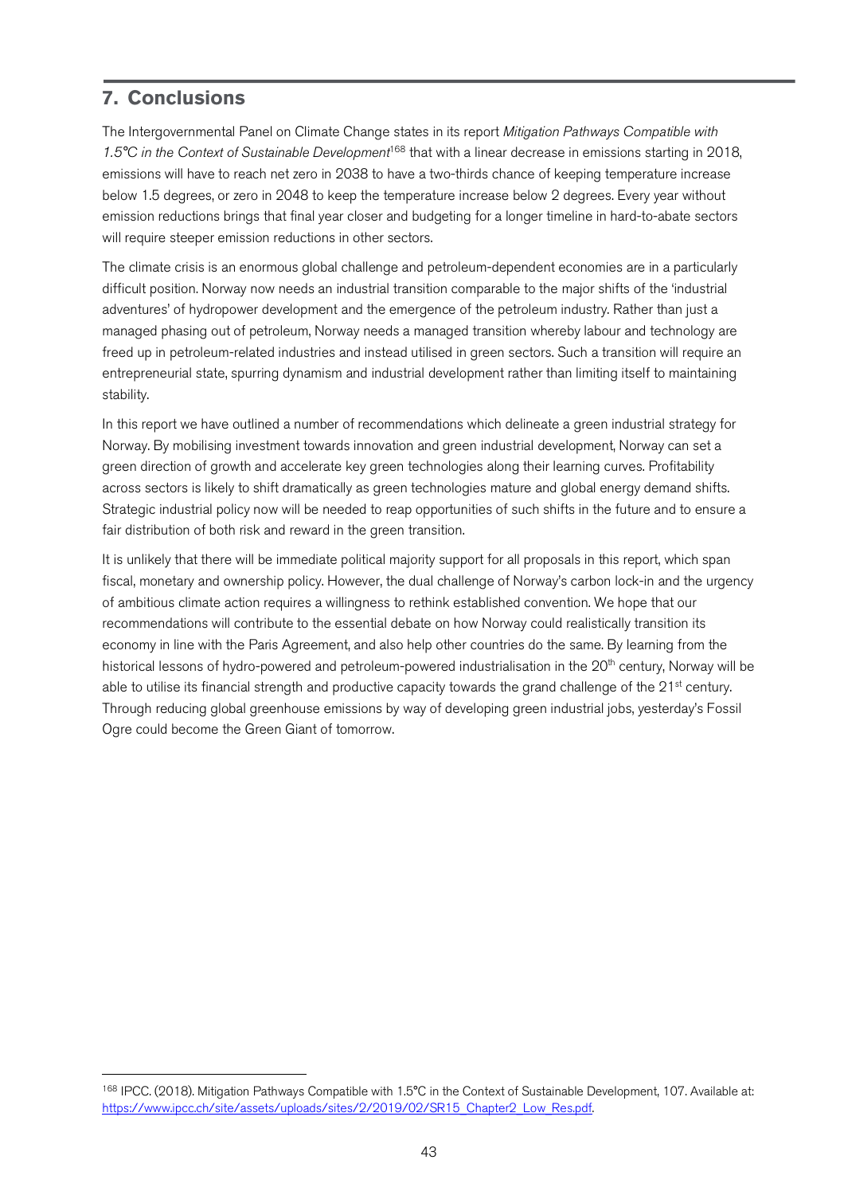## 7. Conclusions

The Intergovernmental Panel on Climate Change states in its report *Mitigation Pathways Compatible with 1.5°C in the Context of Sustainable Development*[168] that with a linear decrease in emissions starting in 2018, emissions will have to reach net zero in 2038 to have a two-thirds chance of keeping temperature increase below 1.5 degrees, or zero in 2048 to keep the temperature increase below 2 degrees. Every year without emission reductions brings that final year closer and budgeting for a longer timeline in hard-to-abate sectors will require steeper emission reductions in other sectors.

The climate crisis is an enormous global challenge and petroleum-dependent economies are in a particularly difficult position. Norway now needs an industrial transition comparable to the major shifts of the 'industrial adventures' of hydropower development and the emergence of the petroleum industry. Rather than just a managed phasing out of petroleum, Norway needs a managed transition whereby labour and technology are freed up in petroleum-related industries and instead utilised in green sectors. Such a transition will require an entrepreneurial state, spurring dynamism and industrial development rather than limiting itself to maintaining stability.

In this report we have outlined a number of recommendations which delineate a green industrial strategy for Norway. By mobilising investment towards innovation and green industrial development, Norway can set a green direction of growth and accelerate key green technologies along their learning curves. Profitability across sectors is likely to shift dramatically as green technologies mature and global energy demand shifts. Strategic industrial policy now will be needed to reap opportunities of such shifts in the future and to ensure a fair distribution of both risk and reward in the green transition.

It is unlikely that there will be immediate political majority support for all proposals in this report, which span fiscal, monetary and ownership policy. However, the dual challenge of Norway's carbon lock-in and the urgency of ambitious climate action requires a willingness to rethink established convention. We hope that our recommendations will contribute to the essential debate on how Norway could realistically transition its economy in line with the Paris Agreement, and also help other countries do the same. By learning from the historical lessons of hydro-powered and petroleum-powered industrialisation in the 20th century, Norway will be able to utilise its financial strength and productive capacity towards the grand challenge of the 21st century. Through reducing global greenhouse emissions by way of developing green industrial jobs, yesterday's Fossil Ogre could become the Green Giant of tomorrow.

---

[168] IPCC. (2018). Mitigation Pathways Compatible with 1.5°C in the Context of Sustainable Development, 107. Available at: https://www.ipcc.ch/site/assets/uploads/sites/2/2019/02/SR15_Chapter2_Low_Res.pdf.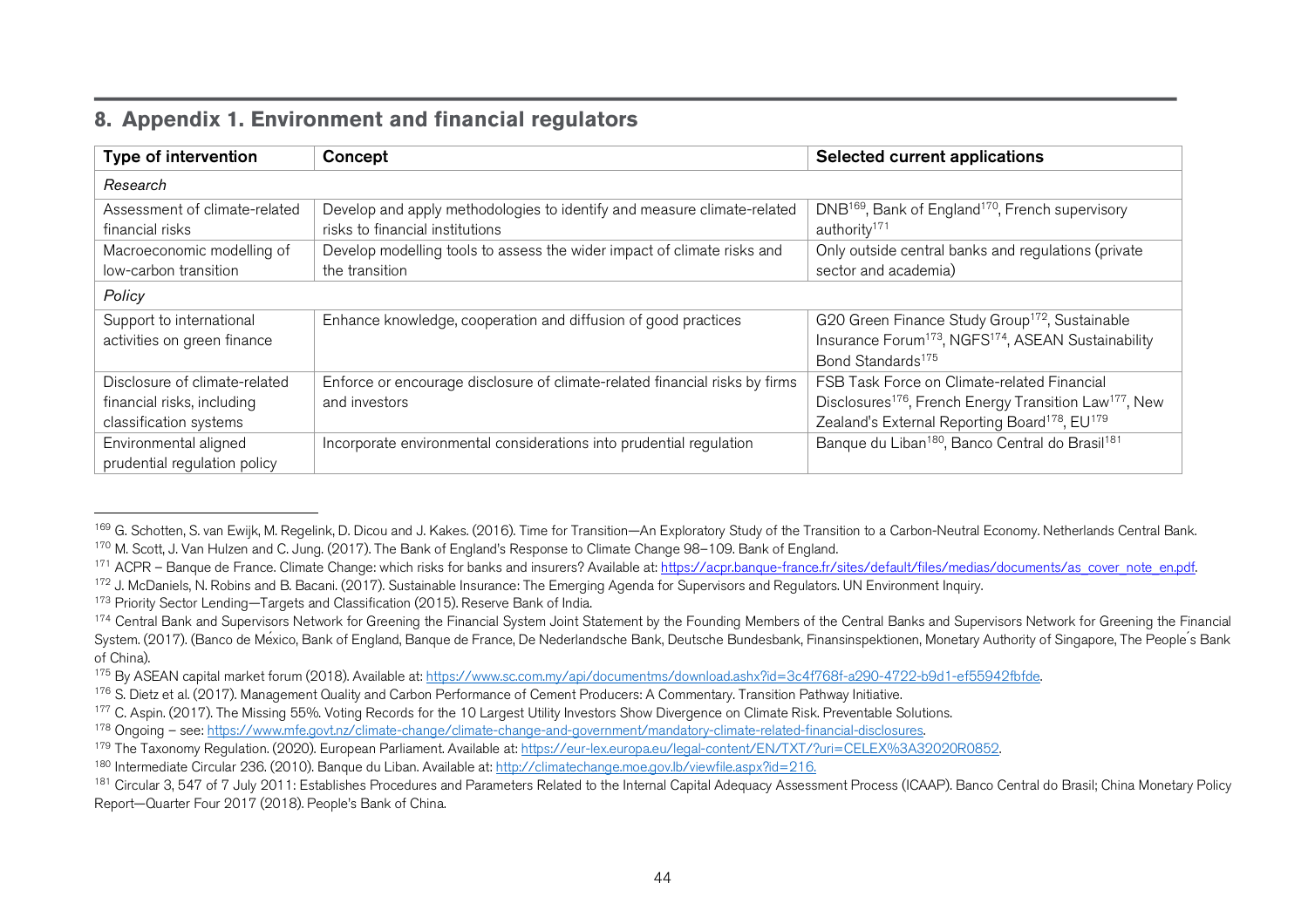## 8. Appendix 1. Environment and financial regulators

| Type of intervention | Concept | Selected current applications |
|---|---|---|
| *Research* | | |
| Assessment of climate-related financial risks | Develop and apply methodologies to identify and measure climate-related risks to financial institutions | DNB[169], Bank of England[170], French supervisory authority[171] |
| Macroeconomic modelling of low-carbon transition | Develop modelling tools to assess the wider impact of climate risks and the transition | Only outside central banks and regulations (private sector and academia) |
| *Policy* | | |
| Support to international activities on green finance | Enhance knowledge, cooperation and diffusion of good practices | G20 Green Finance Study Group[172], Sustainable Insurance Forum[173], NGFS[174], ASEAN Sustainability Bond Standards[175] |
| Disclosure of climate-related financial risks, including classification systems | Enforce or encourage disclosure of climate-related financial risks by firms and investors | FSB Task Force on Climate-related Financial Disclosures[176], French Energy Transition Law[177], New Zealand's External Reporting Board[178], EU[179] |
| Environmental aligned prudential regulation policy | Incorporate environmental considerations into prudential regulation | Banque du Liban[180], Banco Central do Brasil[181] |

---

[169] G. Schotten, S. van Ewijk, M. Regelink, D. Dicou and J. Kakes. (2016). Time for Transition—An Exploratory Study of the Transition to a Carbon-Neutral Economy. Netherlands Central Bank.

[170] M. Scott, J. Van Hulzen and C. Jung. (2017). The Bank of England's Response to Climate Change 98–109. Bank of England.

[171] ACPR – Banque de France. Climate Change: which risks for banks and insurers? Available at: https://acpr.banque-france.fr/sites/default/files/medias/documents/as_cover_note_en.pdf.

[172] J. McDaniels, N. Robins and B. Bacani. (2017). Sustainable Insurance: The Emerging Agenda for Supervisors and Regulators. UN Environment Inquiry.

[173] Priority Sector Lending—Targets and Classification (2015). Reserve Bank of India.

[174] Central Bank and Supervisors Network for Greening the Financial System Joint Statement by the Founding Members of the Central Banks and Supervisors Network for Greening the Financial System. (2017). (Banco de México, Bank of England, Banque de France, De Nederlandsche Bank, Deutsche Bundesbank, Finansinspektionen, Monetary Authority of Singapore, The People´s Bank of China).

[175] By ASEAN capital market forum (2018). Available at: https://www.sc.com.my/api/documentms/download.ashx?id=3c4f768f-a290-4722-b9d1-ef55942fbfde.

[176] S. Dietz et al. (2017). Management Quality and Carbon Performance of Cement Producers: A Commentary. Transition Pathway Initiative.

[177] C. Aspin. (2017). The Missing 55%. Voting Records for the 10 Largest Utility Investors Show Divergence on Climate Risk. Preventable Solutions.

[178] Ongoing – see: https://www.mfe.govt.nz/climate-change/climate-change-and-government/mandatory-climate-related-financial-disclosures.

[179] The Taxonomy Regulation. (2020). European Parliament. Available at: https://eur-lex.europa.eu/legal-content/EN/TXT/?uri=CELEX%3A32020R0852.

[180] Intermediate Circular 236. (2010). Banque du Liban. Available at: http://climatechange.moe.gov.lb/viewfile.aspx?id=216.

[181] Circular 3, 547 of 7 July 2011: Establishes Procedures and Parameters Related to the Internal Capital Adequacy Assessment Process (ICAAP). Banco Central do Brasil; China Monetary Policy Report—Quarter Four 2017 (2018). People's Bank of China.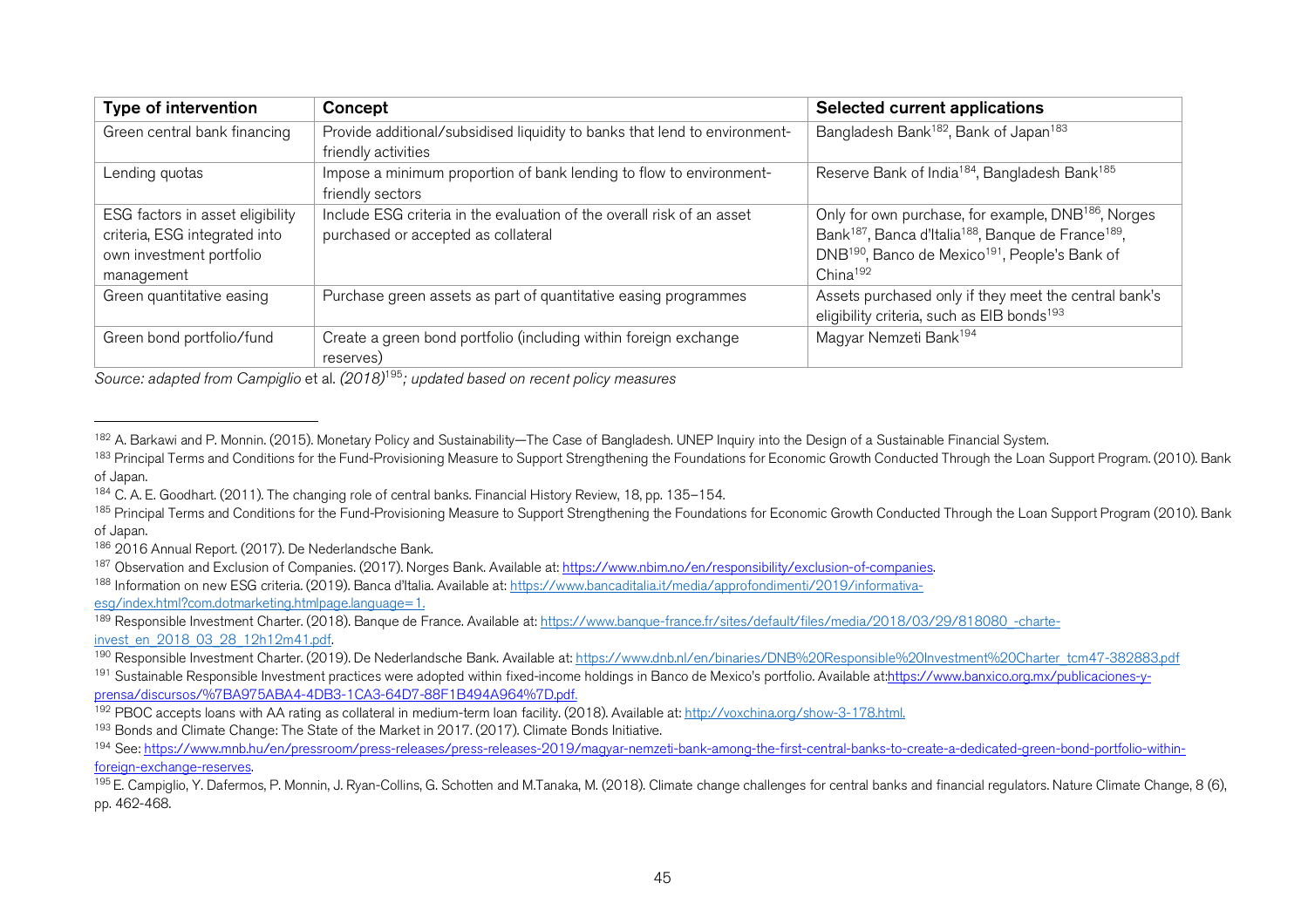| Type of intervention | Concept | Selected current applications |
|---|---|---|
| Green central bank financing | Provide additional/subsidised liquidity to banks that lend to environment-friendly activities | Bangladesh Bank[182], Bank of Japan[183] |
| Lending quotas | Impose a minimum proportion of bank lending to flow to environment-friendly sectors | Reserve Bank of India[184], Bangladesh Bank[185] |
| ESG factors in asset eligibility criteria, ESG integrated into own investment portfolio management | Include ESG criteria in the evaluation of the overall risk of an asset purchased or accepted as collateral | Only for own purchase, for example, DNB[186], Norges Bank[187], Banca d'Italia[188], Banque de France[189], DNB[190], Banco de Mexico[191], People's Bank of China[192] |
| Green quantitative easing | Purchase green assets as part of quantitative easing programmes | Assets purchased only if they meet the central bank's eligibility criteria, such as EIB bonds[193] |
| Green bond portfolio/fund | Create a green bond portfolio (including within foreign exchange reserves) | Magyar Nemzeti Bank[194] |

*Source: adapted from Campiglio* et al. *(2018)*[195]*; updated based on recent policy measures*

---

[182] A. Barkawi and P. Monnin. (2015). Monetary Policy and Sustainability—The Case of Bangladesh. UNEP Inquiry into the Design of a Sustainable Financial System.

[183] Principal Terms and Conditions for the Fund-Provisioning Measure to Support Strengthening the Foundations for Economic Growth Conducted Through the Loan Support Program. (2010). Bank of Japan.

[184] C. A. E. Goodhart. (2011). The changing role of central banks. Financial History Review, 18, pp. 135–154.

[185] Principal Terms and Conditions for the Fund-Provisioning Measure to Support Strengthening the Foundations for Economic Growth Conducted Through the Loan Support Program (2010). Bank of Japan.

[186] 2016 Annual Report. (2017). De Nederlandsche Bank.

[187] Observation and Exclusion of Companies. (2017). Norges Bank. Available at: https://www.nbim.no/en/responsibility/exclusion-of-companies.

[188] Information on new ESG criteria. (2019). Banca d'Italia. Available at: https://www.bancaditalia.it/media/approfondimenti/2019/informativa-esg/index.html?com.dotmarketing.htmlpage.language=1.

[189] Responsible Investment Charter. (2018). Banque de France. Available at: https://www.banque-france.fr/sites/default/files/media/2018/03/29/818080_-charte-invest_en_2018_03_28_12h12m41.pdf.

[190] Responsible Investment Charter. (2019). De Nederlandsche Bank. Available at: https://www.dnb.nl/en/binaries/DNB%20Responsible%20Investment%20Charter_tcm47-382883.pdf

[191] Sustainable Responsible Investment practices were adopted within fixed-income holdings in Banco de Mexico's portfolio. Available at:https://www.banxico.org.mx/publicaciones-y-prensa/discursos/%7BA975ABA4-4DB3-1CA3-64D7-88F1B494A964%7D.pdf.

[192] PBOC accepts loans with AA rating as collateral in medium-term loan facility. (2018). Available at: http://voxchina.org/show-3-178.html.

[193] Bonds and Climate Change: The State of the Market in 2017. (2017). Climate Bonds Initiative.

[194] See: https://www.mnb.hu/en/pressroom/press-releases/press-releases-2019/magyar-nemzeti-bank-among-the-first-central-banks-to-create-a-dedicated-green-bond-portfolio-within-foreign-exchange-reserves.

[195] E. Campiglio, Y. Dafermos, P. Monnin, J. Ryan-Collins, G. Schotten and M.Tanaka, M. (2018). Climate change challenges for central banks and financial regulators. Nature Climate Change, 8 (6), pp. 462-468.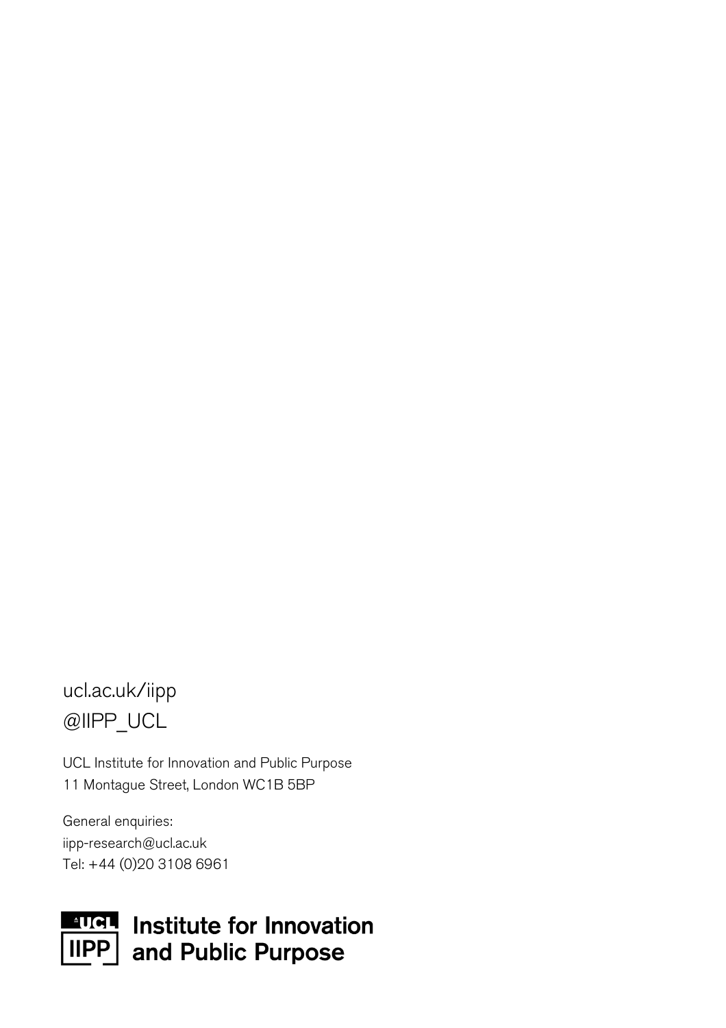ucl.ac.uk/iipp
@IIPP_UCL

UCL Institute for Innovation and Public Purpose
11 Montague Street, London WC1B 5BP

General enquiries:
iipp-research@ucl.ac.uk
Tel: +44 (0)20 3108 6961

UCL IIPP Institute for Innovation and Public Purpose